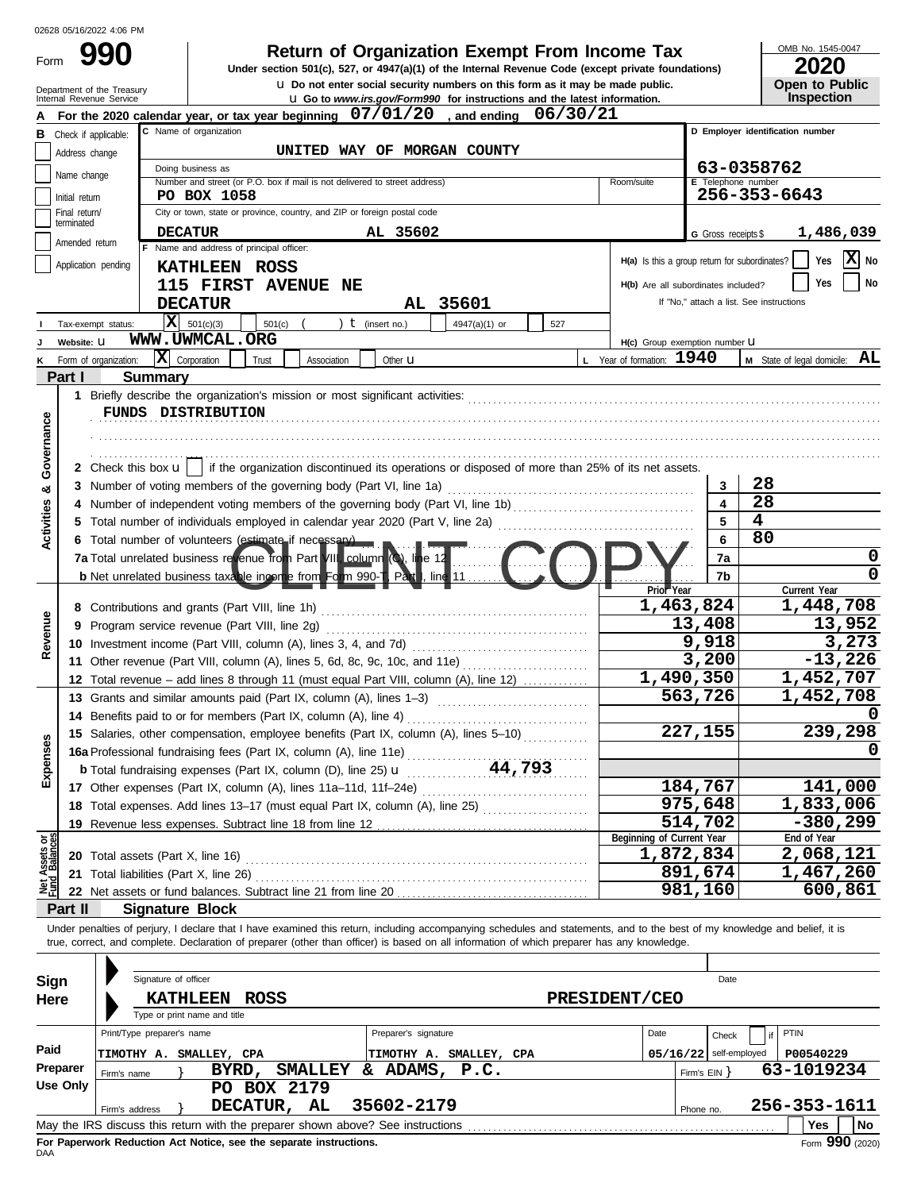02628 05/16/2022 4:06 PM

# Form 990 — Return of Organization Exempt From Income Tax

Under section 501(c), 527, or 4947(a)(1) of the Internal Revenue Code (except private foundations)

Do not enter social security numbers on this form as it may be made public.

Go to *www.irs.gov/Form990* for instructions and the latest information.

OMB No. 1545-0047

**2020**

**Open to Public Inspection**

Department of the Treasury
Internal Revenue Service

**A** For the 2020 calendar year, or tax year beginning 07/01/20, and ending 06/30/21

**B** Check if applicable: Address change / Name change / Initial return / Final return/terminated / Amended return / Application pending

**C** Name of organization: UNITED WAY OF MORGAN COUNTY

Doing business as

Number and street (or P.O. box if mail is not delivered to street address): PO BOX 1058 | Room/suite

City or town, state or province, country, and ZIP or foreign postal code: DECATUR AL 35602

**D** Employer identification number: 63-0358762

**E** Telephone number: 256-353-6643

**G** Gross receipts $ 1,486,039

**F** Name and address of principal officer: KATHLEEN ROSS, 115 FIRST AVENUE NE, DECATUR AL 35601

H(a) Is this a group return for subordinates? Yes [ ] No [X]

H(b) Are all subordinates included? Yes [ ] No [ ]
If "No," attach a list. See instructions

**I** Tax-exempt status: [X] 501(c)(3) [ ] 501(c) ( ) (insert no.) [ ] 4947(a)(1) or [ ] 527

**J** Website: WWW.UWMCAL.ORG

H(c) Group exemption number

**K** Form of organization: [X] Corporation [ ] Trust [ ] Association [ ] Other

**L** Year of formation: 1940

**M** State of legal domicile: AL

## Part I Summary

### Activities & Governance

1 Briefly describe the organization's mission or most significant activities:
FUNDS DISTRIBUTION

2 Check this box if the organization discontinued its operations or disposed of more than 25% of its net assets.

| | | | |
|---|---|---|---|
| 3 | Number of voting members of the governing body (Part VI, line 1a) | 3 | 28 |
| 4 | Number of independent voting members of the governing body (Part VI, line 1b) | 4 | 28 |
| 5 | Total number of individuals employed in calendar year 2020 (Part V, line 2a) | 5 | 4 |
| 6 | Total number of volunteers (estimate if necessary) | 6 | 80 |
| 7a | Total unrelated business revenue from Part VIII, column (C), line 12 | 7a | 0 |
| 7b | Net unrelated business taxable income from Form 990-T, Part I, line 11 | 7b | 0 |

CLIENT COPY

### Revenue

| | | Prior Year | Current Year |
|---|---|---|---|
| 8 | Contributions and grants (Part VIII, line 1h) | 1,463,824 | 1,448,708 |
| 9 | Program service revenue (Part VIII, line 2g) | 13,408 | 13,952 |
| 10 | Investment income (Part VIII, column (A), lines 3, 4, and 7d) | 9,918 | 3,273 |
| 11 | Other revenue (Part VIII, column (A), lines 5, 6d, 8c, 9c, 10c, and 11e) | 3,200 | -13,226 |
| 12 | Total revenue – add lines 8 through 11 (must equal Part VIII, column (A), line 12) | 1,490,350 | 1,452,707 |

### Expenses

| | | Prior Year | Current Year |
|---|---|---|---|
| 13 | Grants and similar amounts paid (Part IX, column (A), lines 1–3) | 563,726 | 1,452,708 |
| 14 | Benefits paid to or for members (Part IX, column (A), line 4) | | 0 |
| 15 | Salaries, other compensation, employee benefits (Part IX, column (A), lines 5–10) | 227,155 | 239,298 |
| 16a | Professional fundraising fees (Part IX, column (A), line 11e) | | 0 |
| b | Total fundraising expenses (Part IX, column (D), line 25) 44,793 | | |
| 17 | Other expenses (Part IX, column (A), lines 11a–11d, 11f–24e) | 184,767 | 141,000 |
| 18 | Total expenses. Add lines 13–17 (must equal Part IX, column (A), line 25) | 975,648 | 1,833,006 |
| 19 | Revenue less expenses. Subtract line 18 from line 12 | 514,702 | -380,299 |

### Net Assets or Fund Balances

| | | Beginning of Current Year | End of Year |
|---|---|---|---|
| 20 | Total assets (Part X, line 16) | 1,872,834 | 2,068,121 |
| 21 | Total liabilities (Part X, line 26) | 891,674 | 1,467,260 |
| 22 | Net assets or fund balances. Subtract line 21 from line 20 | 981,160 | 600,861 |

## Part II Signature Block

Under penalties of perjury, I declare that I have examined this return, including accompanying schedules and statements, and to the best of my knowledge and belief, it is true, correct, and complete. Declaration of preparer (other than officer) is based on all information of which preparer has any knowledge.

**Sign Here**

Signature of officer | Date

KATHLEEN ROSS — PRESIDENT/CEO
Type or print name and title

**Paid Preparer Use Only**

| Print/Type preparer's name | Preparer's signature | Date | Check if self-employed | PTIN |
|---|---|---|---|---|
| TIMOTHY A. SMALLEY, CPA | TIMOTHY A. SMALLEY, CPA | 05/16/22 | | P00540229 |

Firm's name: BYRD, SMALLEY & ADAMS, P.C. — Firm's EIN: 63-1019234

Firm's address: PO BOX 2179, DECATUR, AL 35602-2179 — Phone no. 256-353-1611

May the IRS discuss this return with the preparer shown above? See instructions — Yes [ ] No [ ]

**For Paperwork Reduction Act Notice, see the separate instructions.**

DAA

Form **990** (2020)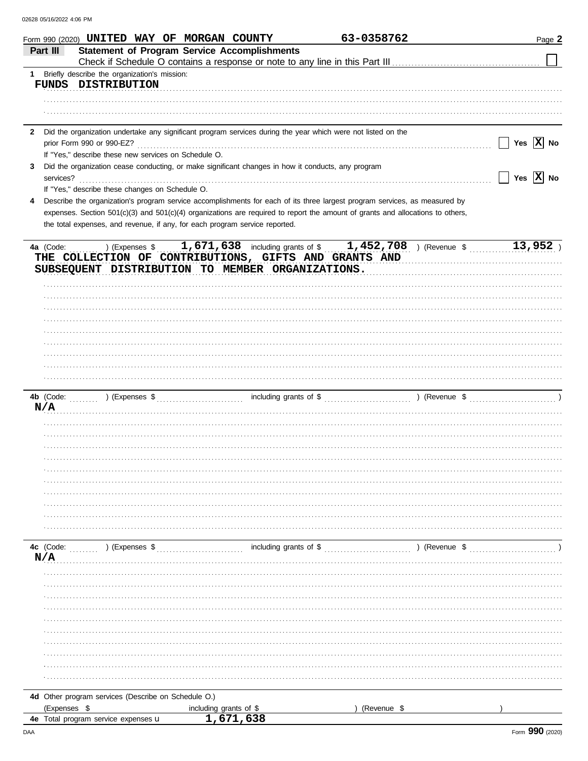Form 990 (2020) UNITED WAY OF MORGAN COUNTY 63-0358762

## Part III Statement of Program Service Accomplishments

Check if Schedule O contains a response or note to any line in this Part III ☐

**1** Briefly describe the organization's mission:

FUNDS DISTRIBUTION

**2** Did the organization undertake any significant program services during the year which were not listed on the prior Form 990 or 990-EZ? ☐ Yes ☒ No

If "Yes," describe these new services on Schedule O.

**3** Did the organization cease conducting, or make significant changes in how it conducts, any program services? ☐ Yes ☒ No

If "Yes," describe these changes on Schedule O.

**4** Describe the organization's program service accomplishments for each of its three largest program services, as measured by expenses. Section 501(c)(3) and 501(c)(4) organizations are required to report the amount of grants and allocations to others, the total expenses, and revenue, if any, for each program service reported.

**4a** (Code: ) (Expenses $ 1,671,638 including grants of $ 1,452,708 ) (Revenue $ 13,952 )

THE COLLECTION OF CONTRIBUTIONS, GIFTS AND GRANTS AND SUBSEQUENT DISTRIBUTION TO MEMBER ORGANIZATIONS.

**4b** (Code: ) (Expenses $ including grants of $ ) (Revenue $ )

N/A

**4c** (Code: ) (Expenses $ including grants of $ ) (Revenue $ )

N/A

**4d** Other program services (Describe on Schedule O.)

(Expenses $ including grants of $ ) (Revenue $ )

**4e** Total program service expenses 1,671,638

Form **990** (2020)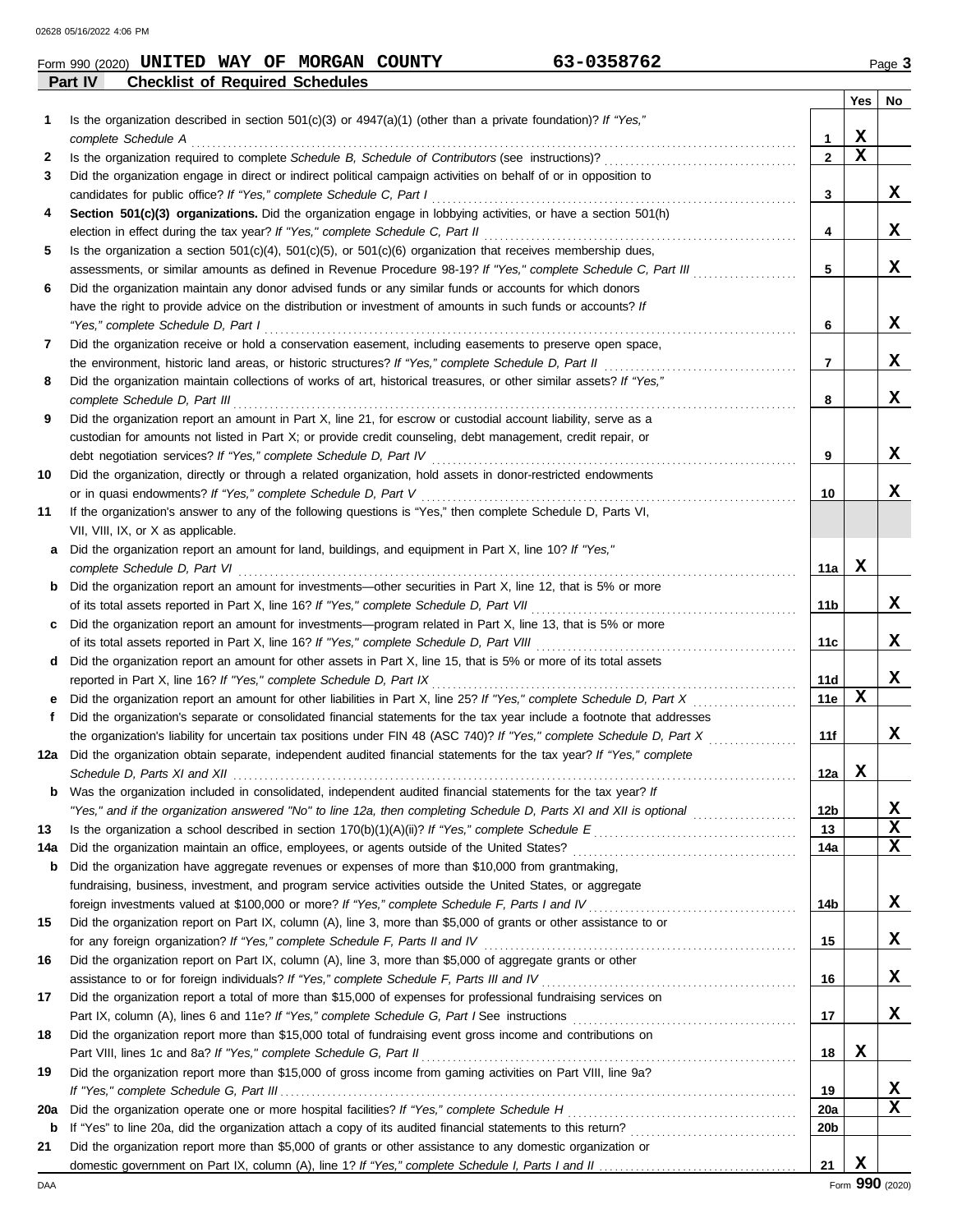Form 990 (2020) **UNITED WAY OF MORGAN COUNTY** **63-0358762** Page **3**

## Part IV Checklist of Required Schedules

| | | | Yes | No |
|---|---|---|---|---|
| 1 | Is the organization described in section 501(c)(3) or 4947(a)(1) (other than a private foundation)? *If "Yes," complete Schedule A* | 1 | X | |
| 2 | Is the organization required to complete *Schedule B, Schedule of Contributors* (see instructions)? | 2 | X | |
| 3 | Did the organization engage in direct or indirect political campaign activities on behalf of or in opposition to candidates for public office? *If "Yes," complete Schedule C, Part I* | 3 | | X |
| 4 | **Section 501(c)(3) organizations.** Did the organization engage in lobbying activities, or have a section 501(h) election in effect during the tax year? *If "Yes," complete Schedule C, Part II* | 4 | | X |
| 5 | Is the organization a section 501(c)(4), 501(c)(5), or 501(c)(6) organization that receives membership dues, assessments, or similar amounts as defined in Revenue Procedure 98-19? *If "Yes," complete Schedule C, Part III* | 5 | | X |
| 6 | Did the organization maintain any donor advised funds or any similar funds or accounts for which donors have the right to provide advice on the distribution or investment of amounts in such funds or accounts? *If "Yes," complete Schedule D, Part I* | 6 | | X |
| 7 | Did the organization receive or hold a conservation easement, including easements to preserve open space, the environment, historic land areas, or historic structures? *If "Yes," complete Schedule D, Part II* | 7 | | X |
| 8 | Did the organization maintain collections of works of art, historical treasures, or other similar assets? *If "Yes," complete Schedule D, Part III* | 8 | | X |
| 9 | Did the organization report an amount in Part X, line 21, for escrow or custodial account liability, serve as a custodian for amounts not listed in Part X; or provide credit counseling, debt management, credit repair, or debt negotiation services? *If "Yes," complete Schedule D, Part IV* | 9 | | X |
| 10 | Did the organization, directly or through a related organization, hold assets in donor-restricted endowments or in quasi endowments? *If "Yes," complete Schedule D, Part V* | 10 | | X |
| 11 | If the organization's answer to any of the following questions is "Yes," then complete Schedule D, Parts VI, VII, VIII, IX, or X as applicable. | | | |
| a | Did the organization report an amount for land, buildings, and equipment in Part X, line 10? *If "Yes," complete Schedule D, Part VI* | 11a | X | |
| b | Did the organization report an amount for investments—other securities in Part X, line 12, that is 5% or more of its total assets reported in Part X, line 16? *If "Yes," complete Schedule D, Part VII* | 11b | | X |
| c | Did the organization report an amount for investments—program related in Part X, line 13, that is 5% or more of its total assets reported in Part X, line 16? *If "Yes," complete Schedule D, Part VIII* | 11c | | X |
| d | Did the organization report an amount for other assets in Part X, line 15, that is 5% or more of its total assets reported in Part X, line 16? *If "Yes," complete Schedule D, Part IX* | 11d | | X |
| e | Did the organization report an amount for other liabilities in Part X, line 25? *If "Yes," complete Schedule D, Part X* | 11e | X | |
| f | Did the organization's separate or consolidated financial statements for the tax year include a footnote that addresses the organization's liability for uncertain tax positions under FIN 48 (ASC 740)? *If "Yes," complete Schedule D, Part X* | 11f | | X |
| 12a | Did the organization obtain separate, independent audited financial statements for the tax year? *If "Yes," complete Schedule D, Parts XI and XII* | 12a | X | |
| b | Was the organization included in consolidated, independent audited financial statements for the tax year? *If "Yes," and if the organization answered "No" to line 12a, then completing Schedule D, Parts XI and XII is optional* | 12b | | X |
| 13 | Is the organization a school described in section 170(b)(1)(A)(ii)? *If "Yes," complete Schedule E* | 13 | | X |
| 14a | Did the organization maintain an office, employees, or agents outside of the United States? | 14a | | X |
| b | Did the organization have aggregate revenues or expenses of more than $10,000 from grantmaking, fundraising, business, investment, and program service activities outside the United States, or aggregate foreign investments valued at $100,000 or more? *If "Yes," complete Schedule F, Parts I and IV* | 14b | | X |
| 15 | Did the organization report on Part IX, column (A), line 3, more than $5,000 of grants or other assistance to or for any foreign organization? *If "Yes," complete Schedule F, Parts II and IV* | 15 | | X |
| 16 | Did the organization report on Part IX, column (A), line 3, more than $5,000 of aggregate grants or other assistance to or for foreign individuals? *If "Yes," complete Schedule F, Parts III and IV* | 16 | | X |
| 17 | Did the organization report a total of more than $15,000 of expenses for professional fundraising services on Part IX, column (A), lines 6 and 11e? *If "Yes," complete Schedule G, Part I* See instructions | 17 | | X |
| 18 | Did the organization report more than $15,000 total of fundraising event gross income and contributions on Part VIII, lines 1c and 8a? *If "Yes," complete Schedule G, Part II* | 18 | X | |
| 19 | Did the organization report more than $15,000 of gross income from gaming activities on Part VIII, line 9a? *If "Yes," complete Schedule G, Part III* | 19 | | X |
| 20a | Did the organization operate one or more hospital facilities? *If "Yes," complete Schedule H* | 20a | | X |
| b | If "Yes" to line 20a, did the organization attach a copy of its audited financial statements to this return? | 20b | | |
| 21 | Did the organization report more than $5,000 of grants or other assistance to any domestic organization or domestic government on Part IX, column (A), line 1? *If "Yes," complete Schedule I, Parts I and II* | 21 | X | |

Form **990** (2020)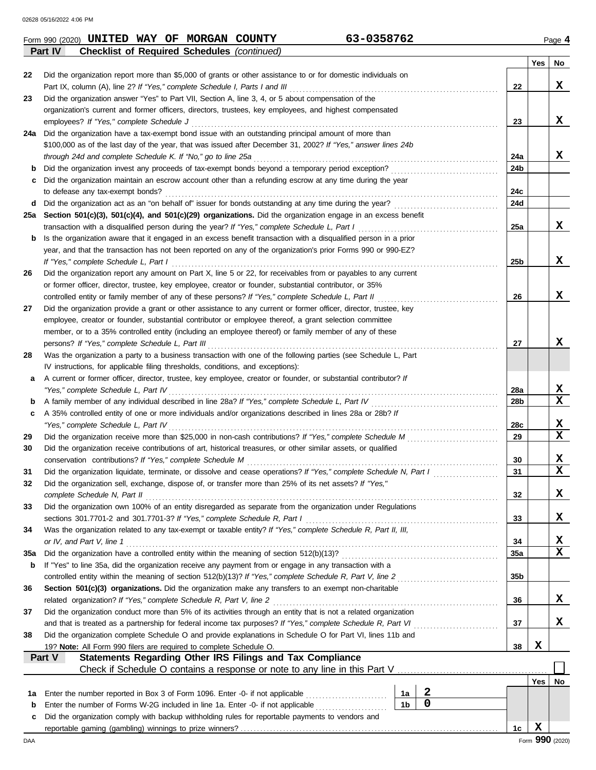Form 990 (2020) **UNITED WAY OF MORGAN COUNTY** **63-0358762** Page **4**

**Part IV** **Checklist of Required Schedules** *(continued)*

| | | | Yes | No |
|---|---|---|---|---|
| 22 | Did the organization report more than $5,000 of grants or other assistance to or for domestic individuals on Part IX, column (A), line 2? *If "Yes," complete Schedule I, Parts I and III* | 22 | | X |
| 23 | Did the organization answer "Yes" to Part VII, Section A, line 3, 4, or 5 about compensation of the organization's current and former officers, directors, trustees, key employees, and highest compensated employees? *If "Yes," complete Schedule J* | 23 | | X |
| 24a | Did the organization have a tax-exempt bond issue with an outstanding principal amount of more than $100,000 as of the last day of the year, that was issued after December 31, 2002? *If "Yes," answer lines 24b through 24d and complete Schedule K. If "No," go to line 25a* | 24a | | X |
| b | Did the organization invest any proceeds of tax-exempt bonds beyond a temporary period exception? | 24b | | |
| c | Did the organization maintain an escrow account other than a refunding escrow at any time during the year to defease any tax-exempt bonds? | 24c | | |
| d | Did the organization act as an "on behalf of" issuer for bonds outstanding at any time during the year? | 24d | | |
| 25a | **Section 501(c)(3), 501(c)(4), and 501(c)(29) organizations.** Did the organization engage in an excess benefit transaction with a disqualified person during the year? *If "Yes," complete Schedule L, Part I* | 25a | | X |
| b | Is the organization aware that it engaged in an excess benefit transaction with a disqualified person in a prior year, and that the transaction has not been reported on any of the organization's prior Forms 990 or 990-EZ? *If "Yes," complete Schedule L, Part I* | 25b | | X |
| 26 | Did the organization report any amount on Part X, line 5 or 22, for receivables from or payables to any current or former officer, director, trustee, key employee, creator or founder, substantial contributor, or 35% controlled entity or family member of any of these persons? *If "Yes," complete Schedule L, Part II* | 26 | | X |
| 27 | Did the organization provide a grant or other assistance to any current or former officer, director, trustee, key employee, creator or founder, substantial contributor or employee thereof, a grant selection committee member, or to a 35% controlled entity (including an employee thereof) or family member of any of these persons? *If "Yes," complete Schedule L, Part III* | 27 | | X |
| 28 | Was the organization a party to a business transaction with one of the following parties (see Schedule L, Part IV instructions, for applicable filing thresholds, conditions, and exceptions): | | | |
| a | A current or former officer, director, trustee, key employee, creator or founder, or substantial contributor? *If "Yes," complete Schedule L, Part IV* | 28a | | X |
| b | A family member of any individual described in line 28a? *If "Yes," complete Schedule L, Part IV* | 28b | | X |
| c | A 35% controlled entity of one or more individuals and/or organizations described in lines 28a or 28b? *If "Yes," complete Schedule L, Part IV* | 28c | | X |
| 29 | Did the organization receive more than $25,000 in non-cash contributions? *If "Yes," complete Schedule M* | 29 | | X |
| 30 | Did the organization receive contributions of art, historical treasures, or other similar assets, or qualified conservation contributions? *If "Yes," complete Schedule M* | 30 | | X |
| 31 | Did the organization liquidate, terminate, or dissolve and cease operations? *If "Yes," complete Schedule N, Part I* | 31 | | X |
| 32 | Did the organization sell, exchange, dispose of, or transfer more than 25% of its net assets? *If "Yes," complete Schedule N, Part II* | 32 | | X |
| 33 | Did the organization own 100% of an entity disregarded as separate from the organization under Regulations sections 301.7701-2 and 301.7701-3? *If "Yes," complete Schedule R, Part I* | 33 | | X |
| 34 | Was the organization related to any tax-exempt or taxable entity? *If "Yes," complete Schedule R, Part II, III, or IV, and Part V, line 1* | 34 | | X |
| 35a | Did the organization have a controlled entity within the meaning of section 512(b)(13)? | 35a | | X |
| b | If "Yes" to line 35a, did the organization receive any payment from or engage in any transaction with a controlled entity within the meaning of section 512(b)(13)? *If "Yes," complete Schedule R, Part V, line 2* | 35b | | |
| 36 | **Section 501(c)(3) organizations.** Did the organization make any transfers to an exempt non-charitable related organization? *If "Yes," complete Schedule R, Part V, line 2* | 36 | | X |
| 37 | Did the organization conduct more than 5% of its activities through an entity that is not a related organization and that is treated as a partnership for federal income tax purposes? *If "Yes," complete Schedule R, Part VI* | 37 | | X |
| 38 | Did the organization complete Schedule O and provide explanations in Schedule O for Part VI, lines 11b and 19? **Note:** All Form 990 filers are required to complete Schedule O. | 38 | X | |

**Part V** **Statements Regarding Other IRS Filings and Tax Compliance**

Check if Schedule O contains a response or note to any line in this Part V ☐

| | | | | | Yes | No |
|---|---|---|---|---|---|---|
| 1a | Enter the number reported in Box 3 of Form 1096. Enter -0- if not applicable | 1a | 2 | | | |
| b | Enter the number of Forms W-2G included in line 1a. Enter -0- if not applicable | 1b | 0 | | | |
| c | Did the organization comply with backup withholding rules for reportable payments to vendors and reportable gaming (gambling) winnings to prize winners? | | | 1c | X | |

Form **990** (2020)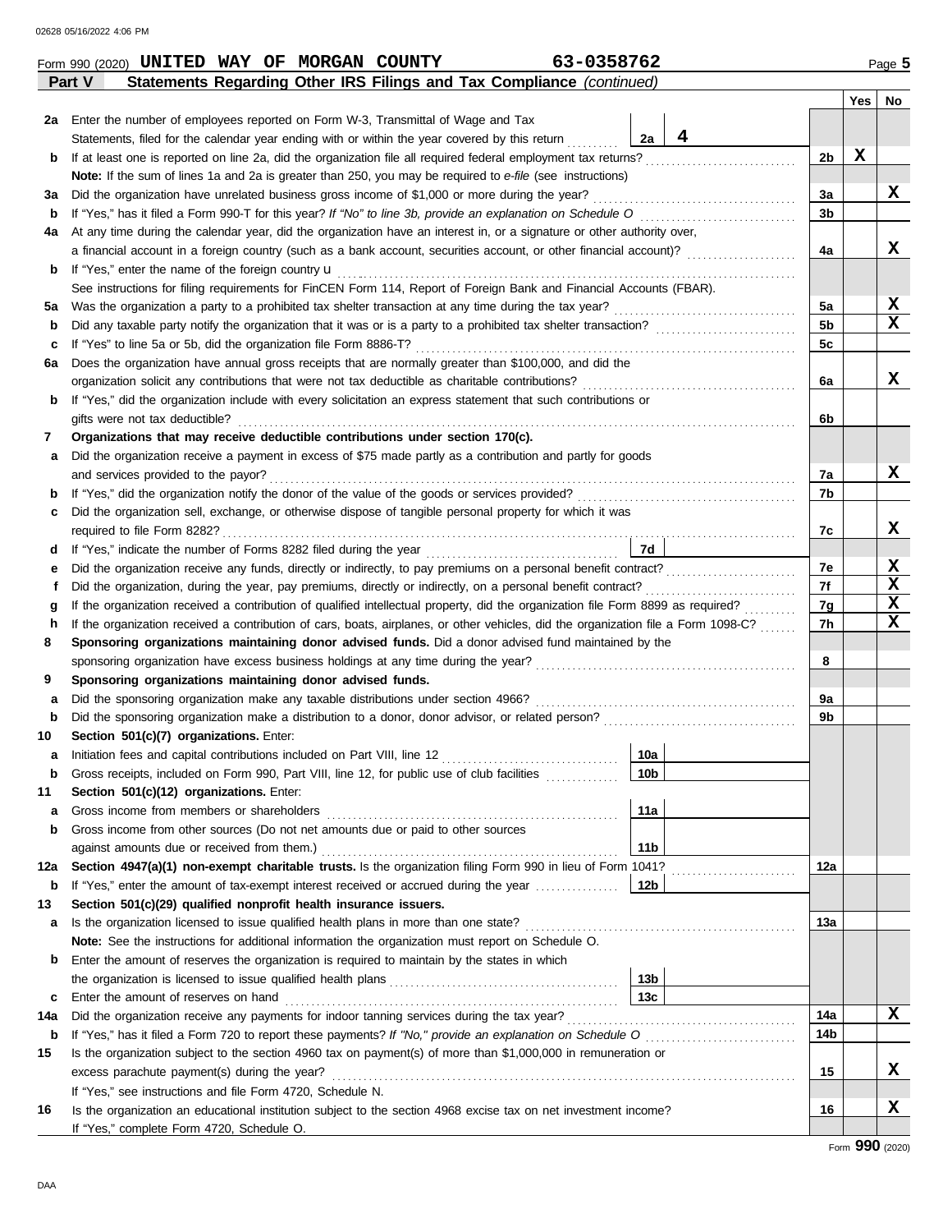Form 990 (2020) **UNITED WAY OF MORGAN COUNTY** **63-0358762** Page **5**

**Part V Statements Regarding Other IRS Filings and Tax Compliance** *(continued)*

| | | | | | Yes | No |
|---|---|---|---|---|---|---|
| **2a** | Enter the number of employees reported on Form W-3, Transmittal of Wage and Tax Statements, filed for the calendar year ending with or within the year covered by this return | 2a | 4 | | | |
| **b** | If at least one is reported on line 2a, did the organization file all required federal employment tax returns? | | | 2b | X | |
| | **Note:** If the sum of lines 1a and 2a is greater than 250, you may be required to *e-file* (see instructions) | | | | | |
| **3a** | Did the organization have unrelated business gross income of $1,000 or more during the year? | | | 3a | | X |
| **b** | If "Yes," has it filed a Form 990-T for this year? *If "No" to line 3b, provide an explanation on Schedule O* | | | 3b | | |
| **4a** | At any time during the calendar year, did the organization have an interest in, or a signature or other authority over, a financial account in a foreign country (such as a bank account, securities account, or other financial account)? | | | 4a | | X |
| **b** | If "Yes," enter the name of the foreign country u | | | | | |
| | See instructions for filing requirements for FinCEN Form 114, Report of Foreign Bank and Financial Accounts (FBAR). | | | | | |
| **5a** | Was the organization a party to a prohibited tax shelter transaction at any time during the tax year? | | | 5a | | X |
| **b** | Did any taxable party notify the organization that it was or is a party to a prohibited tax shelter transaction? | | | 5b | | X |
| **c** | If "Yes" to line 5a or 5b, did the organization file Form 8886-T? | | | 5c | | |
| **6a** | Does the organization have annual gross receipts that are normally greater than $100,000, and did the organization solicit any contributions that were not tax deductible as charitable contributions? | | | 6a | | X |
| **b** | If "Yes," did the organization include with every solicitation an express statement that such contributions or gifts were not tax deductible? | | | 6b | | |
| **7** | **Organizations that may receive deductible contributions under section 170(c).** | | | | | |
| **a** | Did the organization receive a payment in excess of $75 made partly as a contribution and partly for goods and services provided to the payor? | | | 7a | | X |
| **b** | If "Yes," did the organization notify the donor of the value of the goods or services provided? | | | 7b | | |
| **c** | Did the organization sell, exchange, or otherwise dispose of tangible personal property for which it was required to file Form 8282? | | | 7c | | X |
| **d** | If "Yes," indicate the number of Forms 8282 filed during the year | 7d | | | | |
| **e** | Did the organization receive any funds, directly or indirectly, to pay premiums on a personal benefit contract? | | | 7e | | X |
| **f** | Did the organization, during the year, pay premiums, directly or indirectly, on a personal benefit contract? | | | 7f | | X |
| **g** | If the organization received a contribution of qualified intellectual property, did the organization file Form 8899 as required? | | | 7g | | X |
| **h** | If the organization received a contribution of cars, boats, airplanes, or other vehicles, did the organization file a Form 1098-C? | | | 7h | | X |
| **8** | **Sponsoring organizations maintaining donor advised funds.** Did a donor advised fund maintained by the sponsoring organization have excess business holdings at any time during the year? | | | 8 | | |
| **9** | **Sponsoring organizations maintaining donor advised funds.** | | | | | |
| **a** | Did the sponsoring organization make any taxable distributions under section 4966? | | | 9a | | |
| **b** | Did the sponsoring organization make a distribution to a donor, donor advisor, or related person? | | | 9b | | |
| **10** | **Section 501(c)(7) organizations.** Enter: | | | | | |
| **a** | Initiation fees and capital contributions included on Part VIII, line 12 | 10a | | | | |
| **b** | Gross receipts, included on Form 990, Part VIII, line 12, for public use of club facilities | 10b | | | | |
| **11** | **Section 501(c)(12) organizations.** Enter: | | | | | |
| **a** | Gross income from members or shareholders | 11a | | | | |
| **b** | Gross income from other sources (Do not net amounts due or paid to other sources against amounts due or received from them.) | 11b | | | | |
| **12a** | **Section 4947(a)(1) non-exempt charitable trusts.** Is the organization filing Form 990 in lieu of Form 1041? | | | 12a | | |
| **b** | If "Yes," enter the amount of tax-exempt interest received or accrued during the year | 12b | | | | |
| **13** | **Section 501(c)(29) qualified nonprofit health insurance issuers.** | | | | | |
| **a** | Is the organization licensed to issue qualified health plans in more than one state? | | | 13a | | |
| | **Note:** See the instructions for additional information the organization must report on Schedule O. | | | | | |
| **b** | Enter the amount of reserves the organization is required to maintain by the states in which the organization is licensed to issue qualified health plans | 13b | | | | |
| **c** | Enter the amount of reserves on hand | 13c | | | | |
| **14a** | Did the organization receive any payments for indoor tanning services during the tax year? | | | 14a | | X |
| **b** | If "Yes," has it filed a Form 720 to report these payments? *If "No," provide an explanation on Schedule O* | | | 14b | | |
| **15** | Is the organization subject to the section 4960 tax on payment(s) of more than $1,000,000 in remuneration or excess parachute payment(s) during the year? | | | 15 | | X |
| | If "Yes," see instructions and file Form 4720, Schedule N. | | | | | |
| **16** | Is the organization an educational institution subject to the section 4968 excise tax on net investment income? | | | 16 | | X |
| | If "Yes," complete Form 4720, Schedule O. | | | | | |

Form **990** (2020)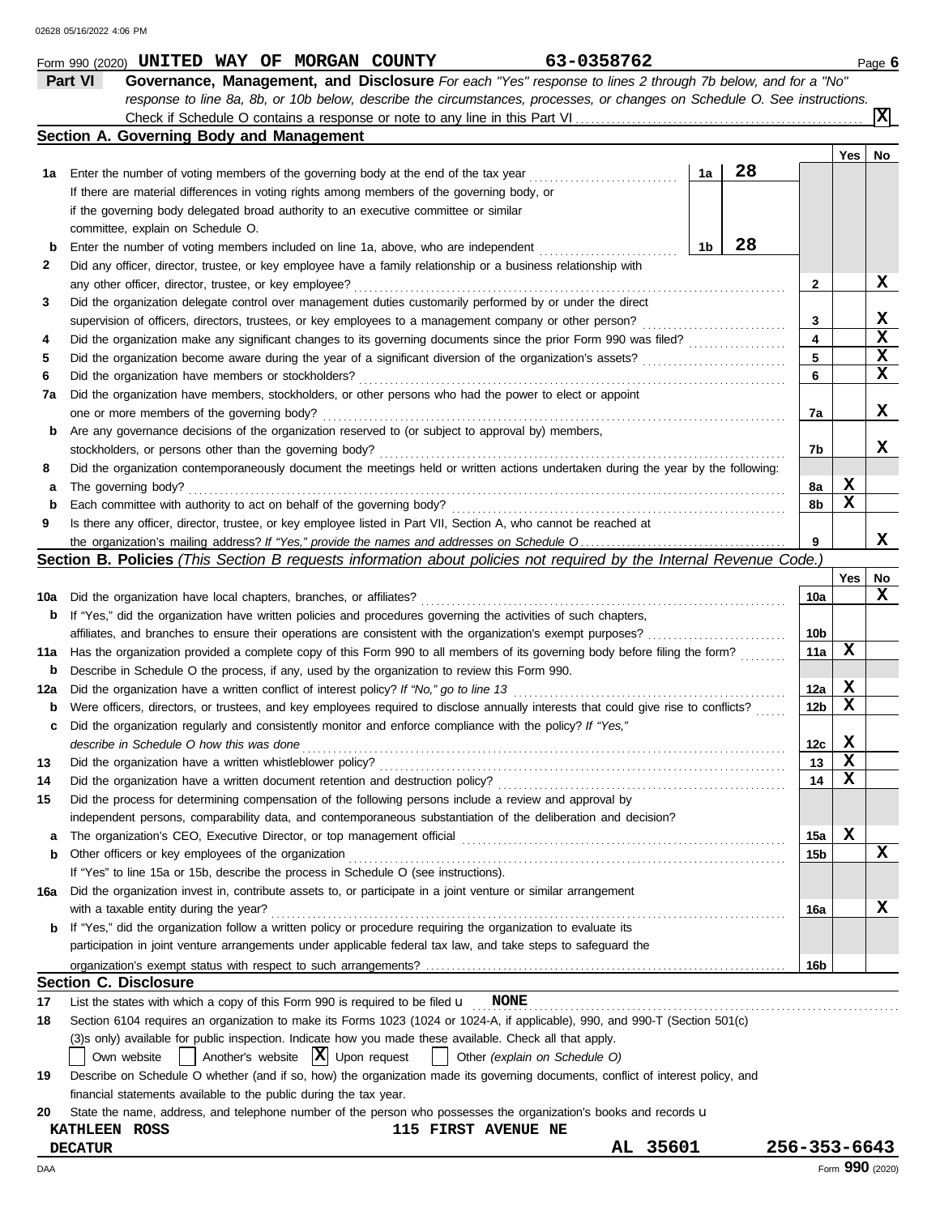Form 990 (2020) **UNITED WAY OF MORGAN COUNTY** **63-0358762** Page **6**

## Part VI Governance, Management, and Disclosure

*For each "Yes" response to lines 2 through 7b below, and for a "No" response to line 8a, 8b, or 10b below, describe the circumstances, processes, or changes on Schedule O. See instructions.*

Check if Schedule O contains a response or note to any line in this Part VI .......... **X**

### Section A. Governing Body and Management

| | | | | Yes | No |
|---|---|---|---|---|---|
| 1a | Enter the number of voting members of the governing body at the end of the tax year ... If there are material differences in voting rights among members of the governing body, or if the governing body delegated broad authority to an executive committee or similar committee, explain on Schedule O. | 1a: 28 | | | |
| b | Enter the number of voting members included on line 1a, above, who are independent ... | 1b: 28 | | | |
| 2 | Did any officer, director, trustee, or key employee have a family relationship or a business relationship with any other officer, director, trustee, or key employee? | | 2 | | X |
| 3 | Did the organization delegate control over management duties customarily performed by or under the direct supervision of officers, directors, trustees, or key employees to a management company or other person? | | 3 | | X |
| 4 | Did the organization make any significant changes to its governing documents since the prior Form 990 was filed? | | 4 | | X |
| 5 | Did the organization become aware during the year of a significant diversion of the organization's assets? | | 5 | | X |
| 6 | Did the organization have members or stockholders? | | 6 | | X |
| 7a | Did the organization have members, stockholders, or other persons who had the power to elect or appoint one or more members of the governing body? | | 7a | | X |
| b | Are any governance decisions of the organization reserved to (or subject to approval by) members, stockholders, or persons other than the governing body? | | 7b | | X |
| 8 | Did the organization contemporaneously document the meetings held or written actions undertaken during the year by the following: | | | | |
| a | The governing body? | | 8a | X | |
| b | Each committee with authority to act on behalf of the governing body? | | 8b | X | |
| 9 | Is there any officer, director, trustee, or key employee listed in Part VII, Section A, who cannot be reached at the organization's mailing address? *If "Yes," provide the names and addresses on Schedule O* | | 9 | | X |

### Section B. Policies *(This Section B requests information about policies not required by the Internal Revenue Code.)*

| | | | Yes | No |
|---|---|---|---|---|
| 10a | Did the organization have local chapters, branches, or affiliates? | 10a | | X |
| b | If "Yes," did the organization have written policies and procedures governing the activities of such chapters, affiliates, and branches to ensure their operations are consistent with the organization's exempt purposes? | 10b | | |
| 11a | Has the organization provided a complete copy of this Form 990 to all members of its governing body before filing the form? | 11a | X | |
| b | Describe in Schedule O the process, if any, used by the organization to review this Form 990. | | | |
| 12a | Did the organization have a written conflict of interest policy? *If "No," go to line 13* | 12a | X | |
| b | Were officers, directors, or trustees, and key employees required to disclose annually interests that could give rise to conflicts? | 12b | X | |
| c | Did the organization regularly and consistently monitor and enforce compliance with the policy? *If "Yes," describe in Schedule O how this was done* | 12c | X | |
| 13 | Did the organization have a written whistleblower policy? | 13 | X | |
| 14 | Did the organization have a written document retention and destruction policy? | 14 | X | |
| 15 | Did the process for determining compensation of the following persons include a review and approval by independent persons, comparability data, and contemporaneous substantiation of the deliberation and decision? | | | |
| a | The organization's CEO, Executive Director, or top management official | 15a | X | |
| b | Other officers or key employees of the organization | 15b | | X |
| | If "Yes" to line 15a or 15b, describe the process in Schedule O (see instructions). | | | |
| 16a | Did the organization invest in, contribute assets to, or participate in a joint venture or similar arrangement with a taxable entity during the year? | 16a | | X |
| b | If "Yes," did the organization follow a written policy or procedure requiring the organization to evaluate its participation in joint venture arrangements under applicable federal tax law, and take steps to safeguard the organization's exempt status with respect to such arrangements? | 16b | | |

### Section C. Disclosure

17 List the states with which a copy of this Form 990 is required to be filed **NONE**

18 Section 6104 requires an organization to make its Forms 1023 (1024 or 1024-A, if applicable), 990, and 990-T (Section 501(c)(3)s only) available for public inspection. Indicate how you made these available. Check all that apply.

☐ Own website ☐ Another's website ☒ Upon request ☐ Other *(explain on Schedule O)*

19 Describe on Schedule O whether (and if so, how) the organization made its governing documents, conflict of interest policy, and financial statements available to the public during the tax year.

20 State the name, address, and telephone number of the person who possesses the organization's books and records

**KATHLEEN ROSS** **115 FIRST AVENUE NE**
**DECATUR** **AL 35601** **256-353-6643**

Form **990** (2020)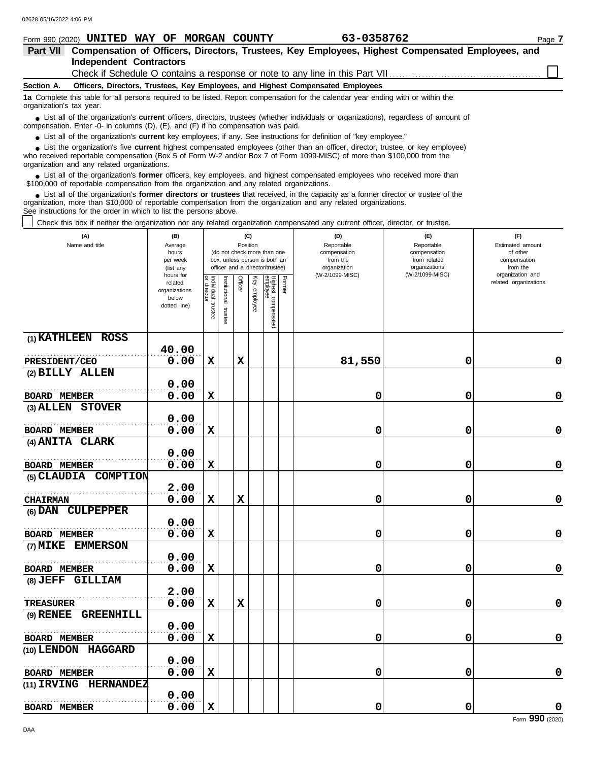Form 990 (2020) **UNITED WAY OF MORGAN COUNTY** **63-0358762** Page **7**

**Part VII Compensation of Officers, Directors, Trustees, Key Employees, Highest Compensated Employees, and Independent Contractors**

Check if Schedule O contains a response or note to any line in this Part VII ☐

**Section A. Officers, Directors, Trustees, Key Employees, and Highest Compensated Employees**

**1a** Complete this table for all persons required to be listed. Report compensation for the calendar year ending with or within the organization's tax year.

- List all of the organization's **current** officers, directors, trustees (whether individuals or organizations), regardless of amount of compensation. Enter -0- in columns (D), (E), and (F) if no compensation was paid.
- List all of the organization's **current** key employees, if any. See instructions for definition of "key employee."
- List the organization's five **current** highest compensated employees (other than an officer, director, trustee, or key employee) who received reportable compensation (Box 5 of Form W-2 and/or Box 7 of Form 1099-MISC) of more than $100,000 from the organization and any related organizations.
- List all of the organization's **former** officers, key employees, and highest compensated employees who received more than $100,000 of reportable compensation from the organization and any related organizations.
- List all of the organization's **former directors or trustees** that received, in the capacity as a former director or trustee of the organization, more than $10,000 of reportable compensation from the organization and any related organizations.

See instructions for the order in which to list the persons above.

☐ Check this box if neither the organization nor any related organization compensated any current officer, director, or trustee.

| (A) Name and title | (B) Average hours per week (list any hours for related organizations below dotted line) | (C) Position: Individual trustee or director | Institutional trustee | Officer | Key employee | Highest compensated employee | Former | (D) Reportable compensation from the organization (W-2/1099-MISC) | (E) Reportable compensation from related organizations (W-2/1099-MISC) | (F) Estimated amount of other compensation from the organization and related organizations |
|---|---|---|---|---|---|---|---|---|---|---|
| (1) KATHLEEN ROSS<br>PRESIDENT/CEO | 40.00<br>0.00 | X | | X | | | | 81,550 | 0 | 0 |
| (2) BILLY ALLEN<br>BOARD MEMBER | 0.00<br>0.00 | X | | | | | | 0 | 0 | 0 |
| (3) ALLEN STOVER<br>BOARD MEMBER | 0.00<br>0.00 | X | | | | | | 0 | 0 | 0 |
| (4) ANITA CLARK<br>BOARD MEMBER | 0.00<br>0.00 | X | | | | | | 0 | 0 | 0 |
| (5) CLAUDIA COMPTION<br>CHAIRMAN | 2.00<br>0.00 | X | | X | | | | 0 | 0 | 0 |
| (6) DAN CULPEPPER<br>BOARD MEMBER | 0.00<br>0.00 | X | | | | | | 0 | 0 | 0 |
| (7) MIKE EMMERSON<br>BOARD MEMBER | 0.00<br>0.00 | X | | | | | | 0 | 0 | 0 |
| (8) JEFF GILLIAM<br>TREASURER | 2.00<br>0.00 | X | | X | | | | 0 | 0 | 0 |
| (9) RENEE GREENHILL<br>BOARD MEMBER | 0.00<br>0.00 | X | | | | | | 0 | 0 | 0 |
| (10) LENDON HAGGARD<br>BOARD MEMBER | 0.00<br>0.00 | X | | | | | | 0 | 0 | 0 |
| (11) IRVING HERNANDEZ<br>BOARD MEMBER | 0.00<br>0.00 | X | | | | | | 0 | 0 | 0 |

Form **990** (2020)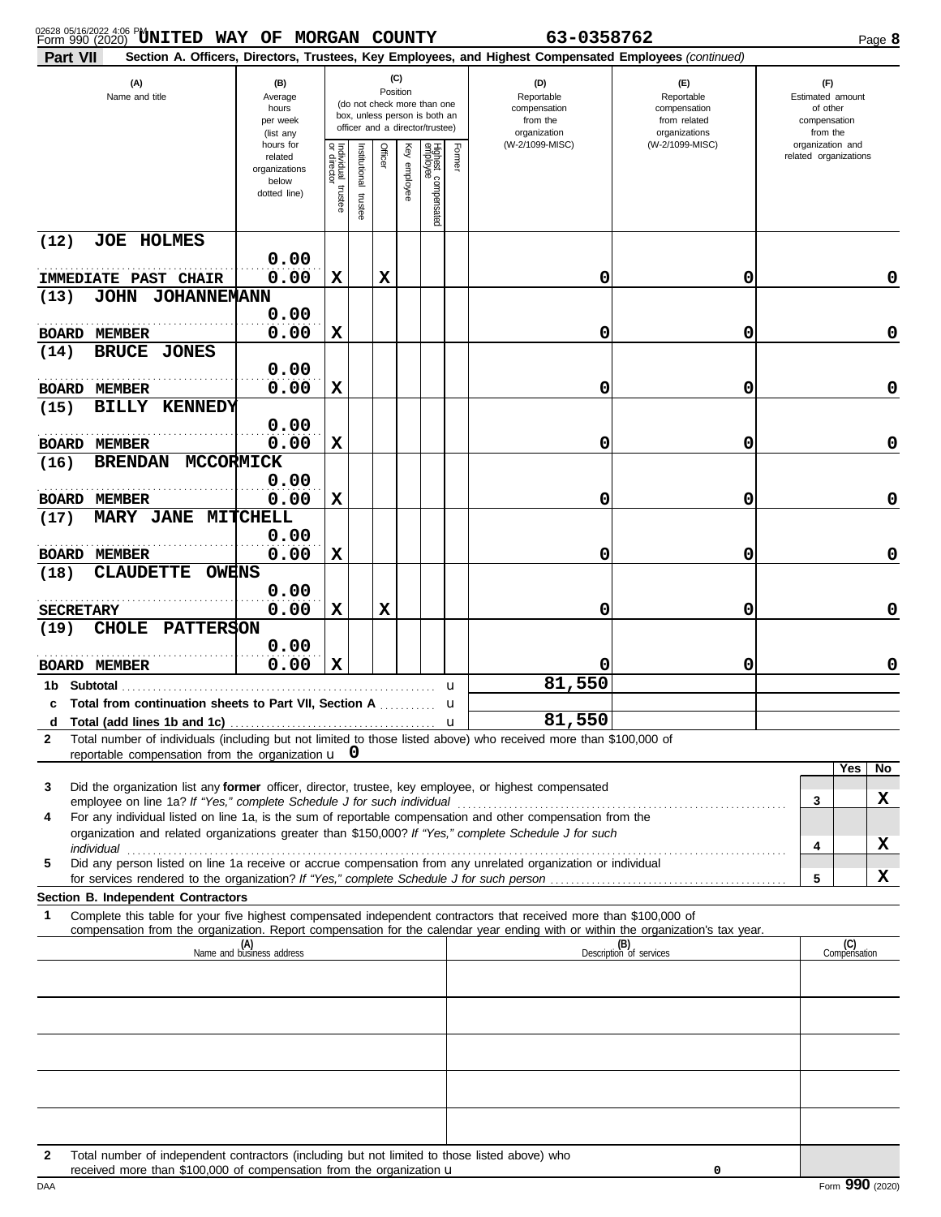Form 990 (2020) UNITED WAY OF MORGAN COUNTY 63-0358762 Page 8

**Part VII Section A. Officers, Directors, Trustees, Key Employees, and Highest Compensated Employees** *(continued)*

| (A) Name and title | (B) Average hours per week (list any hours for related organizations below dotted line) | (C) Position: Individual trustee or director | Institutional trustee | Officer | Key employee | Highest compensated employee | Former | (D) Reportable compensation from the organization (W-2/1099-MISC) | (E) Reportable compensation from related organizations (W-2/1099-MISC) | (F) Estimated amount of other compensation from the organization and related organizations |
|---|---|---|---|---|---|---|---|---|---|---|
| (12) JOE HOLMES<br>IMMEDIATE PAST CHAIR | 0.00<br>0.00 | X | | X | | | | 0 | 0 | 0 |
| (13) JOHN JOHANNEMANN<br>BOARD MEMBER | 0.00<br>0.00 | X | | | | | | 0 | 0 | 0 |
| (14) BRUCE JONES<br>BOARD MEMBER | 0.00<br>0.00 | X | | | | | | 0 | 0 | 0 |
| (15) BILLY KENNEDY<br>BOARD MEMBER | 0.00<br>0.00 | X | | | | | | 0 | 0 | 0 |
| (16) BRENDAN MCCORMICK<br>BOARD MEMBER | 0.00<br>0.00 | X | | | | | | 0 | 0 | 0 |
| (17) MARY JANE MITCHELL<br>BOARD MEMBER | 0.00<br>0.00 | X | | | | | | 0 | 0 | 0 |
| (18) CLAUDETTE OWENS<br>SECRETARY | 0.00<br>0.00 | X | | X | | | | 0 | 0 | 0 |
| (19) CHOLE PATTERSON<br>BOARD MEMBER | 0.00<br>0.00 | X | | | | | | 0 | 0 | 0 |
| 1b Subtotal | | | | | | | | 81,550 | | |
| c Total from continuation sheets to Part VII, Section A | | | | | | | | | | |
| d Total (add lines 1b and 1c) | | | | | | | | 81,550 | | |

2 Total number of individuals (including but not limited to those listed above) who received more than $100,000 of reportable compensation from the organization u 0

| | | Yes | No |
|---|---|---|---|
| 3 Did the organization list any **former** officer, director, trustee, key employee, or highest compensated employee on line 1a? *If "Yes," complete Schedule J for such individual* | 3 | | X |
| 4 For any individual listed on line 1a, is the sum of reportable compensation and other compensation from the organization and related organizations greater than $150,000? *If "Yes," complete Schedule J for such individual* | 4 | | X |
| 5 Did any person listed on line 1a receive or accrue compensation from any unrelated organization or individual for services rendered to the organization? *If "Yes," complete Schedule J for such person* | 5 | | X |

**Section B. Independent Contractors**

1 Complete this table for your five highest compensated independent contractors that received more than $100,000 of compensation from the organization. Report compensation for the calendar year ending with or within the organization's tax year.

| (A) Name and business address | (B) Description of services | (C) Compensation |
|---|---|---|
| | | |
| | | |
| | | |
| | | |
| | | |

2 Total number of independent contractors (including but not limited to those listed above) who received more than $100,000 of compensation from the organization u 0

DAA Form **990** (2020)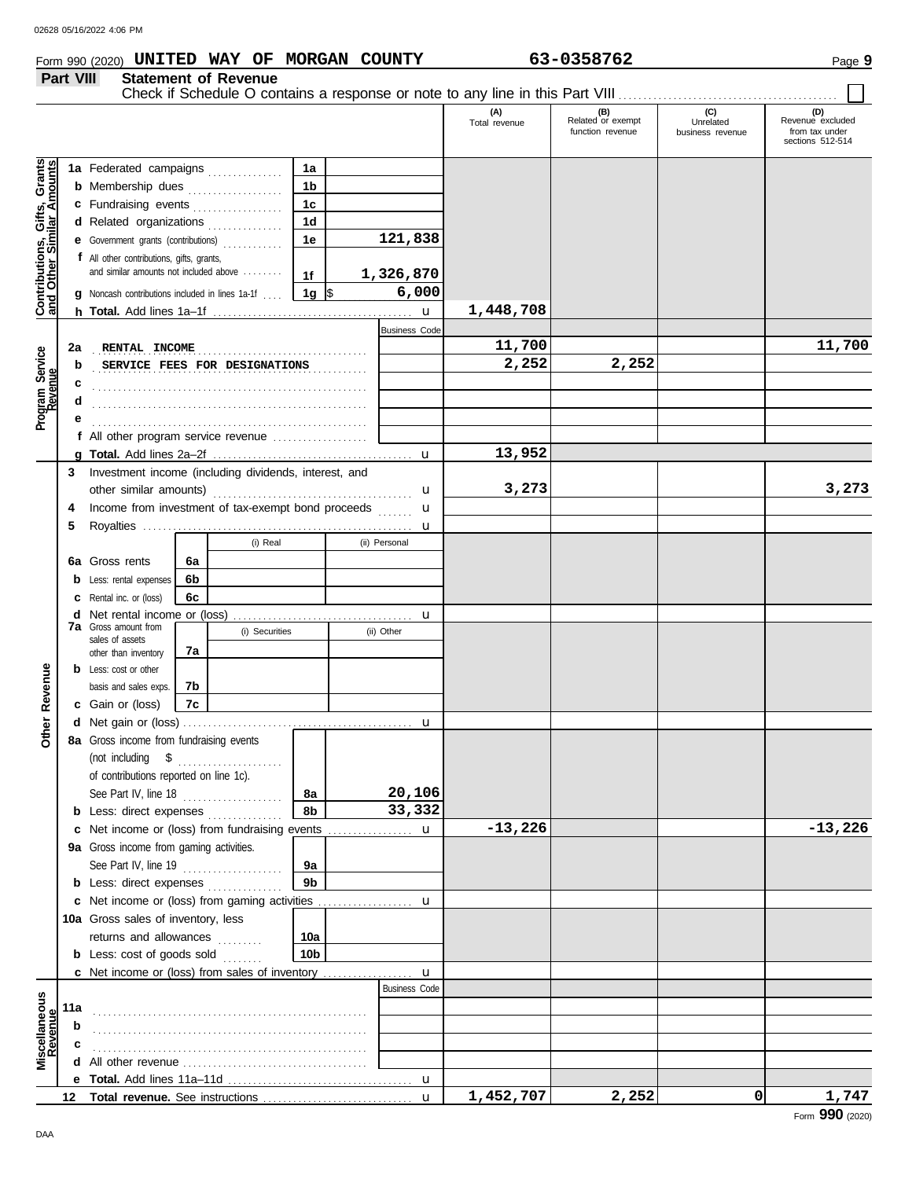Form 990 (2020) **UNITED WAY OF MORGAN COUNTY** **63-0358762**

## Part VIII Statement of Revenue

Check if Schedule O contains a response or note to any line in this Part VIII ☐

| | | | | (A) Total revenue | (B) Related or exempt function revenue | (C) Unrelated business revenue | (D) Revenue excluded from tax under sections 512-514 |
|---|---|---|---|---|---|---|---|
| **Contributions, Gifts, Grants and Other Similar Amounts** | 1a Federated campaigns | 1a | | | | | |
| | b Membership dues | 1b | | | | | |
| | c Fundraising events | 1c | | | | | |
| | d Related organizations | 1d | | | | | |
| | e Government grants (contributions) | 1e | 121,838 | | | | |
| | f All other contributions, gifts, grants, and similar amounts not included above | 1f | 1,326,870 | | | | |
| | g Noncash contributions included in lines 1a-1f | 1g | $ 6,000 | | | | |
| | h **Total.** Add lines 1a–1f | | | 1,448,708 | | | |
| **Program Service Revenue** | | | Business Code | | | | |
| | 2a RENTAL INCOME | | | 11,700 | | | 11,700 |
| | b SERVICE FEES FOR DESIGNATIONS | | | 2,252 | 2,252 | | |
| | c | | | | | | |
| | d | | | | | | |
| | e | | | | | | |
| | f All other program service revenue | | | | | | |
| | g **Total.** Add lines 2a–2f | | | 13,952 | | | |
| **Other Revenue** | 3 Investment income (including dividends, interest, and other similar amounts) | | | 3,273 | | | 3,273 |
| | 4 Income from investment of tax-exempt bond proceeds | | | | | | |
| | 5 Royalties | | | | | | |
| | | (i) Real | (ii) Personal | | | | |
| | 6a Gross rents 6a | | | | | | |
| | b Less: rental expenses 6b | | | | | | |
| | c Rental inc. or (loss) 6c | | | | | | |
| | d Net rental income or (loss) | | | | | | |
| | 7a Gross amount from sales of assets other than inventory 7a | (i) Securities | (ii) Other | | | | |
| | b Less: cost or other basis and sales exps. 7b | | | | | | |
| | c Gain or (loss) 7c | | | | | | |
| | d Net gain or (loss) | | | | | | |
| | 8a Gross income from fundraising events (not including $ of contributions reported on line 1c). See Part IV, line 18 | 8a | 20,106 | | | | |
| | b Less: direct expenses | 8b | 33,332 | | | | |
| | c Net income or (loss) from fundraising events | | | -13,226 | | | -13,226 |
| | 9a Gross income from gaming activities. See Part IV, line 19 | 9a | | | | | |
| | b Less: direct expenses | 9b | | | | | |
| | c Net income or (loss) from gaming activities | | | | | | |
| | 10a Gross sales of inventory, less returns and allowances | 10a | | | | | |
| | b Less: cost of goods sold | 10b | | | | | |
| | c Net income or (loss) from sales of inventory | | | | | | |
| **Miscellaneous Revenue** | | | Business Code | | | | |
| | 11a | | | | | | |
| | b | | | | | | |
| | c | | | | | | |
| | d All other revenue | | | | | | |
| | e **Total.** Add lines 11a–11d | | | | | | |
| | 12 **Total revenue.** See instructions | | | 1,452,707 | 2,252 | 0 | 1,747 |

Form **990** (2020)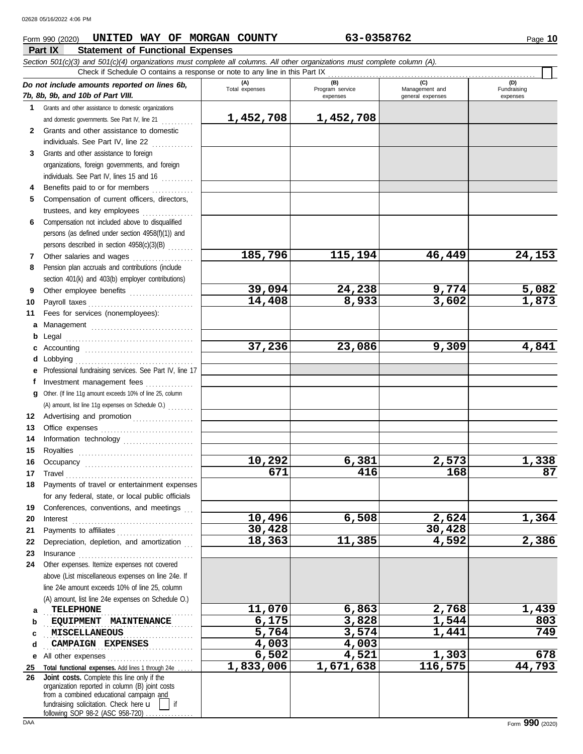Form 990 (2020) **UNITED WAY OF MORGAN COUNTY** **63-0358762** Page **10**

## Part IX Statement of Functional Expenses

*Section 501(c)(3) and 501(c)(4) organizations must complete all columns. All other organizations must complete column (A).*

Check if Schedule O contains a response or note to any line in this Part IX

| *Do not include amounts reported on lines 6b, 7b, 8b, 9b, and 10b of Part VIII.* | (A) Total expenses | (B) Program service expenses | (C) Management and general expenses | (D) Fundraising expenses |
|---|---|---|---|---|
| **1** Grants and other assistance to domestic organizations and domestic governments. See Part IV, line 21 | 1,452,708 | 1,452,708 | | |
| **2** Grants and other assistance to domestic individuals. See Part IV, line 22 | | | | |
| **3** Grants and other assistance to foreign organizations, foreign governments, and foreign individuals. See Part IV, lines 15 and 16 | | | | |
| **4** Benefits paid to or for members | | | | |
| **5** Compensation of current officers, directors, trustees, and key employees | | | | |
| **6** Compensation not included above to disqualified persons (as defined under section 4958(f)(1)) and persons described in section 4958(c)(3)(B) | | | | |
| **7** Other salaries and wages | 185,796 | 115,194 | 46,449 | 24,153 |
| **8** Pension plan accruals and contributions (include section 401(k) and 403(b) employer contributions) | | | | |
| **9** Other employee benefits | 39,094 | 24,238 | 9,774 | 5,082 |
| **10** Payroll taxes | 14,408 | 8,933 | 3,602 | 1,873 |
| **11** Fees for services (nonemployees): | | | | |
| **a** Management | | | | |
| **b** Legal | | | | |
| **c** Accounting | 37,236 | 23,086 | 9,309 | 4,841 |
| **d** Lobbying | | | | |
| **e** Professional fundraising services. See Part IV, line 17 | | | | |
| **f** Investment management fees | | | | |
| **g** Other. (If line 11g amount exceeds 10% of line 25, column (A) amount, list line 11g expenses on Schedule O.) | | | | |
| **12** Advertising and promotion | | | | |
| **13** Office expenses | | | | |
| **14** Information technology | | | | |
| **15** Royalties | | | | |
| **16** Occupancy | 10,292 | 6,381 | 2,573 | 1,338 |
| **17** Travel | 671 | 416 | 168 | 87 |
| **18** Payments of travel or entertainment expenses for any federal, state, or local public officials | | | | |
| **19** Conferences, conventions, and meetings | | | | |
| **20** Interest | 10,496 | 6,508 | 2,624 | 1,364 |
| **21** Payments to affiliates | 30,428 | | 30,428 | |
| **22** Depreciation, depletion, and amortization | 18,363 | 11,385 | 4,592 | 2,386 |
| **23** Insurance | | | | |
| **24** Other expenses. Itemize expenses not covered above (List miscellaneous expenses on line 24e. If line 24e amount exceeds 10% of line 25, column (A) amount, list line 24e expenses on Schedule O.) | | | | |
| **a** TELEPHONE | 11,070 | 6,863 | 2,768 | 1,439 |
| **b** EQUIPMENT MAINTENANCE | 6,175 | 3,828 | 1,544 | 803 |
| **c** MISCELLANEOUS | 5,764 | 3,574 | 1,441 | 749 |
| **d** CAMPAIGN EXPENSES | 4,003 | 4,003 | | |
| **e** All other expenses | 6,502 | 4,521 | 1,303 | 678 |
| **25 Total functional expenses.** Add lines 1 through 24e | 1,833,006 | 1,671,638 | 116,575 | 44,793 |
| **26 Joint costs.** Complete this line only if the organization reported in column (B) joint costs from a combined educational campaign and fundraising solicitation. Check here ☐ if following SOP 98-2 (ASC 958-720) | | | | |

Form **990** (2020)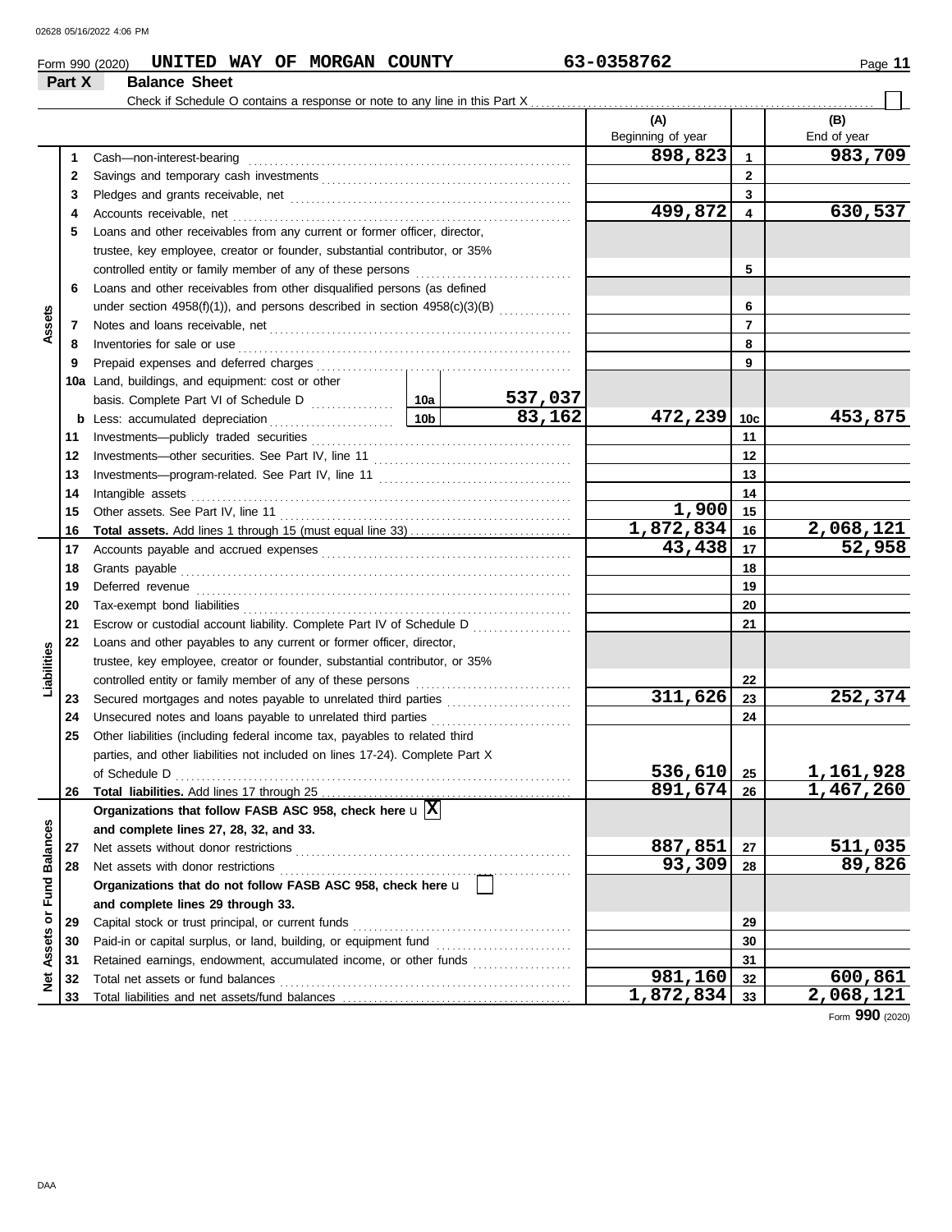Form 990 (2020) **UNITED WAY OF MORGAN COUNTY** **63-0358762**

## Part X Balance Sheet

Check if Schedule O contains a response or note to any line in this Part X ☐

| | | | | (A) Beginning of year | | (B) End of year |
|---|---|---|---|---|---|---|
| **Assets** | 1 | Cash—non-interest-bearing | | 898,823 | 1 | 983,709 |
| | 2 | Savings and temporary cash investments | | | 2 | |
| | 3 | Pledges and grants receivable, net | | | 3 | |
| | 4 | Accounts receivable, net | | 499,872 | 4 | 630,537 |
| | 5 | Loans and other receivables from any current or former officer, director, trustee, key employee, creator or founder, substantial contributor, or 35% controlled entity or family member of any of these persons | | | 5 | |
| | 6 | Loans and other receivables from other disqualified persons (as defined under section 4958(f)(1)), and persons described in section 4958(c)(3)(B) | | | 6 | |
| | 7 | Notes and loans receivable, net | | | 7 | |
| | 8 | Inventories for sale or use | | | 8 | |
| | 9 | Prepaid expenses and deferred charges | | | 9 | |
| | 10a | Land, buildings, and equipment: cost or other basis. Complete Part VI of Schedule D | 10a 537,037 | | | |
| | b | Less: accumulated depreciation | 10b 83,162 | 472,239 | 10c | 453,875 |
| | 11 | Investments—publicly traded securities | | | 11 | |
| | 12 | Investments—other securities. See Part IV, line 11 | | | 12 | |
| | 13 | Investments—program-related. See Part IV, line 11 | | | 13 | |
| | 14 | Intangible assets | | | 14 | |
| | 15 | Other assets. See Part IV, line 11 | | 1,900 | 15 | |
| | 16 | **Total assets.** Add lines 1 through 15 (must equal line 33) | | 1,872,834 | 16 | 2,068,121 |
| **Liabilities** | 17 | Accounts payable and accrued expenses | | 43,438 | 17 | 52,958 |
| | 18 | Grants payable | | | 18 | |
| | 19 | Deferred revenue | | | 19 | |
| | 20 | Tax-exempt bond liabilities | | | 20 | |
| | 21 | Escrow or custodial account liability. Complete Part IV of Schedule D | | | 21 | |
| | 22 | Loans and other payables to any current or former officer, director, trustee, key employee, creator or founder, substantial contributor, or 35% controlled entity or family member of any of these persons | | | 22 | |
| | 23 | Secured mortgages and notes payable to unrelated third parties | | 311,626 | 23 | 252,374 |
| | 24 | Unsecured notes and loans payable to unrelated third parties | | | 24 | |
| | 25 | Other liabilities (including federal income tax, payables to related third parties, and other liabilities not included on lines 17-24). Complete Part X of Schedule D | | 536,610 | 25 | 1,161,928 |
| | 26 | **Total liabilities.** Add lines 17 through 25 | | 891,674 | 26 | 1,467,260 |
| **Net Assets or Fund Balances** | | **Organizations that follow FASB ASC 958, check here** ☒ **and complete lines 27, 28, 32, and 33.** | | | | |
| | 27 | Net assets without donor restrictions | | 887,851 | 27 | 511,035 |
| | 28 | Net assets with donor restrictions | | 93,309 | 28 | 89,826 |
| | | **Organizations that do not follow FASB ASC 958, check here** ☐ **and complete lines 29 through 33.** | | | | |
| | 29 | Capital stock or trust principal, or current funds | | | 29 | |
| | 30 | Paid-in or capital surplus, or land, building, or equipment fund | | | 30 | |
| | 31 | Retained earnings, endowment, accumulated income, or other funds | | | 31 | |
| | 32 | Total net assets or fund balances | | 981,160 | 32 | 600,861 |
| | 33 | Total liabilities and net assets/fund balances | | 1,872,834 | 33 | 2,068,121 |

Form **990** (2020)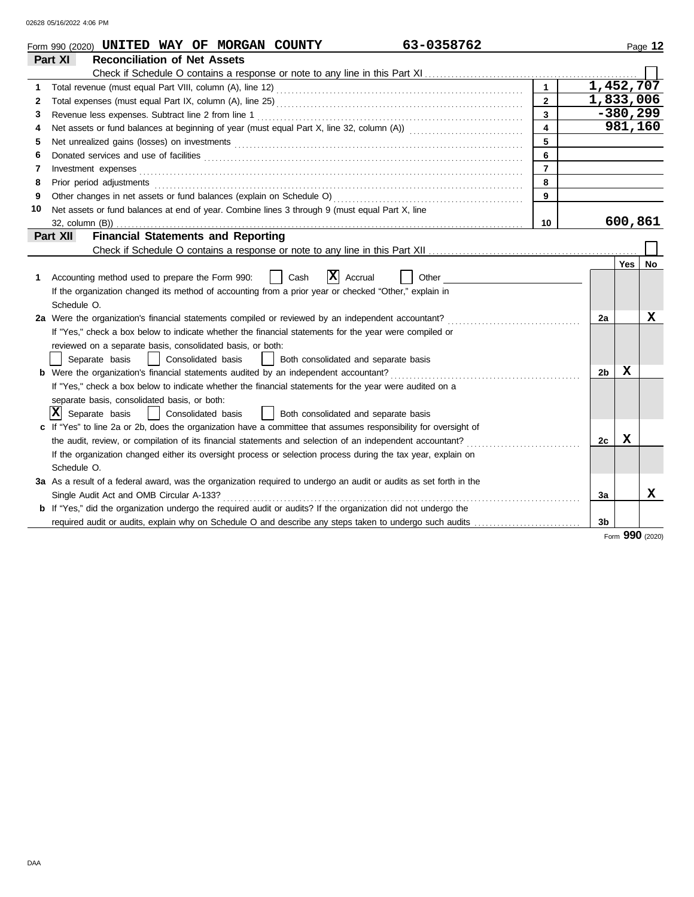Form 990 (2020) **UNITED WAY OF MORGAN COUNTY** **63-0358762** Page **12**

## Part XI Reconciliation of Net Assets

Check if Schedule O contains a response or note to any line in this Part XI ☐

| | | | |
|---|---|---|---|
| 1 | Total revenue (must equal Part VIII, column (A), line 12) | 1 | 1,452,707 |
| 2 | Total expenses (must equal Part IX, column (A), line 25) | 2 | 1,833,006 |
| 3 | Revenue less expenses. Subtract line 2 from line 1 | 3 | -380,299 |
| 4 | Net assets or fund balances at beginning of year (must equal Part X, line 32, column (A)) | 4 | 981,160 |
| 5 | Net unrealized gains (losses) on investments | 5 | |
| 6 | Donated services and use of facilities | 6 | |
| 7 | Investment expenses | 7 | |
| 8 | Prior period adjustments | 8 | |
| 9 | Other changes in net assets or fund balances (explain on Schedule O) | 9 | |
| 10 | Net assets or fund balances at end of year. Combine lines 3 through 9 (must equal Part X, line 32, column (B)) | 10 | 600,861 |

## Part XII Financial Statements and Reporting

Check if Schedule O contains a response or note to any line in this Part XII ☐

| | | | Yes | No |
|---|---|---|---|---|
| 1 | Accounting method used to prepare the Form 990: ☐ Cash ☒ Accrual ☐ Other<br>If the organization changed its method of accounting from a prior year or checked "Other," explain in Schedule O. | | | |
| 2a | Were the organization's financial statements compiled or reviewed by an independent accountant?<br>If "Yes," check a box below to indicate whether the financial statements for the year were compiled or reviewed on a separate basis, consolidated basis, or both:<br>☐ Separate basis ☐ Consolidated basis ☐ Both consolidated and separate basis | 2a | | X |
| b | Were the organization's financial statements audited by an independent accountant?<br>If "Yes," check a box below to indicate whether the financial statements for the year were audited on a separate basis, consolidated basis, or both:<br>☒ Separate basis ☐ Consolidated basis ☐ Both consolidated and separate basis | 2b | X | |
| c | If "Yes" to line 2a or 2b, does the organization have a committee that assumes responsibility for oversight of the audit, review, or compilation of its financial statements and selection of an independent accountant?<br>If the organization changed either its oversight process or selection process during the tax year, explain on Schedule O. | 2c | X | |
| 3a | As a result of a federal award, was the organization required to undergo an audit or audits as set forth in the Single Audit Act and OMB Circular A-133? | 3a | | X |
| b | If "Yes," did the organization undergo the required audit or audits? If the organization did not undergo the required audit or audits, explain why on Schedule O and describe any steps taken to undergo such audits | 3b | | |

Form **990** (2020)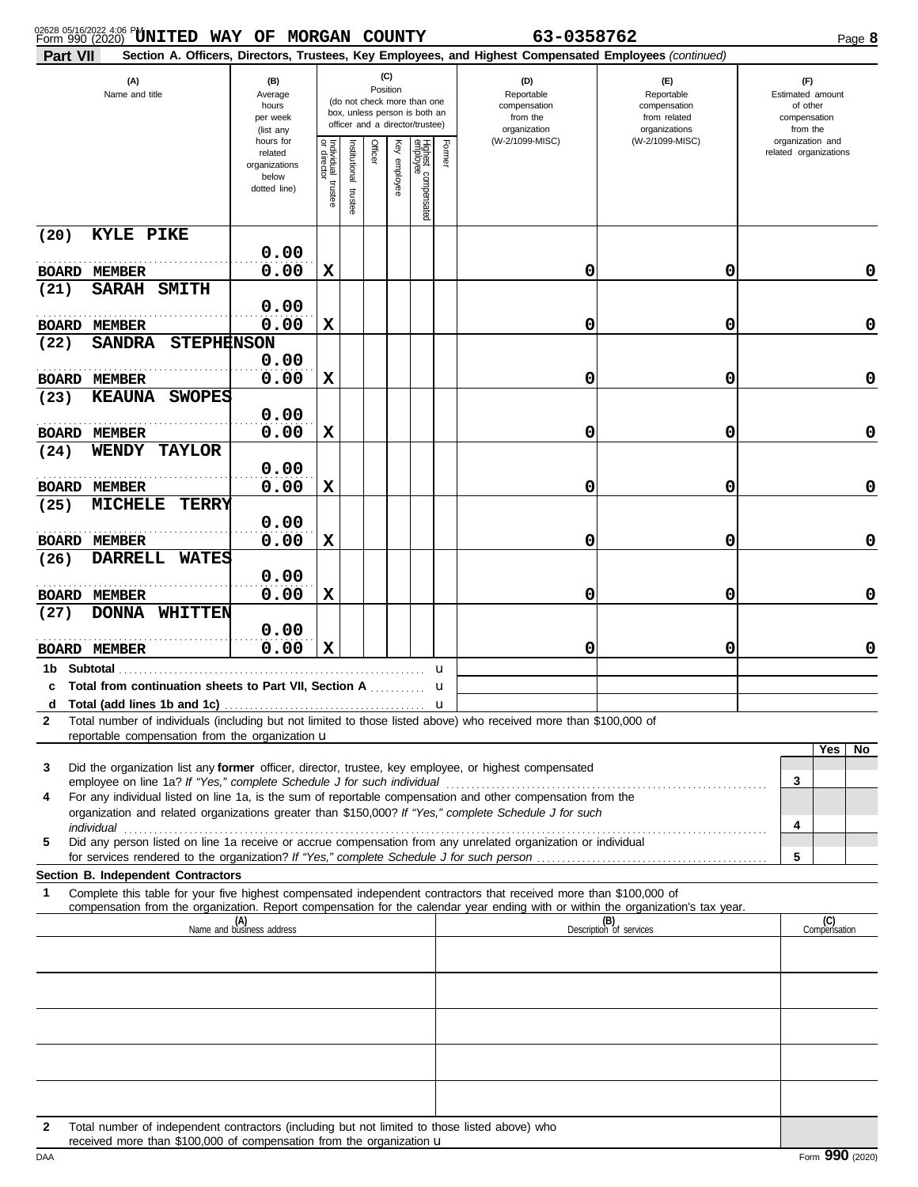Form 990 (2020) UNITED WAY OF MORGAN COUNTY 63-0358762

**Part VII** Section A. Officers, Directors, Trustees, Key Employees, and Highest Compensated Employees *(continued)*

| (A) Name and title | (B) Average hours per week (list any hours for related organizations below dotted line) | (C) Position: Individual trustee or director | Institutional trustee | Officer | Key employee | Highest compensated employee | Former | (D) Reportable compensation from the organization (W-2/1099-MISC) | (E) Reportable compensation from related organizations (W-2/1099-MISC) | (F) Estimated amount of other compensation from the organization and related organizations |
|---|---|---|---|---|---|---|---|---|---|---|
| (20) KYLE PIKE<br>BOARD MEMBER | 0.00<br>0.00 | X | | | | | | 0 | 0 | 0 |
| (21) SARAH SMITH<br>BOARD MEMBER | 0.00<br>0.00 | X | | | | | | 0 | 0 | 0 |
| (22) SANDRA STEPHENSON<br>BOARD MEMBER | 0.00<br>0.00 | X | | | | | | 0 | 0 | 0 |
| (23) KEAUNA SWOPES<br>BOARD MEMBER | 0.00<br>0.00 | X | | | | | | 0 | 0 | 0 |
| (24) WENDY TAYLOR<br>BOARD MEMBER | 0.00<br>0.00 | X | | | | | | 0 | 0 | 0 |
| (25) MICHELE TERRY<br>BOARD MEMBER | 0.00<br>0.00 | X | | | | | | 0 | 0 | 0 |
| (26) DARRELL WATES<br>BOARD MEMBER | 0.00<br>0.00 | X | | | | | | 0 | 0 | 0 |
| (27) DONNA WHITTEN<br>BOARD MEMBER | 0.00<br>0.00 | X | | | | | | 0 | 0 | 0 |

1b Subtotal

c Total from continuation sheets to Part VII, Section A

d Total (add lines 1b and 1c)

2 Total number of individuals (including but not limited to those listed above) who received more than $100,000 of reportable compensation from the organization

| | | Yes | No |
|---|---|---|---|
| 3 Did the organization list any **former** officer, director, trustee, key employee, or highest compensated employee on line 1a? *If "Yes," complete Schedule J for such individual* | 3 | | |
| 4 For any individual listed on line 1a, is the sum of reportable compensation and other compensation from the organization and related organizations greater than $150,000? *If "Yes," complete Schedule J for such individual* | 4 | | |
| 5 Did any person listed on line 1a receive or accrue compensation from any unrelated organization or individual for services rendered to the organization? *If "Yes," complete Schedule J for such person* | 5 | | |

**Section B. Independent Contractors**

1 Complete this table for your five highest compensated independent contractors that received more than $100,000 of compensation from the organization. Report compensation for the calendar year ending with or within the organization's tax year.

| (A) Name and business address | (B) Description of services | (C) Compensation |
|---|---|---|
| | | |
| | | |
| | | |
| | | |
| | | |

2 Total number of independent contractors (including but not limited to those listed above) who received more than $100,000 of compensation from the organization

Form **990** (2020)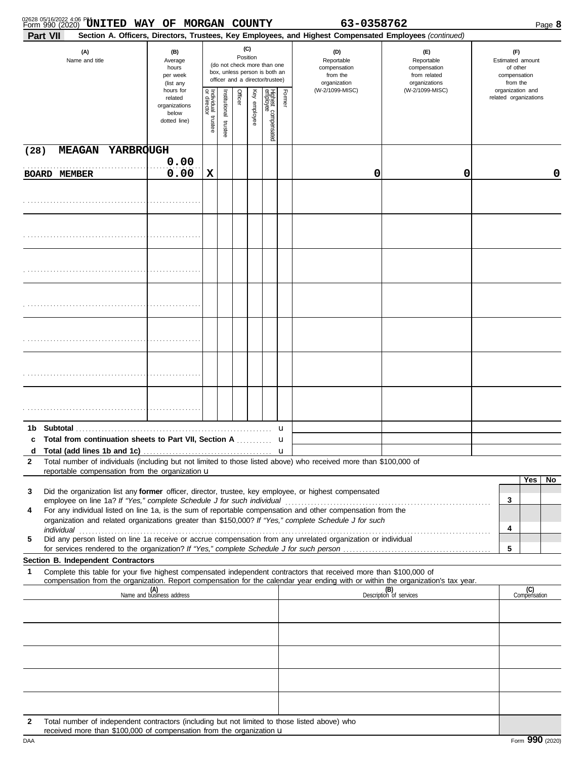Form 990 (2020) **UNITED WAY OF MORGAN COUNTY** **63-0358762** Page **8**

**Part VII** **Section A. Officers, Directors, Trustees, Key Employees, and Highest Compensated Employees** *(continued)*

| (A) Name and title | (B) Average hours per week (list any hours for related organizations below dotted line) | (C) Position: Individual trustee or director | Institutional trustee | Officer | Key employee | Highest compensated employee | Former | (D) Reportable compensation from the organization (W-2/1099-MISC) | (E) Reportable compensation from related organizations (W-2/1099-MISC) | (F) Estimated amount of other compensation from the organization and related organizations |
|---|---|---|---|---|---|---|---|---|---|---|
| (28) MEAGAN YARBROUGH<br>BOARD MEMBER | 0.00<br>0.00 | X | | | | | | 0 | 0 | 0 |
| | | | | | | | | | | |
| | | | | | | | | | | |
| | | | | | | | | | | |
| | | | | | | | | | | |
| | | | | | | | | | | |
| | | | | | | | | | | |
| | | | | | | | | | | |

| | | (D) | (E) | (F) |
|---|---|---|---|---|
| 1b | Subtotal | | | |
| c | Total from continuation sheets to Part VII, Section A | | | |
| d | Total (add lines 1b and 1c) | | | |

**2** Total number of individuals (including but not limited to those listed above) who received more than $100,000 of reportable compensation from the organization u

| | | | Yes | No |
|---|---|---|---|---|
| 3 | Did the organization list any **former** officer, director, trustee, key employee, or highest compensated employee on line 1a? *If "Yes," complete Schedule J for such individual* | 3 | | |
| 4 | For any individual listed on line 1a, is the sum of reportable compensation and other compensation from the organization and related organizations greater than $150,000? *If "Yes," complete Schedule J for such individual* | 4 | | |
| 5 | Did any person listed on line 1a receive or accrue compensation from any unrelated organization or individual for services rendered to the organization? *If "Yes," complete Schedule J for such person* | 5 | | |

**Section B. Independent Contractors**

**1** Complete this table for your five highest compensated independent contractors that received more than $100,000 of compensation from the organization. Report compensation for the calendar year ending with or within the organization's tax year.

| (A) Name and business address | (B) Description of services | (C) Compensation |
|---|---|---|
| | | |
| | | |
| | | |
| | | |
| | | |

**2** Total number of independent contractors (including but not limited to those listed above) who received more than $100,000 of compensation from the organization u

DAA Form **990** (2020)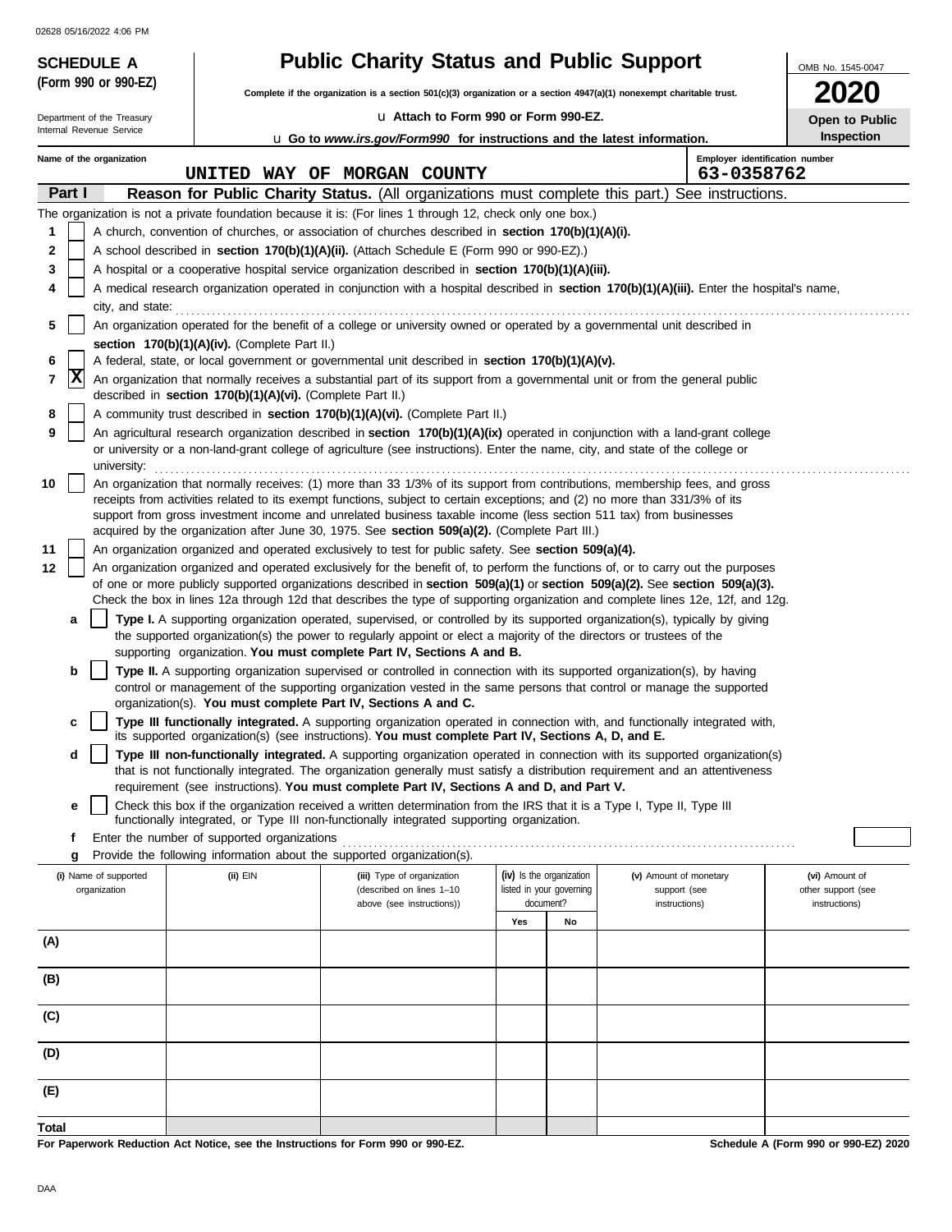02628 05/16/2022 4:06 PM

**SCHEDULE A (Form 990 or 990-EZ)**

Department of the Treasury
Internal Revenue Service

# Public Charity Status and Public Support

**Complete if the organization is a section 501(c)(3) organization or a section 4947(a)(1) nonexempt charitable trust.**

u **Attach to Form 990 or Form 990-EZ.**

u **Go to *www.irs.gov/Form990* for instructions and the latest information.**

OMB No. 1545-0047

**2020**

**Open to Public Inspection**

**Name of the organization:** UNITED WAY OF MORGAN COUNTY

**Employer identification number:** 63-0358762

## Part I — Reason for Public Charity Status. (All organizations must complete this part.) See instructions.

The organization is not a private foundation because it is: (For lines 1 through 12, check only one box.)

1. [ ] A church, convention of churches, or association of churches described in **section 170(b)(1)(A)(i).**
2. [ ] A school described in **section 170(b)(1)(A)(ii).** (Attach Schedule E (Form 990 or 990-EZ).)
3. [ ] A hospital or a cooperative hospital service organization described in **section 170(b)(1)(A)(iii).**
4. [ ] A medical research organization operated in conjunction with a hospital described in **section 170(b)(1)(A)(iii).** Enter the hospital's name, city, and state:
5. [ ] An organization operated for the benefit of a college or university owned or operated by a governmental unit described in **section 170(b)(1)(A)(iv).** (Complete Part II.)
6. [ ] A federal, state, or local government or governmental unit described in **section 170(b)(1)(A)(v).**
7. [X] An organization that normally receives a substantial part of its support from a governmental unit or from the general public described in **section 170(b)(1)(A)(vi).** (Complete Part II.)
8. [ ] A community trust described in **section 170(b)(1)(A)(vi).** (Complete Part II.)
9. [ ] An agricultural research organization described in **section 170(b)(1)(A)(ix)** operated in conjunction with a land-grant college or university or a non-land-grant college of agriculture (see instructions). Enter the name, city, and state of the college or university:
10. [ ] An organization that normally receives: (1) more than 33 1/3% of its support from contributions, membership fees, and gross receipts from activities related to its exempt functions, subject to certain exceptions; and (2) no more than 331/3% of its support from gross investment income and unrelated business taxable income (less section 511 tax) from businesses acquired by the organization after June 30, 1975. See **section 509(a)(2).** (Complete Part III.)
11. [ ] An organization organized and operated exclusively to test for public safety. See **section 509(a)(4).**
12. [ ] An organization organized and operated exclusively for the benefit of, to perform the functions of, or to carry out the purposes of one or more publicly supported organizations described in **section 509(a)(1)** or **section 509(a)(2).** See **section 509(a)(3).** Check the box in lines 12a through 12d that describes the type of supporting organization and complete lines 12e, 12f, and 12g.

   a. [ ] **Type I.** A supporting organization operated, supervised, or controlled by its supported organization(s), typically by giving the supported organization(s) the power to regularly appoint or elect a majority of the directors or trustees of the supporting organization. **You must complete Part IV, Sections A and B.**

   b. [ ] **Type II.** A supporting organization supervised or controlled in connection with its supported organization(s), by having control or management of the supporting organization vested in the same persons that control or manage the supported organization(s). **You must complete Part IV, Sections A and C.**

   c. [ ] **Type III functionally integrated.** A supporting organization operated in connection with, and functionally integrated with, its supported organization(s) (see instructions). **You must complete Part IV, Sections A, D, and E.**

   d. [ ] **Type III non-functionally integrated.** A supporting organization operated in connection with its supported organization(s) that is not functionally integrated. The organization generally must satisfy a distribution requirement and an attentiveness requirement (see instructions). **You must complete Part IV, Sections A and D, and Part V.**

   e. [ ] Check this box if the organization received a written determination from the IRS that it is a Type I, Type II, Type III functionally integrated, or Type III non-functionally integrated supporting organization.

   f. Enter the number of supported organizations

   g. Provide the following information about the supported organization(s).

| (i) Name of supported organization | (ii) EIN | (iii) Type of organization (described on lines 1–10 above (see instructions)) | (iv) Is the organization listed in your governing document? Yes | No | (v) Amount of monetary support (see instructions) | (vi) Amount of other support (see instructions) |
|---|---|---|---|---|---|---|
| (A) | | | | | | |
| (B) | | | | | | |
| (C) | | | | | | |
| (D) | | | | | | |
| (E) | | | | | | |
| **Total** | | | | | | |

**For Paperwork Reduction Act Notice, see the Instructions for Form 990 or 990-EZ.**

**Schedule A (Form 990 or 990-EZ) 2020**

DAA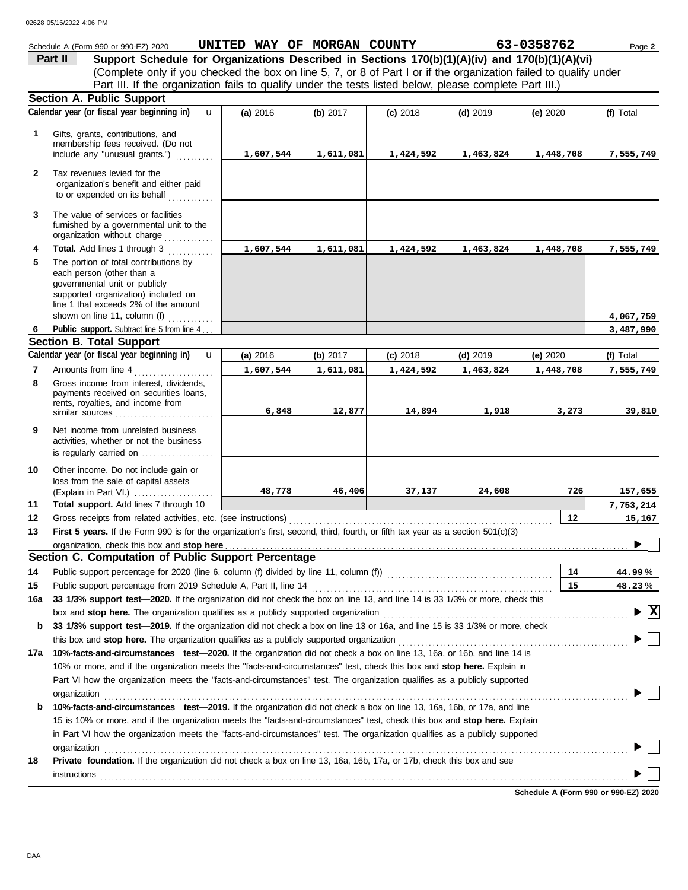Schedule A (Form 990 or 990-EZ) 2020 **UNITED WAY OF MORGAN COUNTY** **63-0358762**

**Part II** **Support Schedule for Organizations Described in Sections 170(b)(1)(A)(iv) and 170(b)(1)(A)(vi)**
(Complete only if you checked the box on line 5, 7, or 8 of Part I or if the organization failed to qualify under Part III. If the organization fails to qualify under the tests listed below, please complete Part III.)

## Section A. Public Support

| | Calendar year (or fiscal year beginning in) | (a) 2016 | (b) 2017 | (c) 2018 | (d) 2019 | (e) 2020 | (f) Total |
|---|---|---|---|---|---|---|---|
| 1 | Gifts, grants, contributions, and membership fees received. (Do not include any "unusual grants.") | 1,607,544 | 1,611,081 | 1,424,592 | 1,463,824 | 1,448,708 | 7,555,749 |
| 2 | Tax revenues levied for the organization's benefit and either paid to or expended on its behalf | | | | | | |
| 3 | The value of services or facilities furnished by a governmental unit to the organization without charge | | | | | | |
| 4 | **Total.** Add lines 1 through 3 | 1,607,544 | 1,611,081 | 1,424,592 | 1,463,824 | 1,448,708 | 7,555,749 |
| 5 | The portion of total contributions by each person (other than a governmental unit or publicly supported organization) included on line 1 that exceeds 2% of the amount shown on line 11, column (f) | | | | | | 4,067,759 |
| 6 | **Public support.** Subtract line 5 from line 4 | | | | | | 3,487,990 |

## Section B. Total Support

| | Calendar year (or fiscal year beginning in) | (a) 2016 | (b) 2017 | (c) 2018 | (d) 2019 | (e) 2020 | (f) Total |
|---|---|---|---|---|---|---|---|
| 7 | Amounts from line 4 | 1,607,544 | 1,611,081 | 1,424,592 | 1,463,824 | 1,448,708 | 7,555,749 |
| 8 | Gross income from interest, dividends, payments received on securities loans, rents, royalties, and income from similar sources | 6,848 | 12,877 | 14,894 | 1,918 | 3,273 | 39,810 |
| 9 | Net income from unrelated business activities, whether or not the business is regularly carried on | | | | | | |
| 10 | Other income. Do not include gain or loss from the sale of capital assets (Explain in Part VI.) | 48,778 | 46,406 | 37,137 | 24,608 | 726 | 157,655 |
| 11 | **Total support.** Add lines 7 through 10 | | | | | | 7,753,214 |

12 Gross receipts from related activities, etc. (see instructions) — 12 — 15,167

13 **First 5 years.** If the Form 990 is for the organization's first, second, third, fourth, or fifth tax year as a section 501(c)(3) organization, check this box and **stop here** ☐

## Section C. Computation of Public Support Percentage

14 Public support percentage for 2020 (line 6, column (f) divided by line 11, column (f)) — 14 — 44.99 %

15 Public support percentage from 2019 Schedule A, Part II, line 14 — 15 — 48.23 %

16a **33 1/3% support test—2020.** If the organization did not check the box on line 13, and line 14 is 33 1/3% or more, check this box and **stop here.** The organization qualifies as a publicly supported organization ☒

b **33 1/3% support test—2019.** If the organization did not check a box on line 13 or 16a, and line 15 is 33 1/3% or more, check this box and **stop here.** The organization qualifies as a publicly supported organization ☐

17a **10%-facts-and-circumstances test—2020.** If the organization did not check a box on line 13, 16a, or 16b, and line 14 is 10% or more, and if the organization meets the "facts-and-circumstances" test, check this box and **stop here.** Explain in Part VI how the organization meets the "facts-and-circumstances" test. The organization qualifies as a publicly supported organization ☐

b **10%-facts-and-circumstances test—2019.** If the organization did not check a box on line 13, 16a, 16b, or 17a, and line 15 is 10% or more, and if the organization meets the "facts-and-circumstances" test, check this box and **stop here.** Explain in Part VI how the organization meets the "facts-and-circumstances" test. The organization qualifies as a publicly supported organization ☐

18 **Private foundation.** If the organization did not check a box on line 13, 16a, 16b, 17a, or 17b, check this box and see instructions ☐

**Schedule A (Form 990 or 990-EZ) 2020**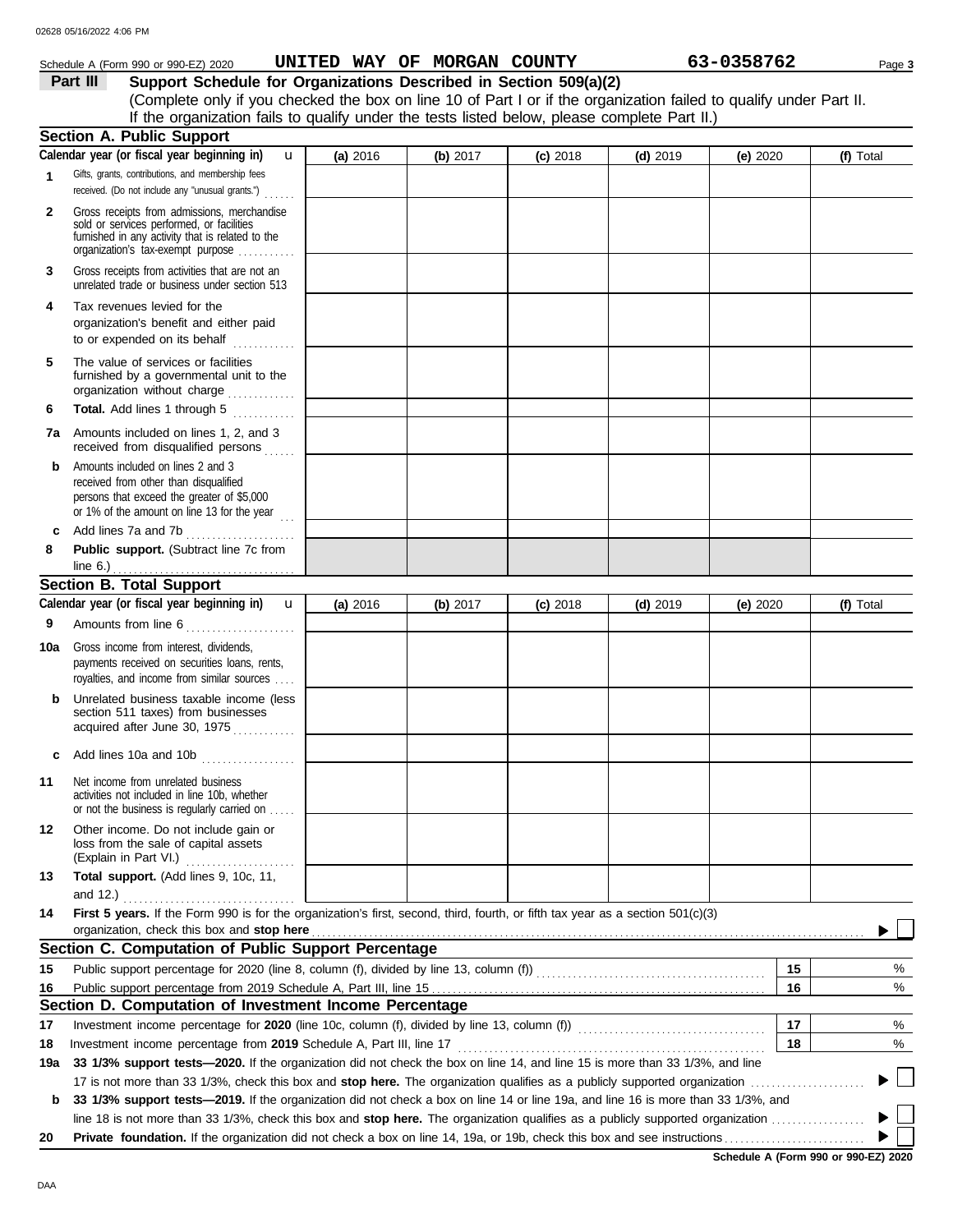Schedule A (Form 990 or 990-EZ) 2020 **UNITED WAY OF MORGAN COUNTY** **63-0358762** Page **3**

## Part III Support Schedule for Organizations Described in Section 509(a)(2)

(Complete only if you checked the box on line 10 of Part I or if the organization failed to qualify under Part II. If the organization fails to qualify under the tests listed below, please complete Part II.)

### Section A. Public Support

| Calendar year (or fiscal year beginning in) | (a) 2016 | (b) 2017 | (c) 2018 | (d) 2019 | (e) 2020 | (f) Total |
|---|---|---|---|---|---|---|
| 1 Gifts, grants, contributions, and membership fees received. (Do not include any "unusual grants.") | | | | | | |
| 2 Gross receipts from admissions, merchandise sold or services performed, or facilities furnished in any activity that is related to the organization's tax-exempt purpose | | | | | | |
| 3 Gross receipts from activities that are not an unrelated trade or business under section 513 | | | | | | |
| 4 Tax revenues levied for the organization's benefit and either paid to or expended on its behalf | | | | | | |
| 5 The value of services or facilities furnished by a governmental unit to the organization without charge | | | | | | |
| 6 **Total.** Add lines 1 through 5 | | | | | | |
| 7a Amounts included on lines 1, 2, and 3 received from disqualified persons | | | | | | |
| b Amounts included on lines 2 and 3 received from other than disqualified persons that exceed the greater of $5,000 or 1% of the amount on line 13 for the year | | | | | | |
| c Add lines 7a and 7b | | | | | | |
| 8 **Public support.** (Subtract line 7c from line 6.) | | | | | | |

### Section B. Total Support

| Calendar year (or fiscal year beginning in) | (a) 2016 | (b) 2017 | (c) 2018 | (d) 2019 | (e) 2020 | (f) Total |
|---|---|---|---|---|---|---|
| 9 Amounts from line 6 | | | | | | |
| 10a Gross income from interest, dividends, payments received on securities loans, rents, royalties, and income from similar sources | | | | | | |
| b Unrelated business taxable income (less section 511 taxes) from businesses acquired after June 30, 1975 | | | | | | |
| c Add lines 10a and 10b | | | | | | |
| 11 Net income from unrelated business activities not included in line 10b, whether or not the business is regularly carried on | | | | | | |
| 12 Other income. Do not include gain or loss from the sale of capital assets (Explain in Part VI.) | | | | | | |
| 13 **Total support.** (Add lines 9, 10c, 11, and 12.) | | | | | | |

**14** **First 5 years.** If the Form 990 is for the organization's first, second, third, fourth, or fifth tax year as a section 501(c)(3) organization, check this box and **stop here** ☐

### Section C. Computation of Public Support Percentage

| | | | |
|---|---|---|---|
| 15 | Public support percentage for 2020 (line 8, column (f), divided by line 13, column (f)) | 15 | % |
| 16 | Public support percentage from 2019 Schedule A, Part III, line 15 | 16 | % |

### Section D. Computation of Investment Income Percentage

| | | | |
|---|---|---|---|
| 17 | Investment income percentage for **2020** (line 10c, column (f), divided by line 13, column (f)) | 17 | % |
| 18 | Investment income percentage from **2019** Schedule A, Part III, line 17 | 18 | % |

**19a** **33 1/3% support tests—2020.** If the organization did not check the box on line 14, and line 15 is more than 33 1/3%, and line 17 is not more than 33 1/3%, check this box and **stop here.** The organization qualifies as a publicly supported organization ☐

**b** **33 1/3% support tests—2019.** If the organization did not check a box on line 14 or line 19a, and line 16 is more than 33 1/3%, and line 18 is not more than 33 1/3%, check this box and **stop here.** The organization qualifies as a publicly supported organization ☐

**20** **Private foundation.** If the organization did not check a box on line 14, 19a, or 19b, check this box and see instructions ☐

**Schedule A (Form 990 or 990-EZ) 2020**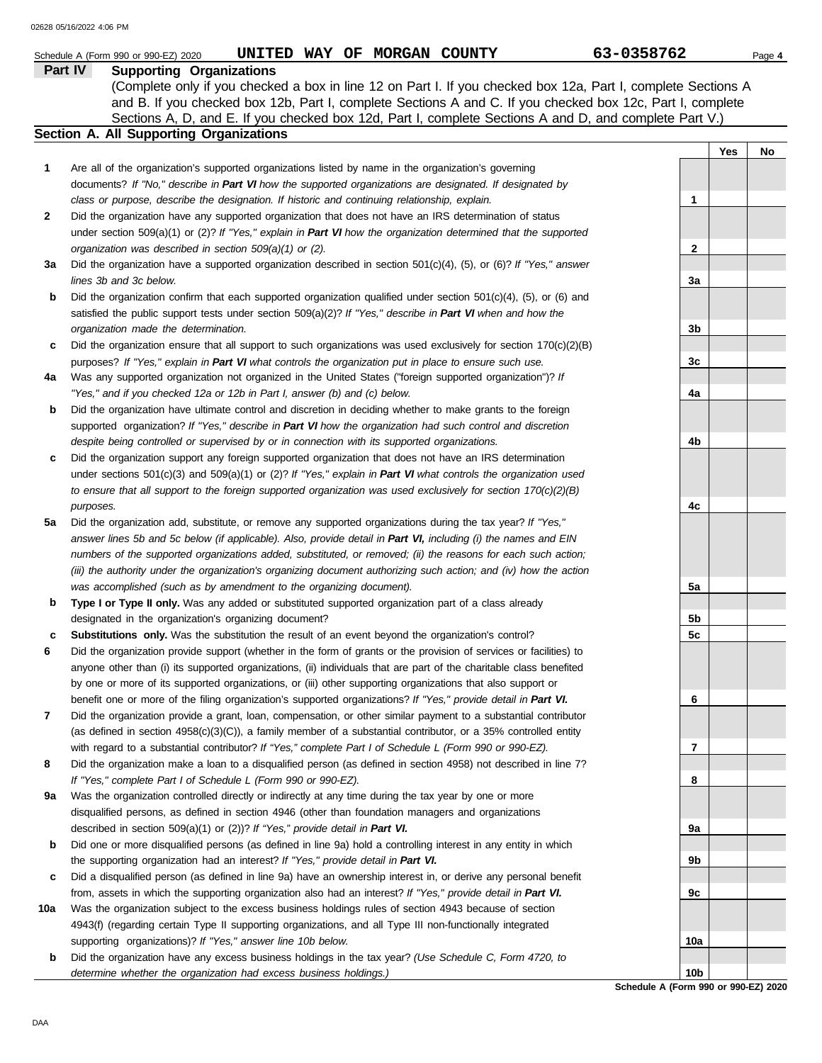Schedule A (Form 990 or 990-EZ) 2020 **UNITED WAY OF MORGAN COUNTY** **63-0358762**

## Part IV Supporting Organizations

(Complete only if you checked a box in line 12 on Part I. If you checked box 12a, Part I, complete Sections A and B. If you checked box 12b, Part I, complete Sections A and C. If you checked box 12c, Part I, complete Sections A, D, and E. If you checked box 12d, Part I, complete Sections A and D, and complete Part V.)

### Section A. All Supporting Organizations

| | | Line | Yes | No |
|---|---|---|---|---|
| **1** | Are all of the organization's supported organizations listed by name in the organization's governing documents? *If "No," describe in **Part VI** how the supported organizations are designated. If designated by class or purpose, describe the designation. If historic and continuing relationship, explain.* | 1 | | |
| **2** | Did the organization have any supported organization that does not have an IRS determination of status under section 509(a)(1) or (2)? *If "Yes," explain in **Part VI** how the organization determined that the supported organization was described in section 509(a)(1) or (2).* | 2 | | |
| **3a** | Did the organization have a supported organization described in section 501(c)(4), (5), or (6)? *If "Yes," answer lines 3b and 3c below.* | 3a | | |
| **b** | Did the organization confirm that each supported organization qualified under section 501(c)(4), (5), or (6) and satisfied the public support tests under section 509(a)(2)? *If "Yes," describe in **Part VI** when and how the organization made the determination.* | 3b | | |
| **c** | Did the organization ensure that all support to such organizations was used exclusively for section 170(c)(2)(B) purposes? *If "Yes," explain in **Part VI** what controls the organization put in place to ensure such use.* | 3c | | |
| **4a** | Was any supported organization not organized in the United States ("foreign supported organization")? *If "Yes," and if you checked 12a or 12b in Part I, answer (b) and (c) below.* | 4a | | |
| **b** | Did the organization have ultimate control and discretion in deciding whether to make grants to the foreign supported organization? *If "Yes," describe in **Part VI** how the organization had such control and discretion despite being controlled or supervised by or in connection with its supported organizations.* | 4b | | |
| **c** | Did the organization support any foreign supported organization that does not have an IRS determination under sections 501(c)(3) and 509(a)(1) or (2)? *If "Yes," explain in **Part VI** what controls the organization used to ensure that all support to the foreign supported organization was used exclusively for section 170(c)(2)(B) purposes.* | 4c | | |
| **5a** | Did the organization add, substitute, or remove any supported organizations during the tax year? *If "Yes," answer lines 5b and 5c below (if applicable). Also, provide detail in **Part VI,** including (i) the names and EIN numbers of the supported organizations added, substituted, or removed; (ii) the reasons for each such action; (iii) the authority under the organization's organizing document authorizing such action; and (iv) how the action was accomplished (such as by amendment to the organizing document).* | 5a | | |
| **b** | **Type I or Type II only.** Was any added or substituted supported organization part of a class already designated in the organization's organizing document? | 5b | | |
| **c** | **Substitutions only.** Was the substitution the result of an event beyond the organization's control? | 5c | | |
| **6** | Did the organization provide support (whether in the form of grants or the provision of services or facilities) to anyone other than (i) its supported organizations, (ii) individuals that are part of the charitable class benefited by one or more of its supported organizations, or (iii) other supporting organizations that also support or benefit one or more of the filing organization's supported organizations? *If "Yes," provide detail in **Part VI.*** | 6 | | |
| **7** | Did the organization provide a grant, loan, compensation, or other similar payment to a substantial contributor (as defined in section 4958(c)(3)(C)), a family member of a substantial contributor, or a 35% controlled entity with regard to a substantial contributor? *If "Yes," complete Part I of Schedule L (Form 990 or 990-EZ).* | 7 | | |
| **8** | Did the organization make a loan to a disqualified person (as defined in section 4958) not described in line 7? *If "Yes," complete Part I of Schedule L (Form 990 or 990-EZ).* | 8 | | |
| **9a** | Was the organization controlled directly or indirectly at any time during the tax year by one or more disqualified persons, as defined in section 4946 (other than foundation managers and organizations described in section 509(a)(1) or (2))? *If "Yes," provide detail in **Part VI.*** | 9a | | |
| **b** | Did one or more disqualified persons (as defined in line 9a) hold a controlling interest in any entity in which the supporting organization had an interest? *If "Yes," provide detail in **Part VI.*** | 9b | | |
| **c** | Did a disqualified person (as defined in line 9a) have an ownership interest in, or derive any personal benefit from, assets in which the supporting organization also had an interest? *If "Yes," provide detail in **Part VI.*** | 9c | | |
| **10a** | Was the organization subject to the excess business holdings rules of section 4943 because of section 4943(f) (regarding certain Type II supporting organizations, and all Type III non-functionally integrated supporting organizations)? *If "Yes," answer line 10b below.* | 10a | | |
| **b** | Did the organization have any excess business holdings in the tax year? *(Use Schedule C, Form 4720, to determine whether the organization had excess business holdings.)* | 10b | | |

**Schedule A (Form 990 or 990-EZ) 2020**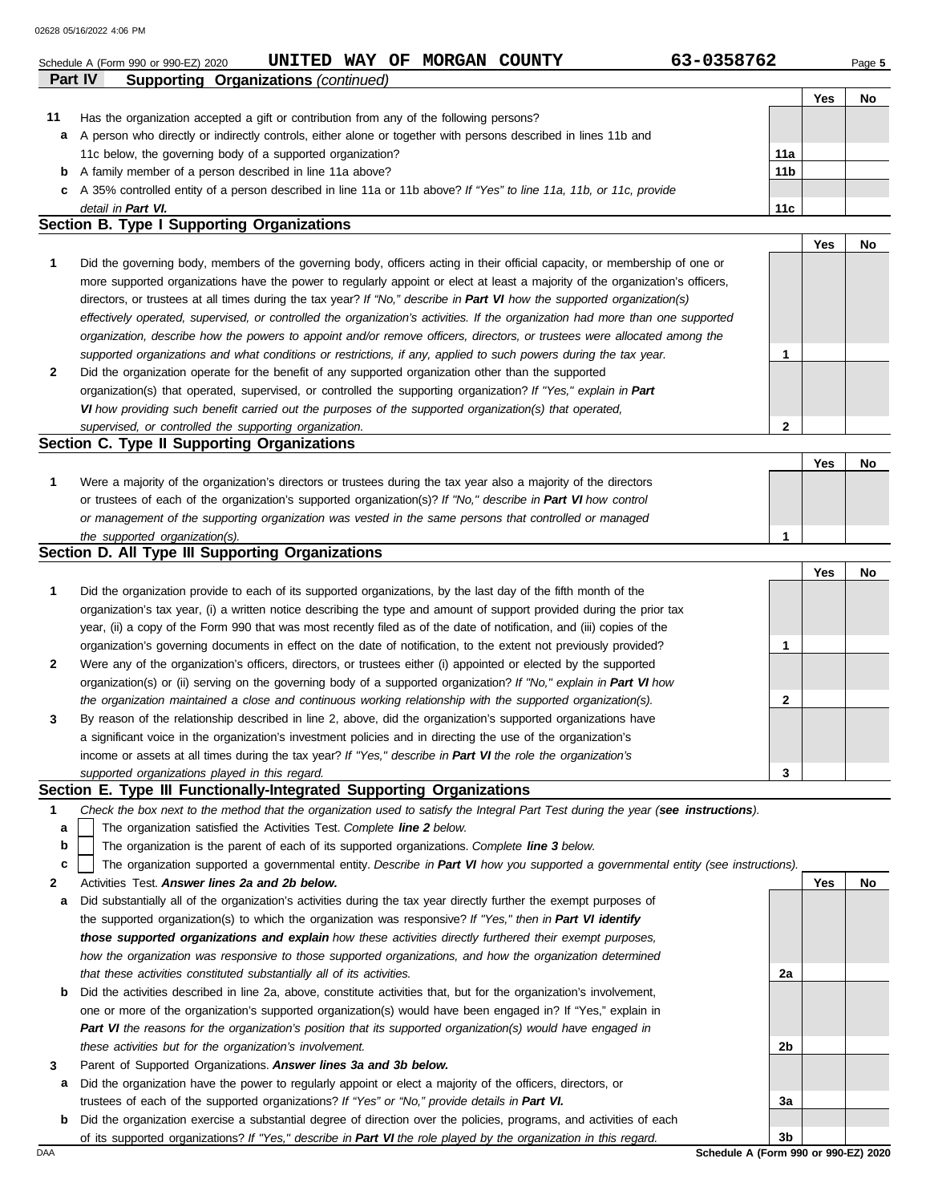Schedule A (Form 990 or 990-EZ) 2020 **UNITED WAY OF MORGAN COUNTY** **63-0358762** Page **5**

## Part IV Supporting Organizations *(continued)*

| | | | Yes | No |
|---|---|---|---|---|
| **11** | Has the organization accepted a gift or contribution from any of the following persons? | | | |
| **a** | A person who directly or indirectly controls, either alone or together with persons described in lines 11b and 11c below, the governing body of a supported organization? | **11a** | | |
| **b** | A family member of a person described in line 11a above? | **11b** | | |
| **c** | A 35% controlled entity of a person described in line 11a or 11b above? *If "Yes" to line 11a, 11b, or 11c, provide detail in* ***Part VI.*** | **11c** | | |

### Section B. Type I Supporting Organizations

| | | | Yes | No |
|---|---|---|---|---|
| **1** | Did the governing body, members of the governing body, officers acting in their official capacity, or membership of one or more supported organizations have the power to regularly appoint or elect at least a majority of the organization's officers, directors, or trustees at all times during the tax year? *If "No," describe in* ***Part VI*** *how the supported organization(s) effectively operated, supervised, or controlled the organization's activities. If the organization had more than one supported organization, describe how the powers to appoint and/or remove officers, directors, or trustees were allocated among the supported organizations and what conditions or restrictions, if any, applied to such powers during the tax year.* | **1** | | |
| **2** | Did the organization operate for the benefit of any supported organization other than the supported organization(s) that operated, supervised, or controlled the supporting organization? *If "Yes," explain in* ***Part VI*** *how providing such benefit carried out the purposes of the supported organization(s) that operated, supervised, or controlled the supporting organization.* | **2** | | |

### Section C. Type II Supporting Organizations

| | | | Yes | No |
|---|---|---|---|---|
| **1** | Were a majority of the organization's directors or trustees during the tax year also a majority of the directors or trustees of each of the organization's supported organization(s)? *If "No," describe in* ***Part VI*** *how control or management of the supporting organization was vested in the same persons that controlled or managed the supported organization(s).* | **1** | | |

### Section D. All Type III Supporting Organizations

| | | | Yes | No |
|---|---|---|---|---|
| **1** | Did the organization provide to each of its supported organizations, by the last day of the fifth month of the organization's tax year, (i) a written notice describing the type and amount of support provided during the prior tax year, (ii) a copy of the Form 990 that was most recently filed as of the date of notification, and (iii) copies of the organization's governing documents in effect on the date of notification, to the extent not previously provided? | **1** | | |
| **2** | Were any of the organization's officers, directors, or trustees either (i) appointed or elected by the supported organization(s) or (ii) serving on the governing body of a supported organization? *If "No," explain in* ***Part VI*** *how the organization maintained a close and continuous working relationship with the supported organization(s).* | **2** | | |
| **3** | By reason of the relationship described in line 2, above, did the organization's supported organizations have a significant voice in the organization's investment policies and in directing the use of the organization's income or assets at all times during the tax year? *If "Yes," describe in* ***Part VI*** *the role the organization's supported organizations played in this regard.* | **3** | | |

### Section E. Type III Functionally-Integrated Supporting Organizations

**1** *Check the box next to the method that the organization used to satisfy the Integral Part Test during the year (****see instructions****).*

- **a** ☐ The organization satisfied the Activities Test. *Complete* ***line 2*** *below.*
- **b** ☐ The organization is the parent of each of its supported organizations. *Complete* ***line 3*** *below.*
- **c** ☐ The organization supported a governmental entity. *Describe in* ***Part VI*** *how you supported a governmental entity (see instructions).*

| | | | Yes | No |
|---|---|---|---|---|
| **2** | Activities Test. ***Answer lines 2a and 2b below.*** | | | |
| **a** | Did substantially all of the organization's activities during the tax year directly further the exempt purposes of the supported organization(s) to which the organization was responsive? *If "Yes," then in* ***Part VI identify those supported organizations and explain*** *how these activities directly furthered their exempt purposes, how the organization was responsive to those supported organizations, and how the organization determined that these activities constituted substantially all of its activities.* | **2a** | | |
| **b** | Did the activities described in line 2a, above, constitute activities that, but for the organization's involvement, one or more of the organization's supported organization(s) would have been engaged in? If "Yes," explain in ***Part VI*** *the reasons for the organization's position that its supported organization(s) would have engaged in these activities but for the organization's involvement.* | **2b** | | |
| **3** | Parent of Supported Organizations. ***Answer lines 3a and 3b below.*** | | | |
| **a** | Did the organization have the power to regularly appoint or elect a majority of the officers, directors, or trustees of each of the supported organizations? *If "Yes" or "No," provide details in* ***Part VI.*** | **3a** | | |
| **b** | Did the organization exercise a substantial degree of direction over the policies, programs, and activities of each of its supported organizations? *If "Yes," describe in* ***Part VI*** *the role played by the organization in this regard.* | **3b** | | |

DAA **Schedule A (Form 990 or 990-EZ) 2020**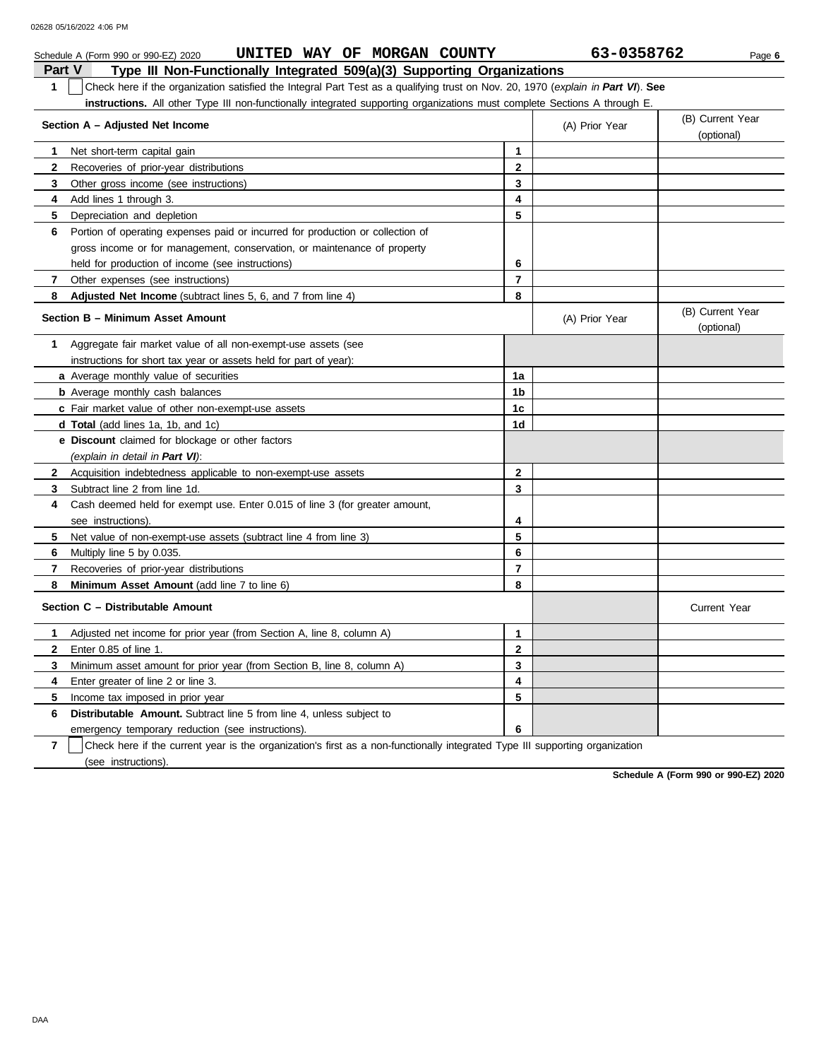Schedule A (Form 990 or 990-EZ) 2020 **UNITED WAY OF MORGAN COUNTY** **63-0358762** Page **6**

## Part V Type III Non-Functionally Integrated 509(a)(3) Supporting Organizations

**1** ☐ Check here if the organization satisfied the Integral Part Test as a qualifying trust on Nov. 20, 1970 (*explain in **Part VI***). **See instructions.** All other Type III non-functionally integrated supporting organizations must complete Sections A through E.

| **Section A – Adjusted Net Income** | | (A) Prior Year | (B) Current Year (optional) |
|---|---|---|---|
| **1** Net short-term capital gain | **1** | | |
| **2** Recoveries of prior-year distributions | **2** | | |
| **3** Other gross income (see instructions) | **3** | | |
| **4** Add lines 1 through 3. | **4** | | |
| **5** Depreciation and depletion | **5** | | |
| **6** Portion of operating expenses paid or incurred for production or collection of gross income or for management, conservation, or maintenance of property held for production of income (see instructions) | **6** | | |
| **7** Other expenses (see instructions) | **7** | | |
| **8** **Adjusted Net Income** (subtract lines 5, 6, and 7 from line 4) | **8** | | |

| **Section B – Minimum Asset Amount** | | (A) Prior Year | (B) Current Year (optional) |
|---|---|---|---|
| **1** Aggregate fair market value of all non-exempt-use assets (see instructions for short tax year or assets held for part of year): | | | |
| **a** Average monthly value of securities | **1a** | | |
| **b** Average monthly cash balances | **1b** | | |
| **c** Fair market value of other non-exempt-use assets | **1c** | | |
| **d** **Total** (add lines 1a, 1b, and 1c) | **1d** | | |
| **e** **Discount** claimed for blockage or other factors (*explain in detail in **Part VI***): | | | |
| **2** Acquisition indebtedness applicable to non-exempt-use assets | **2** | | |
| **3** Subtract line 2 from line 1d. | **3** | | |
| **4** Cash deemed held for exempt use. Enter 0.015 of line 3 (for greater amount, see instructions). | **4** | | |
| **5** Net value of non-exempt-use assets (subtract line 4 from line 3) | **5** | | |
| **6** Multiply line 5 by 0.035. | **6** | | |
| **7** Recoveries of prior-year distributions | **7** | | |
| **8** **Minimum Asset Amount** (add line 7 to line 6) | **8** | | |

| **Section C – Distributable Amount** | | | Current Year |
|---|---|---|---|
| **1** Adjusted net income for prior year (from Section A, line 8, column A) | **1** | | |
| **2** Enter 0.85 of line 1. | **2** | | |
| **3** Minimum asset amount for prior year (from Section B, line 8, column A) | **3** | | |
| **4** Enter greater of line 2 or line 3. | **4** | | |
| **5** Income tax imposed in prior year | **5** | | |
| **6** **Distributable Amount.** Subtract line 5 from line 4, unless subject to emergency temporary reduction (see instructions). | **6** | | |

**7** ☐ Check here if the current year is the organization's first as a non-functionally integrated Type III supporting organization (see instructions).

**Schedule A (Form 990 or 990-EZ) 2020**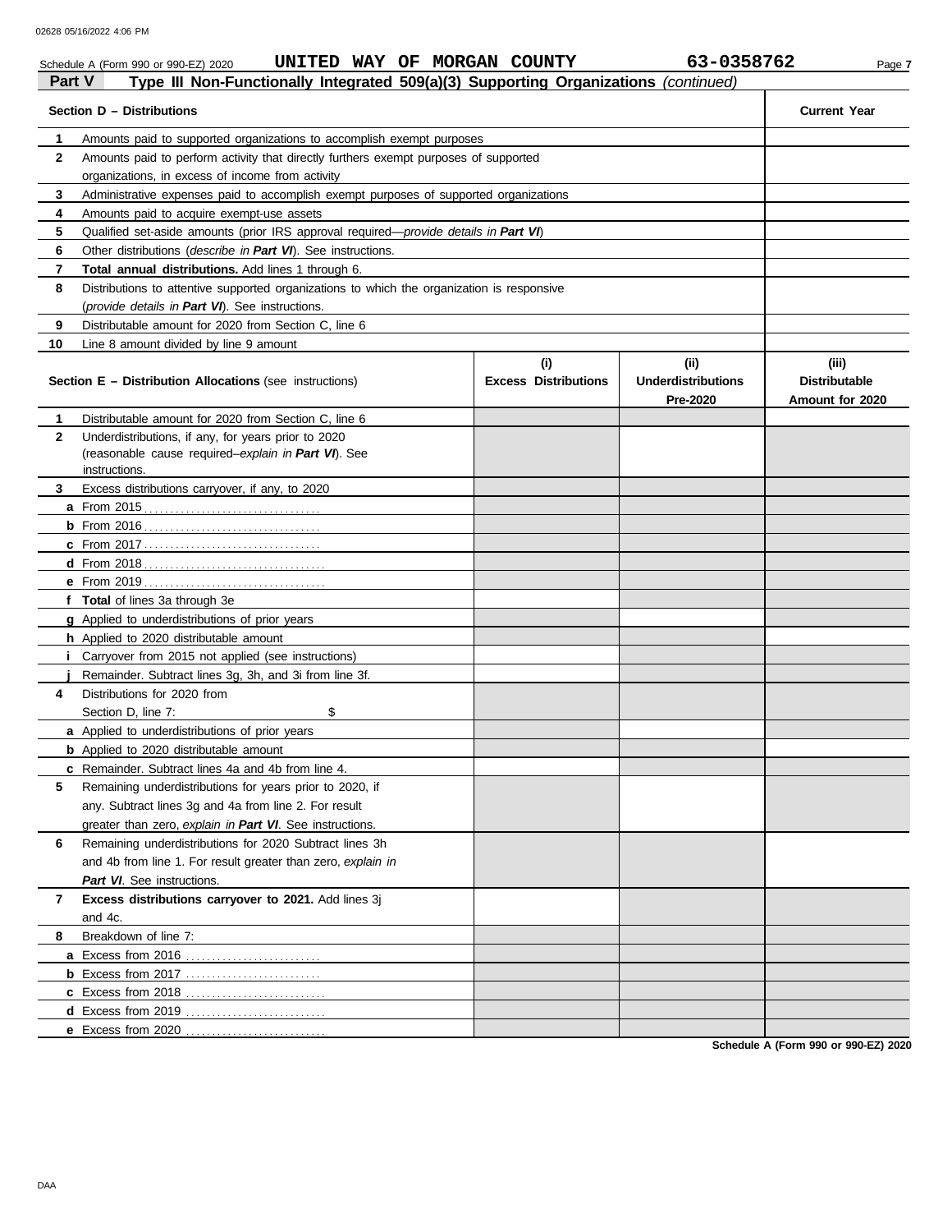Schedule A (Form 990 or 990-EZ) 2020 **UNITED WAY OF MORGAN COUNTY** **63-0358762**

## Part V Type III Non-Functionally Integrated 509(a)(3) Supporting Organizations *(continued)*

| | **Section D – Distributions** | **Current Year** |
|---|---|---|
| **1** | Amounts paid to supported organizations to accomplish exempt purposes | |
| **2** | Amounts paid to perform activity that directly furthers exempt purposes of supported organizations, in excess of income from activity | |
| **3** | Administrative expenses paid to accomplish exempt purposes of supported organizations | |
| **4** | Amounts paid to acquire exempt-use assets | |
| **5** | Qualified set-aside amounts (prior IRS approval required—*provide details in* ***Part VI***) | |
| **6** | Other distributions (*describe in* ***Part VI***). See instructions. | |
| **7** | **Total annual distributions.** Add lines 1 through 6. | |
| **8** | Distributions to attentive supported organizations to which the organization is responsive (*provide details in* ***Part VI***). See instructions. | |
| **9** | Distributable amount for 2020 from Section C, line 6 | |
| **10** | Line 8 amount divided by line 9 amount | |

| | **Section E – Distribution Allocations** (see instructions) | **(i) Excess Distributions** | **(ii) Underdistributions Pre-2020** | **(iii) Distributable Amount for 2020** |
|---|---|---|---|---|
| **1** | Distributable amount for 2020 from Section C, line 6 | | | |
| **2** | Underdistributions, if any, for years prior to 2020 (reasonable cause required–*explain in* ***Part VI***). See instructions. | | | |
| **3** | Excess distributions carryover, if any, to 2020 | | | |
| **a** | From 2015 | | | |
| **b** | From 2016 | | | |
| **c** | From 2017 | | | |
| **d** | From 2018 | | | |
| **e** | From 2019 | | | |
| **f** | **Total** of lines 3a through 3e | | | |
| **g** | Applied to underdistributions of prior years | | | |
| **h** | Applied to 2020 distributable amount | | | |
| **i** | Carryover from 2015 not applied (see instructions) | | | |
| **j** | Remainder. Subtract lines 3g, 3h, and 3i from line 3f. | | | |
| **4** | Distributions for 2020 from Section D, line 7: $ | | | |
| **a** | Applied to underdistributions of prior years | | | |
| **b** | Applied to 2020 distributable amount | | | |
| **c** | Remainder. Subtract lines 4a and 4b from line 4. | | | |
| **5** | Remaining underdistributions for years prior to 2020, if any. Subtract lines 3g and 4a from line 2. For result greater than zero, *explain in* ***Part VI***. See instructions. | | | |
| **6** | Remaining underdistributions for 2020 Subtract lines 3h and 4b from line 1. For result greater than zero, *explain in* ***Part VI***. See instructions. | | | |
| **7** | **Excess distributions carryover to 2021.** Add lines 3j and 4c. | | | |
| **8** | Breakdown of line 7: | | | |
| **a** | Excess from 2016 | | | |
| **b** | Excess from 2017 | | | |
| **c** | Excess from 2018 | | | |
| **d** | Excess from 2019 | | | |
| **e** | Excess from 2020 | | | |

**Schedule A (Form 990 or 990-EZ) 2020**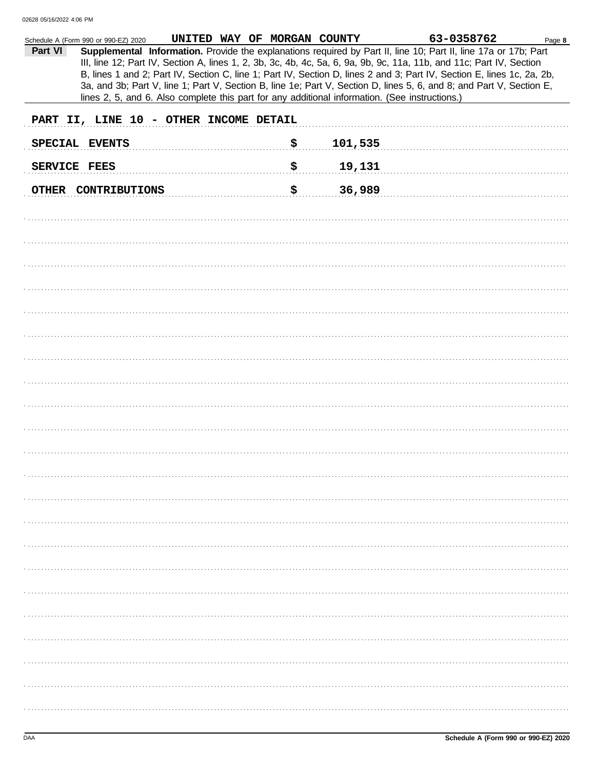Schedule A (Form 990 or 990-EZ) 2020 UNITED WAY OF MORGAN COUNTY 63-0358762

**Part VI** **Supplemental Information.** Provide the explanations required by Part II, line 10; Part II, line 17a or 17b; Part III, line 12; Part IV, Section A, lines 1, 2, 3b, 3c, 4b, 4c, 5a, 6, 9a, 9b, 9c, 11a, 11b, and 11c; Part IV, Section B, lines 1 and 2; Part IV, Section C, line 1; Part IV, Section D, lines 2 and 3; Part IV, Section E, lines 1c, 2a, 2b, 3a, and 3b; Part V, line 1; Part V, Section B, line 1e; Part V, Section D, lines 5, 6, and 8; and Part V, Section E, lines 2, 5, and 6. Also complete this part for any additional information. (See instructions.)

PART II, LINE 10 - OTHER INCOME DETAIL

| | |
|---|---|
| SPECIAL EVENTS | $ 101,535 |
| SERVICE FEES | $ 19,131 |
| OTHER CONTRIBUTIONS | $ 36,989 |

Schedule A (Form 990 or 990-EZ) 2020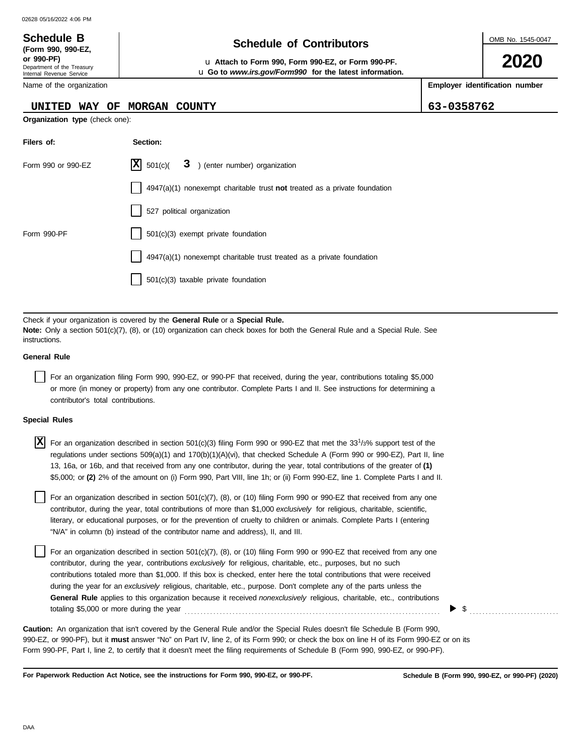# Schedule B

**(Form 990, 990-EZ, or 990-PF)**

Department of the Treasury
Internal Revenue Service

## Schedule of Contributors

u **Attach to Form 990, Form 990-EZ, or Form 990-PF.**
u **Go to *www.irs.gov/Form990* for the latest information.**

OMB No. 1545-0047

**2020**

Name of the organization: UNITED WAY OF MORGAN COUNTY

**Employer identification number:** 63-0358762

**Organization type** (check one):

| Filers of: | Section: |
|---|---|
| Form 990 or 990-EZ | [X] 501(c)( 3 ) (enter number) organization |
| | [ ] 4947(a)(1) nonexempt charitable trust **not** treated as a private foundation |
| | [ ] 527 political organization |
| Form 990-PF | [ ] 501(c)(3) exempt private foundation |
| | [ ] 4947(a)(1) nonexempt charitable trust treated as a private foundation |
| | [ ] 501(c)(3) taxable private foundation |

Check if your organization is covered by the **General Rule** or a **Special Rule.**

**Note:** Only a section 501(c)(7), (8), or (10) organization can check boxes for both the General Rule and a Special Rule. See instructions.

**General Rule**

[ ] For an organization filing Form 990, 990-EZ, or 990-PF that received, during the year, contributions totaling $5,000 or more (in money or property) from any one contributor. Complete Parts I and II. See instructions for determining a contributor's total contributions.

**Special Rules**

[X] For an organization described in section 501(c)(3) filing Form 990 or 990-EZ that met the 33 1/3% support test of the regulations under sections 509(a)(1) and 170(b)(1)(A)(vi), that checked Schedule A (Form 990 or 990-EZ), Part II, line 13, 16a, or 16b, and that received from any one contributor, during the year, total contributions of the greater of **(1)** $5,000; or **(2)** 2% of the amount on (i) Form 990, Part VIII, line 1h; or (ii) Form 990-EZ, line 1. Complete Parts I and II.

[ ] For an organization described in section 501(c)(7), (8), or (10) filing Form 990 or 990-EZ that received from any one contributor, during the year, total contributions of more than $1,000 *exclusively* for religious, charitable, scientific, literary, or educational purposes, or for the prevention of cruelty to children or animals. Complete Parts I (entering "N/A" in column (b) instead of the contributor name and address), II, and III.

[ ] For an organization described in section 501(c)(7), (8), or (10) filing Form 990 or 990-EZ that received from any one contributor, during the year, contributions *exclusively* for religious, charitable, etc., purposes, but no such contributions totaled more than $1,000. If this box is checked, enter here the total contributions that were received during the year for an *exclusively* religious, charitable, etc., purpose. Don't complete any of the parts unless the **General Rule** applies to this organization because it received *nonexclusively* religious, charitable, etc., contributions totaling $5,000 or more during the year ▶ $

**Caution:** An organization that isn't covered by the General Rule and/or the Special Rules doesn't file Schedule B (Form 990, 990-EZ, or 990-PF), but it **must** answer "No" on Part IV, line 2, of its Form 990; or check the box on line H of its Form 990-EZ or on its Form 990-PF, Part I, line 2, to certify that it doesn't meet the filing requirements of Schedule B (Form 990, 990-EZ, or 990-PF).

**For Paperwork Reduction Act Notice, see the instructions for Form 990, 990-EZ, or 990-PF.** **Schedule B (Form 990, 990-EZ, or 990-PF) (2020)**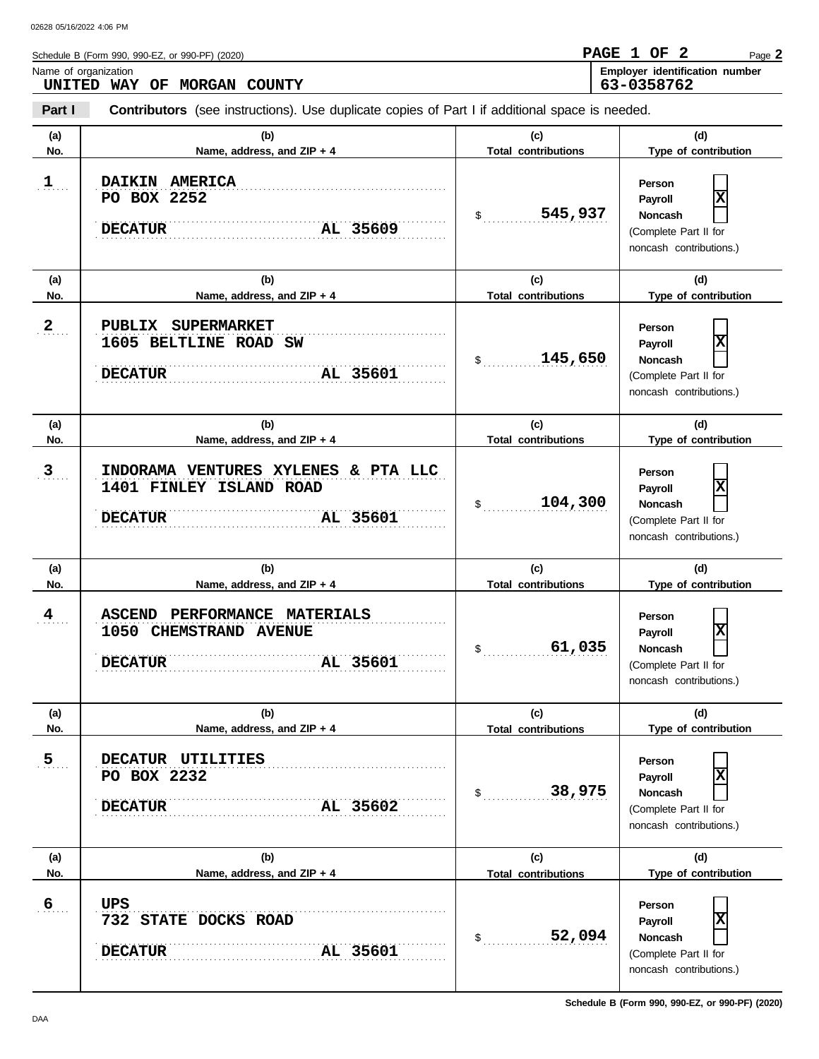Schedule B (Form 990, 990-EZ, or 990-PF) (2020)

PAGE 1 OF 2

Name of organization
**UNITED WAY OF MORGAN COUNTY**

Employer identification number
**63-0358762**

**Part I** **Contributors** (see instructions). Use duplicate copies of Part I if additional space is needed.

| (a) No. | (b) Name, address, and ZIP + 4 | (c) Total contributions | (d) Type of contribution |
|---|---|---|---|
| 1 | DAIKIN AMERICA<br>PO BOX 2252<br>DECATUR AL 35609 | $ 545,937 | Person [ ]<br>Payroll [X]<br>Noncash [ ]<br>(Complete Part II for noncash contributions.) |
| 2 | PUBLIX SUPERMARKET<br>1605 BELTLINE ROAD SW<br>DECATUR AL 35601 | $ 145,650 | Person [ ]<br>Payroll [X]<br>Noncash [ ]<br>(Complete Part II for noncash contributions.) |
| 3 | INDORAMA VENTURES XYLENES & PTA LLC<br>1401 FINLEY ISLAND ROAD<br>DECATUR AL 35601 | $ 104,300 | Person [ ]<br>Payroll [X]<br>Noncash [ ]<br>(Complete Part II for noncash contributions.) |
| 4 | ASCEND PERFORMANCE MATERIALS<br>1050 CHEMSTRAND AVENUE<br>DECATUR AL 35601 | $ 61,035 | Person [ ]<br>Payroll [X]<br>Noncash [ ]<br>(Complete Part II for noncash contributions.) |
| 5 | DECATUR UTILITIES<br>PO BOX 2232<br>DECATUR AL 35602 | $ 38,975 | Person [ ]<br>Payroll [X]<br>Noncash [ ]<br>(Complete Part II for noncash contributions.) |
| 6 | UPS<br>732 STATE DOCKS ROAD<br>DECATUR AL 35601 | $ 52,094 | Person [ ]<br>Payroll [X]<br>Noncash [ ]<br>(Complete Part II for noncash contributions.) |

Schedule B (Form 990, 990-EZ, or 990-PF) (2020)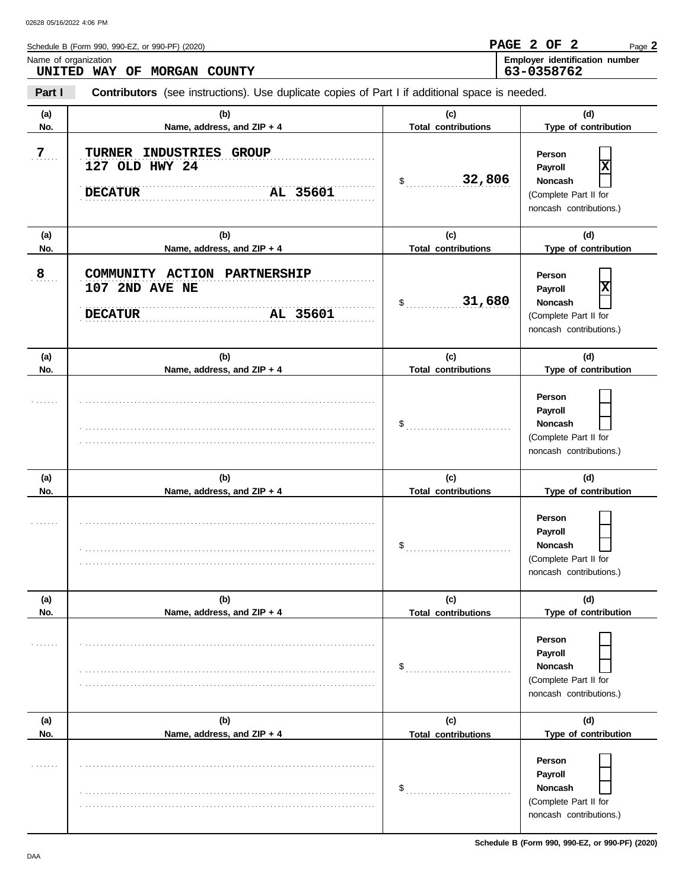Schedule B (Form 990, 990-EZ, or 990-PF) (2020)

Name of organization
**UNITED WAY OF MORGAN COUNTY**

Employer identification number
**63-0358762**

**Part I** **Contributors** (see instructions). Use duplicate copies of Part I if additional space is needed.

| (a) No. | (b) Name, address, and ZIP + 4 | (c) Total contributions | (d) Type of contribution |
|---|---|---|---|
| 7 | TURNER INDUSTRIES GROUP<br>127 OLD HWY 24<br>DECATUR AL 35601 | $ 32,806 | Person [ ]<br>Payroll [X]<br>Noncash [ ]<br>(Complete Part II for noncash contributions.) |
| 8 | COMMUNITY ACTION PARTNERSHIP<br>107 2ND AVE NE<br>DECATUR AL 35601 | $ 31,680 | Person [ ]<br>Payroll [X]<br>Noncash [ ]<br>(Complete Part II for noncash contributions.) |
| | | $ | Person [ ]<br>Payroll [ ]<br>Noncash [ ]<br>(Complete Part II for noncash contributions.) |
| | | $ | Person [ ]<br>Payroll [ ]<br>Noncash [ ]<br>(Complete Part II for noncash contributions.) |
| | | $ | Person [ ]<br>Payroll [ ]<br>Noncash [ ]<br>(Complete Part II for noncash contributions.) |
| | | $ | Person [ ]<br>Payroll [ ]<br>Noncash [ ]<br>(Complete Part II for noncash contributions.) |

Schedule B (Form 990, 990-EZ, or 990-PF) (2020)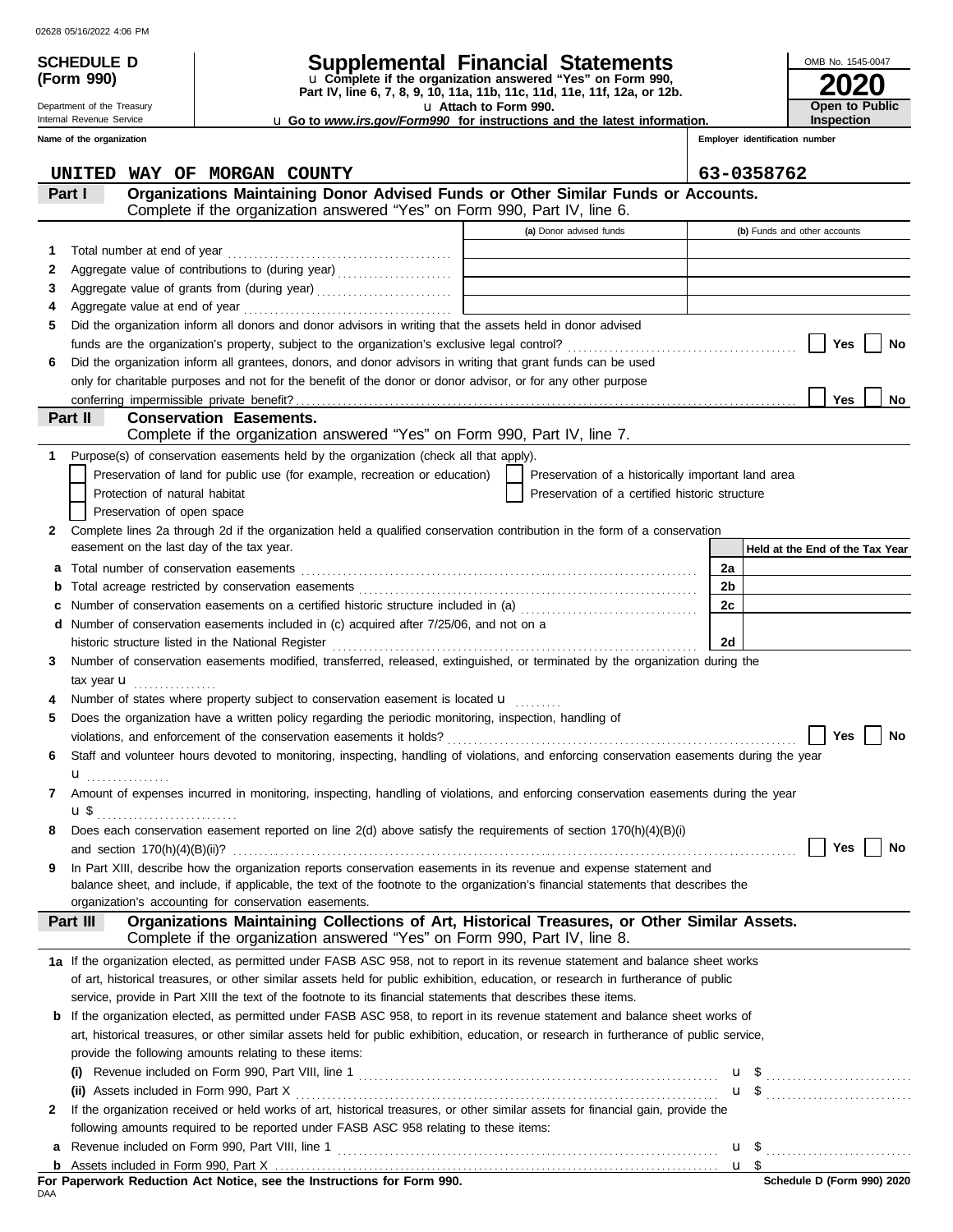02628 05/16/2022 4:06 PM

**SCHEDULE D (Form 990)**

Department of the Treasury
Internal Revenue Service

# Supplemental Financial Statements

u Complete if the organization answered "Yes" on Form 990, Part IV, line 6, 7, 8, 9, 10, 11a, 11b, 11c, 11d, 11e, 11f, 12a, or 12b.
u Attach to Form 990.
u Go to *www.irs.gov/Form990* for instructions and the latest information.

OMB No. 1545-0047

**2020**

**Open to Public Inspection**

**Name of the organization**
UNITED WAY OF MORGAN COUNTY

**Employer identification number**
63-0358762

## Part I — Organizations Maintaining Donor Advised Funds or Other Similar Funds or Accounts.
Complete if the organization answered "Yes" on Form 990, Part IV, line 6.

| | | (a) Donor advised funds | (b) Funds and other accounts |
|---|---|---|---|
| 1 | Total number at end of year | | |
| 2 | Aggregate value of contributions to (during year) | | |
| 3 | Aggregate value of grants from (during year) | | |
| 4 | Aggregate value at end of year | | |

5 Did the organization inform all donors and donor advisors in writing that the assets held in donor advised funds are the organization's property, subject to the organization's exclusive legal control? ☐ Yes ☐ No

6 Did the organization inform all grantees, donors, and donor advisors in writing that grant funds can be used only for charitable purposes and not for the benefit of the donor or donor advisor, or for any other purpose conferring impermissible private benefit? ☐ Yes ☐ No

## Part II — Conservation Easements.
Complete if the organization answered "Yes" on Form 990, Part IV, line 7.

1 Purpose(s) of conservation easements held by the organization (check all that apply).

☐ Preservation of land for public use (for example, recreation or education) ☐ Preservation of a historically important land area
☐ Protection of natural habitat ☐ Preservation of a certified historic structure
☐ Preservation of open space

2 Complete lines 2a through 2d if the organization held a qualified conservation contribution in the form of a conservation easement on the last day of the tax year.

| | | | Held at the End of the Tax Year |
|---|---|---|---|
| a | Total number of conservation easements | 2a | |
| b | Total acreage restricted by conservation easements | 2b | |
| c | Number of conservation easements on a certified historic structure included in (a) | 2c | |
| d | Number of conservation easements included in (c) acquired after 7/25/06, and not on a historic structure listed in the National Register | 2d | |

3 Number of conservation easements modified, transferred, released, extinguished, or terminated by the organization during the tax year u

4 Number of states where property subject to conservation easement is located u

5 Does the organization have a written policy regarding the periodic monitoring, inspection, handling of violations, and enforcement of the conservation easements it holds? ☐ Yes ☐ No

6 Staff and volunteer hours devoted to monitoring, inspecting, handling of violations, and enforcing conservation easements during the year u

7 Amount of expenses incurred in monitoring, inspecting, handling of violations, and enforcing conservation easements during the year u $

8 Does each conservation easement reported on line 2(d) above satisfy the requirements of section 170(h)(4)(B)(i) and section 170(h)(4)(B)(ii)? ☐ Yes ☐ No

9 In Part XIII, describe how the organization reports conservation easements in its revenue and expense statement and balance sheet, and include, if applicable, the text of the footnote to the organization's financial statements that describes the organization's accounting for conservation easements.

## Part III — Organizations Maintaining Collections of Art, Historical Treasures, or Other Similar Assets.
Complete if the organization answered "Yes" on Form 990, Part IV, line 8.

1a If the organization elected, as permitted under FASB ASC 958, not to report in its revenue statement and balance sheet works of art, historical treasures, or other similar assets held for public exhibition, education, or research in furtherance of public service, provide in Part XIII the text of the footnote to its financial statements that describes these items.

b If the organization elected, as permitted under FASB ASC 958, to report in its revenue statement and balance sheet works of art, historical treasures, or other similar assets held for public exhibition, education, or research in furtherance of public service, provide the following amounts relating to these items:

(i) Revenue included on Form 990, Part VIII, line 1 u $

(ii) Assets included in Form 990, Part X u $

2 If the organization received or held works of art, historical treasures, or other similar assets for financial gain, provide the following amounts required to be reported under FASB ASC 958 relating to these items:

a Revenue included on Form 990, Part VIII, line 1 u $

b Assets included in Form 990, Part X u $

**For Paperwork Reduction Act Notice, see the Instructions for Form 990.**

DAA

**Schedule D (Form 990) 2020**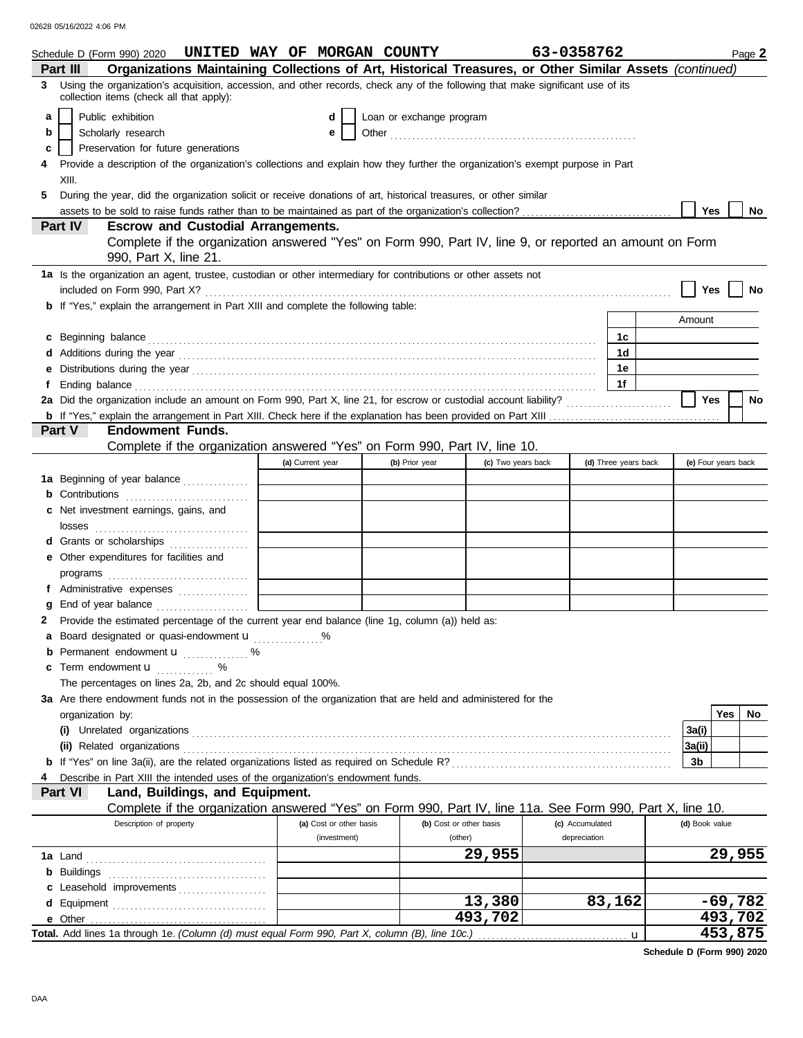Schedule D (Form 990) 2020 UNITED WAY OF MORGAN COUNTY 63-0358762 Page **2**

**Part III** **Organizations Maintaining Collections of Art, Historical Treasures, or Other Similar Assets** *(continued)*

**3** Using the organization's acquisition, accession, and other records, check any of the following that make significant use of its collection items (check all that apply):

- **a** ☐ Public exhibition
- **b** ☐ Scholarly research
- **c** ☐ Preservation for future generations
- **d** ☐ Loan or exchange program
- **e** ☐ Other

**4** Provide a description of the organization's collections and explain how they further the organization's exempt purpose in Part XIII.

**5** During the year, did the organization solicit or receive donations of art, historical treasures, or other similar assets to be sold to raise funds rather than to be maintained as part of the organization's collection? ☐ Yes ☐ No

**Part IV** **Escrow and Custodial Arrangements.**

Complete if the organization answered "Yes" on Form 990, Part IV, line 9, or reported an amount on Form 990, Part X, line 21.

**1a** Is the organization an agent, trustee, custodian or other intermediary for contributions or other assets not included on Form 990, Part X? ☐ Yes ☐ No

**b** If "Yes," explain the arrangement in Part XIII and complete the following table:

| | | Amount |
|---|---|---|
| **c** Beginning balance | 1c | |
| **d** Additions during the year | 1d | |
| **e** Distributions during the year | 1e | |
| **f** Ending balance | 1f | |

**2a** Did the organization include an amount on Form 990, Part X, line 21, for escrow or custodial account liability? ☐ Yes ☐ No

**b** If "Yes," explain the arrangement in Part XIII. Check here if the explanation has been provided on Part XIII ☐

**Part V** **Endowment Funds.**

Complete if the organization answered "Yes" on Form 990, Part IV, line 10.

| | (a) Current year | (b) Prior year | (c) Two years back | (d) Three years back | (e) Four years back |
|---|---|---|---|---|---|
| **1a** Beginning of year balance | | | | | |
| **b** Contributions | | | | | |
| **c** Net investment earnings, gains, and losses | | | | | |
| **d** Grants or scholarships | | | | | |
| **e** Other expenditures for facilities and programs | | | | | |
| **f** Administrative expenses | | | | | |
| **g** End of year balance | | | | | |

**2** Provide the estimated percentage of the current year end balance (line 1g, column (a)) held as:

- **a** Board designated or quasi-endowment u ______ %
- **b** Permanent endowment u ______ %
- **c** Term endowment u ______ %

The percentages on lines 2a, 2b, and 2c should equal 100%.

**3a** Are there endowment funds not in the possession of the organization that are held and administered for the organization by:

| | | Yes | No |
|---|---|---|---|
| **(i)** Unrelated organizations | 3a(i) | | |
| **(ii)** Related organizations | 3a(ii) | | |
| **b** If "Yes" on line 3a(ii), are the related organizations listed as required on Schedule R? | 3b | | |

**4** Describe in Part XIII the intended uses of the organization's endowment funds.

**Part VI** **Land, Buildings, and Equipment.**

Complete if the organization answered "Yes" on Form 990, Part IV, line 11a. See Form 990, Part X, line 10.

| Description of property | (a) Cost or other basis (investment) | (b) Cost or other basis (other) | (c) Accumulated depreciation | (d) Book value |
|---|---|---|---|---|
| **1a** Land | | 29,955 | | 29,955 |
| **b** Buildings | | | | |
| **c** Leasehold improvements | | | | |
| **d** Equipment | | 13,380 | 83,162 | -69,782 |
| **e** Other | | 493,702 | | 493,702 |
| **Total.** Add lines 1a through 1e. *(Column (d) must equal Form 990, Part X, column (B), line 10c.)* u | | | | 453,875 |

Schedule D (Form 990) 2020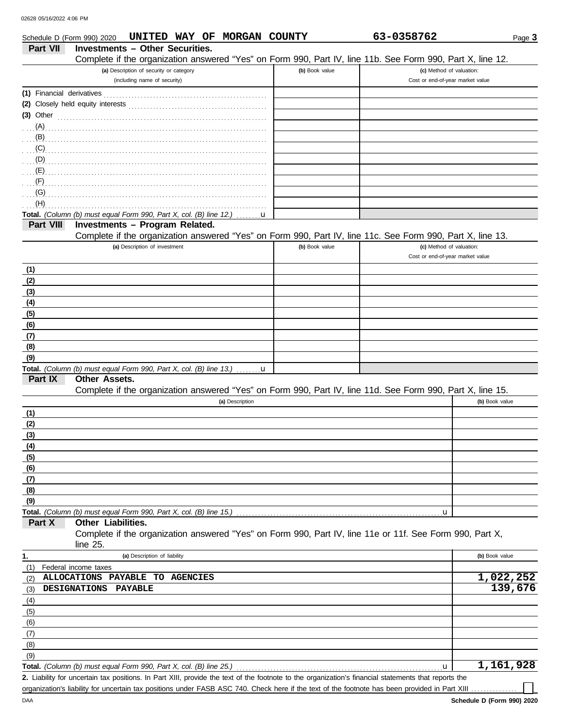Schedule D (Form 990) 2020 UNITED WAY OF MORGAN COUNTY 63-0358762

## Part VII Investments – Other Securities.

Complete if the organization answered "Yes" on Form 990, Part IV, line 11b. See Form 990, Part X, line 12.

| (a) Description of security or category (including name of security) | (b) Book value | (c) Method of valuation: Cost or end-of-year market value |
|---|---|---|
| (1) Financial derivatives | | |
| (2) Closely held equity interests | | |
| (3) Other | | |
| (A) | | |
| (B) | | |
| (C) | | |
| (D) | | |
| (E) | | |
| (F) | | |
| (G) | | |
| (H) | | |
| **Total.** *(Column (b) must equal Form 990, Part X, col. (B) line 12.)* u | | |

## Part VIII Investments – Program Related.

Complete if the organization answered "Yes" on Form 990, Part IV, line 11c. See Form 990, Part X, line 13.

| (a) Description of investment | (b) Book value | (c) Method of valuation: Cost or end-of-year market value |
|---|---|---|
| (1) | | |
| (2) | | |
| (3) | | |
| (4) | | |
| (5) | | |
| (6) | | |
| (7) | | |
| (8) | | |
| (9) | | |
| **Total.** *(Column (b) must equal Form 990, Part X, col. (B) line 13.)* u | | |

## Part IX Other Assets.

Complete if the organization answered "Yes" on Form 990, Part IV, line 11d. See Form 990, Part X, line 15.

| (a) Description | (b) Book value |
|---|---|
| (1) | |
| (2) | |
| (3) | |
| (4) | |
| (5) | |
| (6) | |
| (7) | |
| (8) | |
| (9) | |
| **Total.** *(Column (b) must equal Form 990, Part X, col. (B) line 15.)* u | |

## Part X Other Liabilities.

Complete if the organization answered "Yes" on Form 990, Part IV, line 11e or 11f. See Form 990, Part X, line 25.

| 1. (a) Description of liability | (b) Book value |
|---|---|
| (1) Federal income taxes | |
| (2) ALLOCATIONS PAYABLE TO AGENCIES | 1,022,252 |
| (3) DESIGNATIONS PAYABLE | 139,676 |
| (4) | |
| (5) | |
| (6) | |
| (7) | |
| (8) | |
| (9) | |
| **Total.** *(Column (b) must equal Form 990, Part X, col. (B) line 25.)* u | 1,161,928 |

**2.** Liability for uncertain tax positions. In Part XIII, provide the text of the footnote to the organization's financial statements that reports the organization's liability for uncertain tax positions under FASB ASC 740. Check here if the text of the footnote has been provided in Part XIII ☐

Schedule D (Form 990) 2020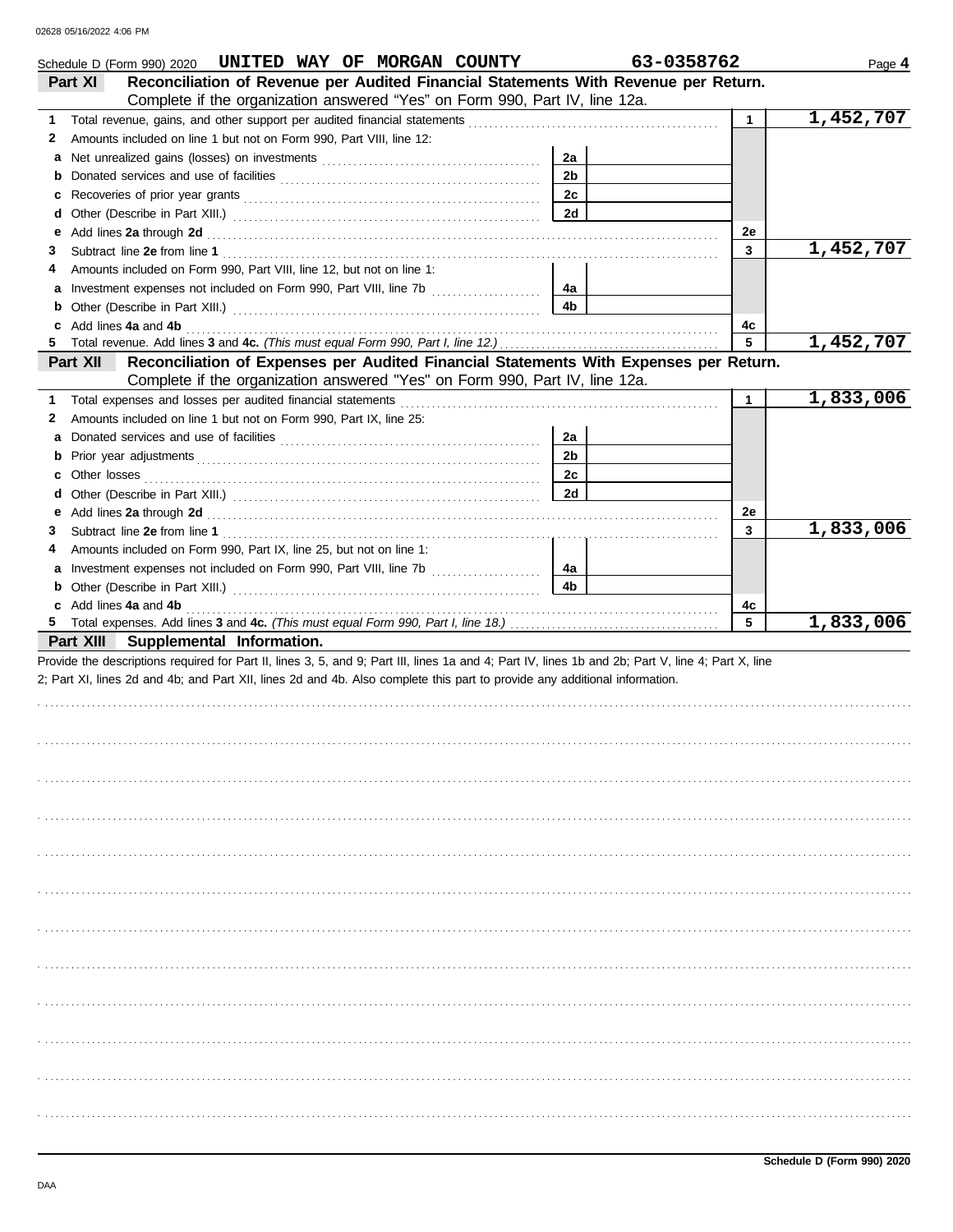Schedule D (Form 990) 2020 **UNITED WAY OF MORGAN COUNTY** **63-0358762** Page **4**

## Part XI Reconciliation of Revenue per Audited Financial Statements With Revenue per Return.

Complete if the organization answered "Yes" on Form 990, Part IV, line 12a.

| | | | | | |
|---|---|---|---|---|---|
| **1** | Total revenue, gains, and other support per audited financial statements | | | 1 | 1,452,707 |
| **2** | Amounts included on line 1 but not on Form 990, Part VIII, line 12: | | | | |
| **a** | Net unrealized gains (losses) on investments | 2a | | | |
| **b** | Donated services and use of facilities | 2b | | | |
| **c** | Recoveries of prior year grants | 2c | | | |
| **d** | Other (Describe in Part XIII.) | 2d | | | |
| **e** | Add lines **2a** through **2d** | | | 2e | |
| **3** | Subtract line **2e** from line **1** | | | 3 | 1,452,707 |
| **4** | Amounts included on Form 990, Part VIII, line 12, but not on line 1: | | | | |
| **a** | Investment expenses not included on Form 990, Part VIII, line 7b | 4a | | | |
| **b** | Other (Describe in Part XIII.) | 4b | | | |
| **c** | Add lines **4a** and **4b** | | | 4c | |
| **5** | Total revenue. Add lines **3** and **4c.** *(This must equal Form 990, Part I, line 12.)* | | | 5 | 1,452,707 |

## Part XII Reconciliation of Expenses per Audited Financial Statements With Expenses per Return.

Complete if the organization answered "Yes" on Form 990, Part IV, line 12a.

| | | | | | |
|---|---|---|---|---|---|
| **1** | Total expenses and losses per audited financial statements | | | 1 | 1,833,006 |
| **2** | Amounts included on line 1 but not on Form 990, Part IX, line 25: | | | | |
| **a** | Donated services and use of facilities | 2a | | | |
| **b** | Prior year adjustments | 2b | | | |
| **c** | Other losses | 2c | | | |
| **d** | Other (Describe in Part XIII.) | 2d | | | |
| **e** | Add lines **2a** through **2d** | | | 2e | |
| **3** | Subtract line **2e** from line **1** | | | 3 | 1,833,006 |
| **4** | Amounts included on Form 990, Part IX, line 25, but not on line 1: | | | | |
| **a** | Investment expenses not included on Form 990, Part VIII, line 7b | 4a | | | |
| **b** | Other (Describe in Part XIII.) | 4b | | | |
| **c** | Add lines **4a** and **4b** | | | 4c | |
| **5** | Total expenses. Add lines **3** and **4c.** *(This must equal Form 990, Part I, line 18.)* | | | 5 | 1,833,006 |

## Part XIII Supplemental Information.

Provide the descriptions required for Part II, lines 3, 5, and 9; Part III, lines 1a and 4; Part IV, lines 1b and 2b; Part V, line 4; Part X, line 2; Part XI, lines 2d and 4b; and Part XII, lines 2d and 4b. Also complete this part to provide any additional information.

Schedule D (Form 990) 2020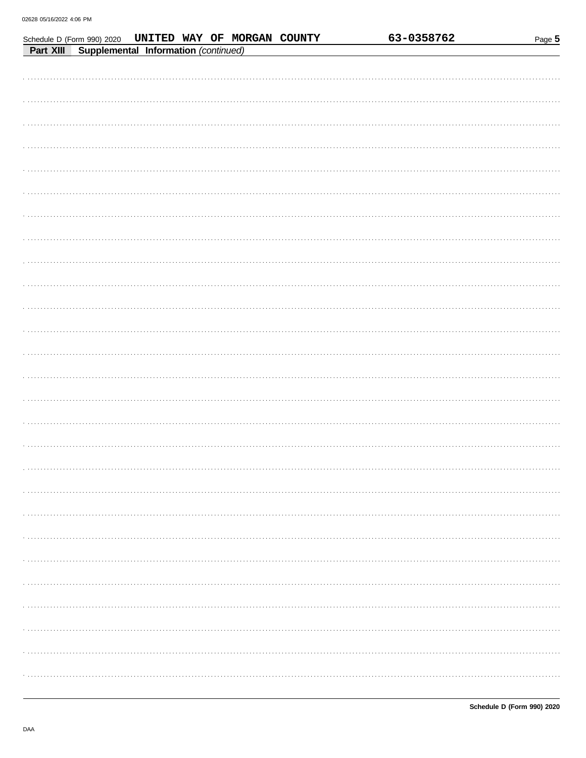Schedule D (Form 990) 2020 **UNITED WAY OF MORGAN COUNTY** **63-0358762** Page **5**

**Part XIII** **Supplemental Information** *(continued)*

**Schedule D (Form 990) 2020**

DAA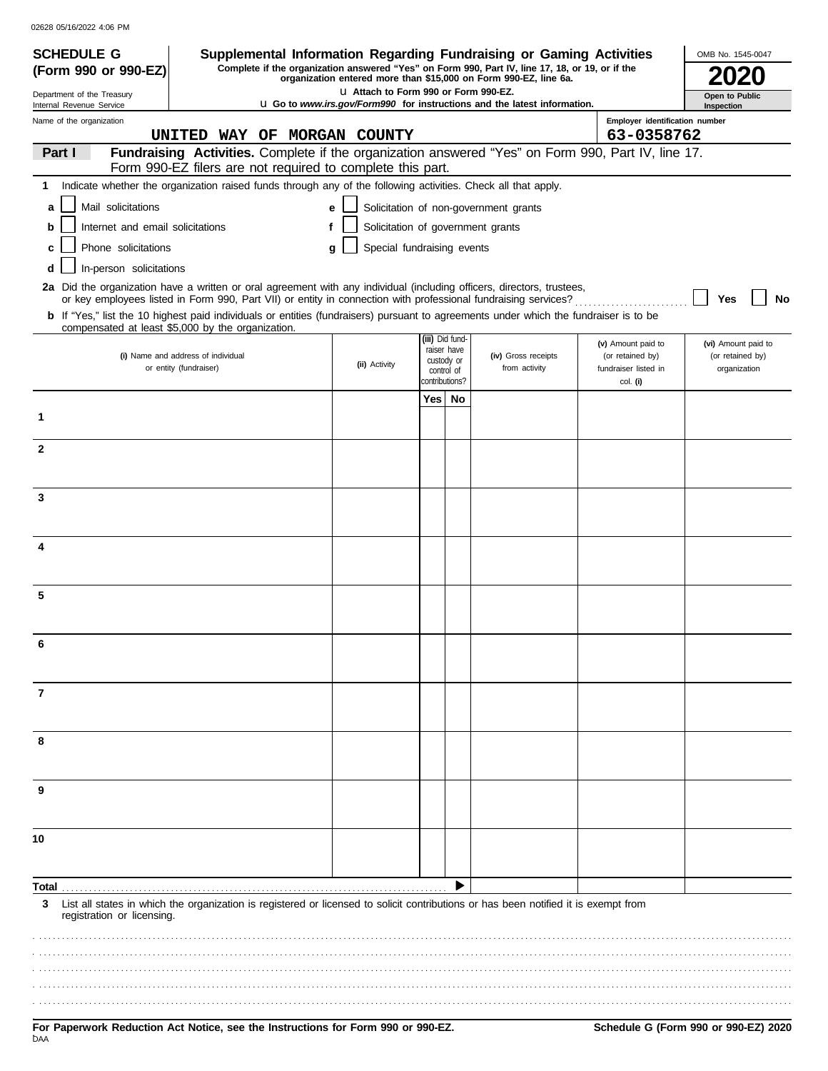02628 05/16/2022 4:06 PM

**SCHEDULE G (Form 990 or 990-EZ)**

Department of the Treasury
Internal Revenue Service

# Supplemental Information Regarding Fundraising or Gaming Activities

**Complete if the organization answered "Yes" on Form 990, Part IV, line 17, 18, or 19, or if the organization entered more than $15,000 on Form 990-EZ, line 6a.**

u **Attach to Form 990 or Form 990-EZ.**

u **Go to *www.irs.gov/Form990* for instructions and the latest information.**

OMB No. 1545-0047

**2020**

**Open to Public Inspection**

Name of the organization: UNITED WAY OF MORGAN COUNTY

Employer identification number: 63-0358762

**Part I** **Fundraising Activities.** Complete if the organization answered "Yes" on Form 990, Part IV, line 17. Form 990-EZ filers are not required to complete this part.

1 Indicate whether the organization raised funds through any of the following activities. Check all that apply.

- a ☐ Mail solicitations
- b ☐ Internet and email solicitations
- c ☐ Phone solicitations
- d ☐ In-person solicitations
- e ☐ Solicitation of non-government grants
- f ☐ Solicitation of government grants
- g ☐ Special fundraising events

**2a** Did the organization have a written or oral agreement with any individual (including officers, directors, trustees, or key employees listed in Form 990, Part VII) or entity in connection with professional fundraising services? ☐ Yes ☐ No

**b** If "Yes," list the 10 highest paid individuals or entities (fundraisers) pursuant to agreements under which the fundraiser is to be compensated at least $5,000 by the organization.

| | (i) Name and address of individual or entity (fundraiser) | (ii) Activity | (iii) Did fund-raiser have custody or control of contributions? Yes | No | (iv) Gross receipts from activity | (v) Amount paid to (or retained by) fundraiser listed in col. (i) | (vi) Amount paid to (or retained by) organization |
|---|---|---|---|---|---|---|---|
| 1 | | | | | | | |
| 2 | | | | | | | |
| 3 | | | | | | | |
| 4 | | | | | | | |
| 5 | | | | | | | |
| 6 | | | | | | | |
| 7 | | | | | | | |
| 8 | | | | | | | |
| 9 | | | | | | | |
| 10 | | | | | | | |
| **Total** | | | | ▶ | | | |

**3** List all states in which the organization is registered or licensed to solicit contributions or has been notified it is exempt from registration or licensing.

**For Paperwork Reduction Act Notice, see the Instructions for Form 990 or 990-EZ.**

**Schedule G (Form 990 or 990-EZ) 2020**

DAA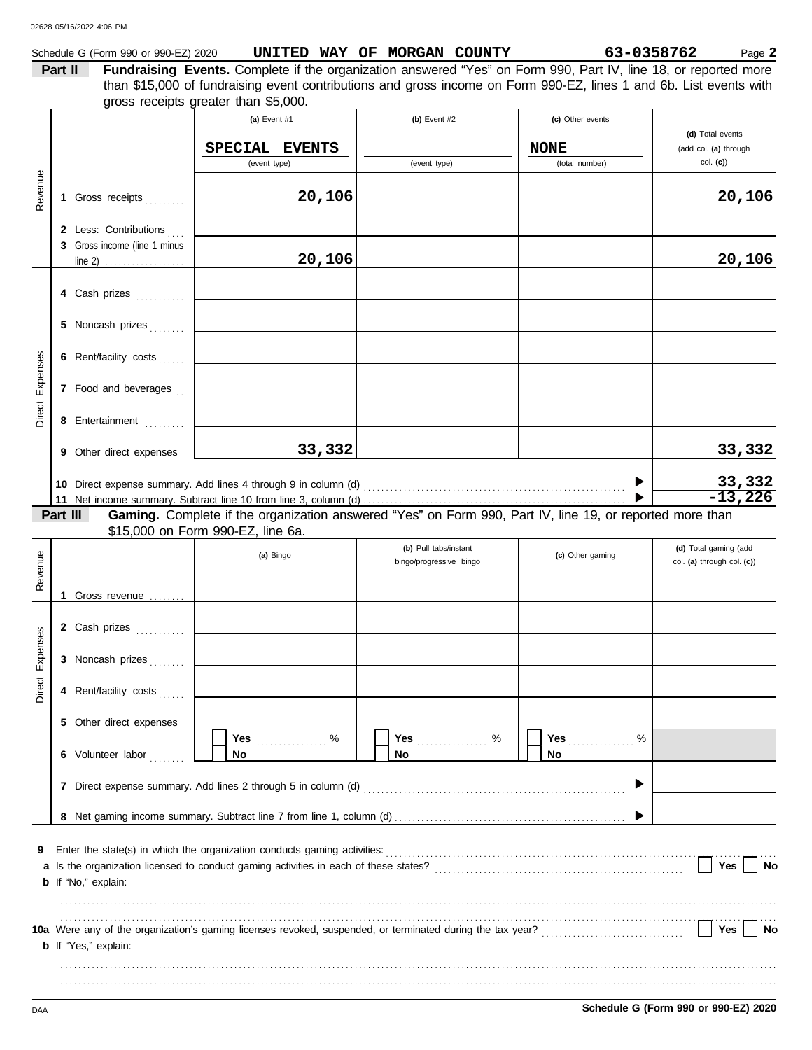Schedule G (Form 990 or 990-EZ) 2020 **UNITED WAY OF MORGAN COUNTY** **63-0358762** Page **2**

**Part II** **Fundraising Events.** Complete if the organization answered "Yes" on Form 990, Part IV, line 18, or reported more than $15,000 of fundraising event contributions and gross income on Form 990-EZ, lines 1 and 6b. List events with gross receipts greater than $5,000.

| | | (a) Event #1 | (b) Event #2 | (c) Other events | (d) Total events (add col. (a) through col. (c)) |
|---|---|---|---|---|---|
| | | SPECIAL EVENTS (event type) | (event type) | NONE (total number) | |
| Revenue | 1 Gross receipts | 20,106 | | | 20,106 |
| | 2 Less: Contributions | | | | |
| | 3 Gross income (line 1 minus line 2) | 20,106 | | | 20,106 |
| Direct Expenses | 4 Cash prizes | | | | |
| | 5 Noncash prizes | | | | |
| | 6 Rent/facility costs | | | | |
| | 7 Food and beverages | | | | |
| | 8 Entertainment | | | | |
| | 9 Other direct expenses | 33,332 | | | 33,332 |
| | 10 Direct expense summary. Add lines 4 through 9 in column (d) | | | | 33,332 |
| | 11 Net income summary. Subtract line 10 from line 3, column (d) | | | | -13,226 |

**Part III** **Gaming.** Complete if the organization answered "Yes" on Form 990, Part IV, line 19, or reported more than $15,000 on Form 990-EZ, line 6a.

| | | (a) Bingo | (b) Pull tabs/instant bingo/progressive bingo | (c) Other gaming | (d) Total gaming (add col. (a) through col. (c)) |
|---|---|---|---|---|---|
| Revenue | 1 Gross revenue | | | | |
| Direct Expenses | 2 Cash prizes | | | | |
| | 3 Noncash prizes | | | | |
| | 4 Rent/facility costs | | | | |
| | 5 Other direct expenses | | | | |
| | 6 Volunteer labor | Yes ___ % / No | Yes ___ % / No | Yes ___ % / No | |
| | 7 Direct expense summary. Add lines 2 through 5 in column (d) | | | | |
| | 8 Net gaming income summary. Subtract line 7 from line 1, column (d) | | | | |

**9** Enter the state(s) in which the organization conducts gaming activities:

**a** Is the organization licensed to conduct gaming activities in each of these states? Yes No

**b** If "No," explain:

**10a** Were any of the organization's gaming licenses revoked, suspended, or terminated during the tax year? Yes No

**b** If "Yes," explain:

**Schedule G (Form 990 or 990-EZ) 2020**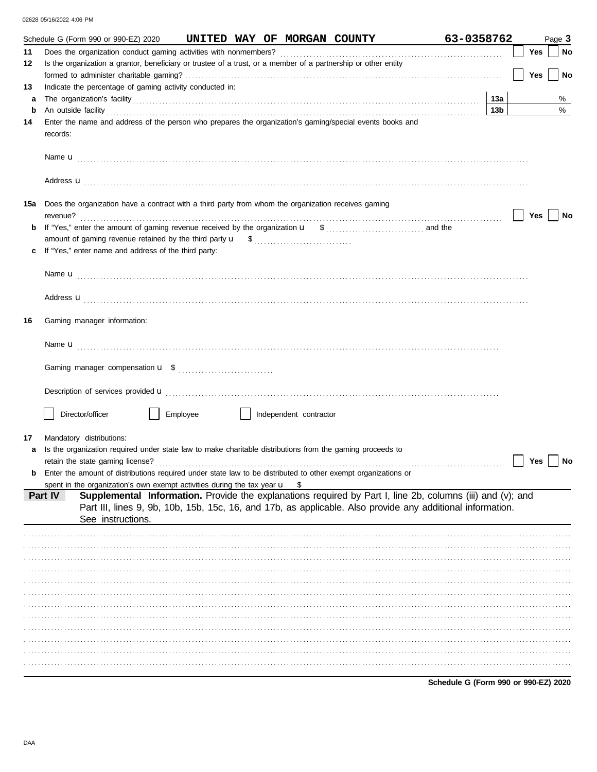Schedule G (Form 990 or 990-EZ) 2020 **UNITED WAY OF MORGAN COUNTY** **63-0358762** Page **3**

**11** Does the organization conduct gaming activities with nonmembers? ☐ Yes ☐ No

**12** Is the organization a grantor, beneficiary or trustee of a trust, or a member of a partnership or other entity formed to administer charitable gaming? ☐ Yes ☐ No

**13** Indicate the percentage of gaming activity conducted in:

**a** The organization's facility **13a** %

**b** An outside facility **13b** %

**14** Enter the name and address of the person who prepares the organization's gaming/special events books and records:

Name u

Address u

**15a** Does the organization have a contract with a third party from whom the organization receives gaming revenue? ☐ Yes ☐ No

**b** If "Yes," enter the amount of gaming revenue received by the organization u $ and the amount of gaming revenue retained by the third party u $

**c** If "Yes," enter name and address of the third party:

Name u

Address u

**16** Gaming manager information:

Name u

Gaming manager compensation u $

Description of services provided u

☐ Director/officer ☐ Employee ☐ Independent contractor

**17** Mandatory distributions:

**a** Is the organization required under state law to make charitable distributions from the gaming proceeds to retain the state gaming license? ☐ Yes ☐ No

**b** Enter the amount of distributions required under state law to be distributed to other exempt organizations or spent in the organization's own exempt activities during the tax year u $

**Part IV** **Supplemental Information.** Provide the explanations required by Part I, line 2b, columns (iii) and (v); and Part III, lines 9, 9b, 10b, 15b, 15c, 16, and 17b, as applicable. Also provide any additional information. See instructions.

**Schedule G (Form 990 or 990-EZ) 2020**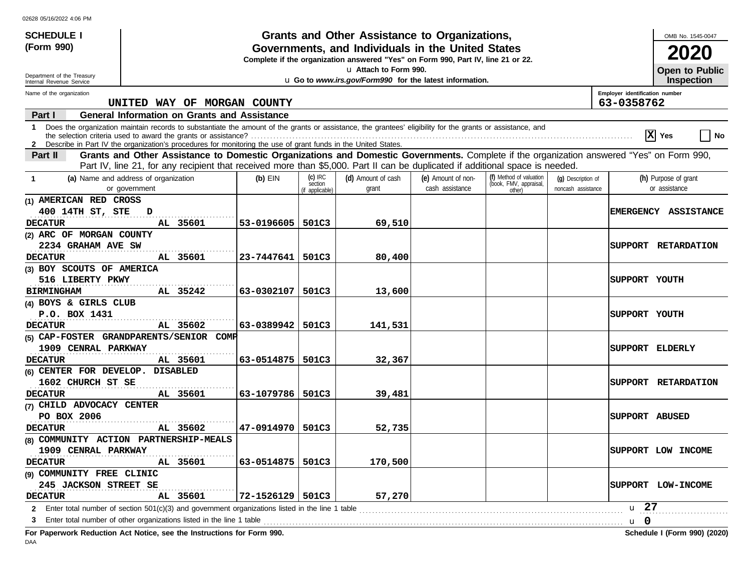**SCHEDULE I (Form 990)**

Department of the Treasury
Internal Revenue Service

# Grants and Other Assistance to Organizations, Governments, and Individuals in the United States

**Complete if the organization answered "Yes" on Form 990, Part IV, line 21 or 22.**

u Attach to Form 990.

u Go to *www.irs.gov/Form990* for the latest information.

OMB No. 1545-0047

**2020**

**Open to Public Inspection**

Name of the organization: UNITED WAY OF MORGAN COUNTY

Employer identification number: 63-0358762

## Part I General Information on Grants and Assistance

1 Does the organization maintain records to substantiate the amount of the grants or assistance, the grantees' eligibility for the grants or assistance, and the selection criteria used to award the grants or assistance? ..... [X] Yes [ ] No

2 Describe in Part IV the organization's procedures for monitoring the use of grant funds in the United States.

## Part II Grants and Other Assistance to Domestic Organizations and Domestic Governments.

Complete if the organization answered "Yes" on Form 990, Part IV, line 21, for any recipient that received more than $5,000. Part II can be duplicated if additional space is needed.

| 1 (a) Name and address of organization or government | (b) EIN | (c) IRC section (if applicable) | (d) Amount of cash grant | (e) Amount of non-cash assistance | (f) Method of valuation (book, FMV, appraisal, other) | (g) Description of noncash assistance | (h) Purpose of grant or assistance |
|---|---|---|---|---|---|---|---|
| (1) AMERICAN RED CROSS<br>400 14TH ST, STE D<br>DECATUR AL 35601 | 53-0196605 | 501C3 | 69,510 | | | | EMERGENCY ASSISTANCE |
| (2) ARC OF MORGAN COUNTY<br>2234 GRAHAM AVE SW<br>DECATUR AL 35601 | 23-7447641 | 501C3 | 80,400 | | | | SUPPORT RETARDATION |
| (3) BOY SCOUTS OF AMERICA<br>516 LIBERTY PKWY<br>BIRMINGHAM AL 35242 | 63-0302107 | 501C3 | 13,600 | | | | SUPPORT YOUTH |
| (4) BOYS & GIRLS CLUB<br>P.O. BOX 1431<br>DECATUR AL 35602 | 63-0389942 | 501C3 | 141,531 | | | | SUPPORT YOUTH |
| (5) CAP-FOSTER GRANDPARENTS/SENIOR COMP<br>1909 CENRAL PARKWAY<br>DECATUR AL 35601 | 63-0514875 | 501C3 | 32,367 | | | | SUPPORT ELDERLY |
| (6) CENTER FOR DEVELOP. DISABLED<br>1602 CHURCH ST SE<br>DECATUR AL 35601 | 63-1079786 | 501C3 | 39,481 | | | | SUPPORT RETARDATION |
| (7) CHILD ADVOCACY CENTER<br>PO BOX 2006<br>DECATUR AL 35602 | 47-0914970 | 501C3 | 52,735 | | | | SUPPORT ABUSED |
| (8) COMMUNITY ACTION PARTNERSHIP-MEALS<br>1909 CENRAL PARKWAY<br>DECATUR AL 35601 | 63-0514875 | 501C3 | 170,500 | | | | SUPPORT LOW INCOME |
| (9) COMMUNITY FREE CLINIC<br>245 JACKSON STREET SE<br>DECATUR AL 35601 | 72-1526129 | 501C3 | 57,270 | | | | SUPPORT LOW-INCOME |

2 Enter total number of section 501(c)(3) and government organizations listed in the line 1 table ..... u 27

3 Enter total number of other organizations listed in the line 1 table ..... u 0

**For Paperwork Reduction Act Notice, see the Instructions for Form 990.** **Schedule I (Form 990) (2020)**

DAA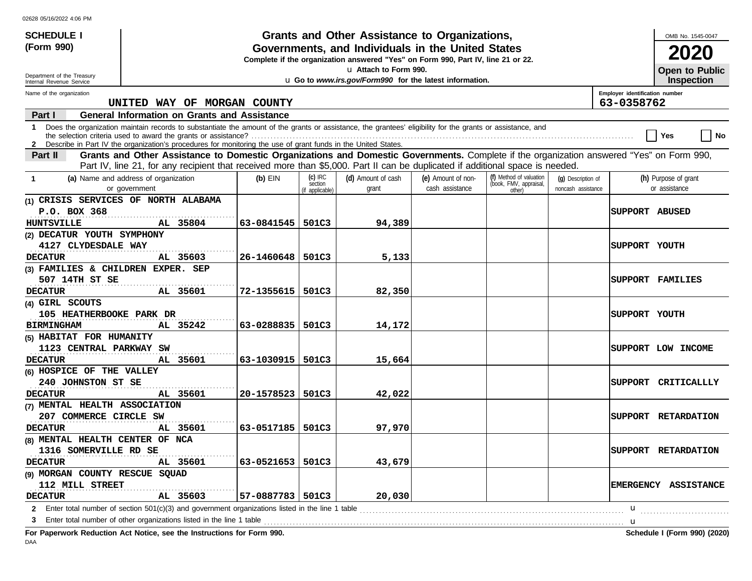**SCHEDULE I (Form 990)**

Department of the Treasury
Internal Revenue Service

# Grants and Other Assistance to Organizations, Governments, and Individuals in the United States

**Complete if the organization answered "Yes" on Form 990, Part IV, line 21 or 22.**

u Attach to Form 990.

u Go to *www.irs.gov/Form990* for the latest information.

OMB No. 1545-0047

**2020**

**Open to Public Inspection**

Name of the organization: UNITED WAY OF MORGAN COUNTY

Employer identification number: 63-0358762

## Part I General Information on Grants and Assistance

1 Does the organization maintain records to substantiate the amount of the grants or assistance, the grantees' eligibility for the grants or assistance, and the selection criteria used to award the grants or assistance? ☐ Yes ☐ No

2 Describe in Part IV the organization's procedures for monitoring the use of grant funds in the United States.

## Part II Grants and Other Assistance to Domestic Organizations and Domestic Governments.

Complete if the organization answered "Yes" on Form 990, Part IV, line 21, for any recipient that received more than $5,000. Part II can be duplicated if additional space is needed.

| 1 (a) Name and address of organization or government | (b) EIN | (c) IRC section (if applicable) | (d) Amount of cash grant | (e) Amount of non-cash assistance | (f) Method of valuation (book, FMV, appraisal, other) | (g) Description of noncash assistance | (h) Purpose of grant or assistance |
|---|---|---|---|---|---|---|---|
| (1) CRISIS SERVICES OF NORTH ALABAMA P.O. BOX 368 HUNTSVILLE AL 35804 | 63-0841545 | 501C3 | 94,389 | | | | SUPPORT ABUSED |
| (2) DECATUR YOUTH SYMPHONY 4127 CLYDESDALE WAY DECATUR AL 35603 | 26-1460648 | 501C3 | 5,133 | | | | SUPPORT YOUTH |
| (3) FAMILIES & CHILDREN EXPER. SEP 507 14TH ST SE DECATUR AL 35601 | 72-1355615 | 501C3 | 82,350 | | | | SUPPORT FAMILIES |
| (4) GIRL SCOUTS 105 HEATHERBOOKE PARK DR BIRMINGHAM AL 35242 | 63-0288835 | 501C3 | 14,172 | | | | SUPPORT YOUTH |
| (5) HABITAT FOR HUMANITY 1123 CENTRAL PARKWAY SW DECATUR AL 35601 | 63-1030915 | 501C3 | 15,664 | | | | SUPPORT LOW INCOME |
| (6) HOSPICE OF THE VALLEY 240 JOHNSTON ST SE DECATUR AL 35601 | 20-1578523 | 501C3 | 42,022 | | | | SUPPORT CRITICALLLY |
| (7) MENTAL HEALTH ASSOCIATION 207 COMMERCE CIRCLE SW DECATUR AL 35601 | 63-0517185 | 501C3 | 97,970 | | | | SUPPORT RETARDATION |
| (8) MENTAL HEALTH CENTER OF NCA 1316 SOMERVILLE RD SE DECATUR AL 35601 | 63-0521653 | 501C3 | 43,679 | | | | SUPPORT RETARDATION |
| (9) MORGAN COUNTY RESCUE SQUAD 112 MILL STREET DECATUR AL 35603 | 57-0887783 | 501C3 | 20,030 | | | | EMERGENCY ASSISTANCE |

2 Enter total number of section 501(c)(3) and government organizations listed in the line 1 table u

3 Enter total number of other organizations listed in the line 1 table u

**For Paperwork Reduction Act Notice, see the Instructions for Form 990.** **Schedule I (Form 990) (2020)**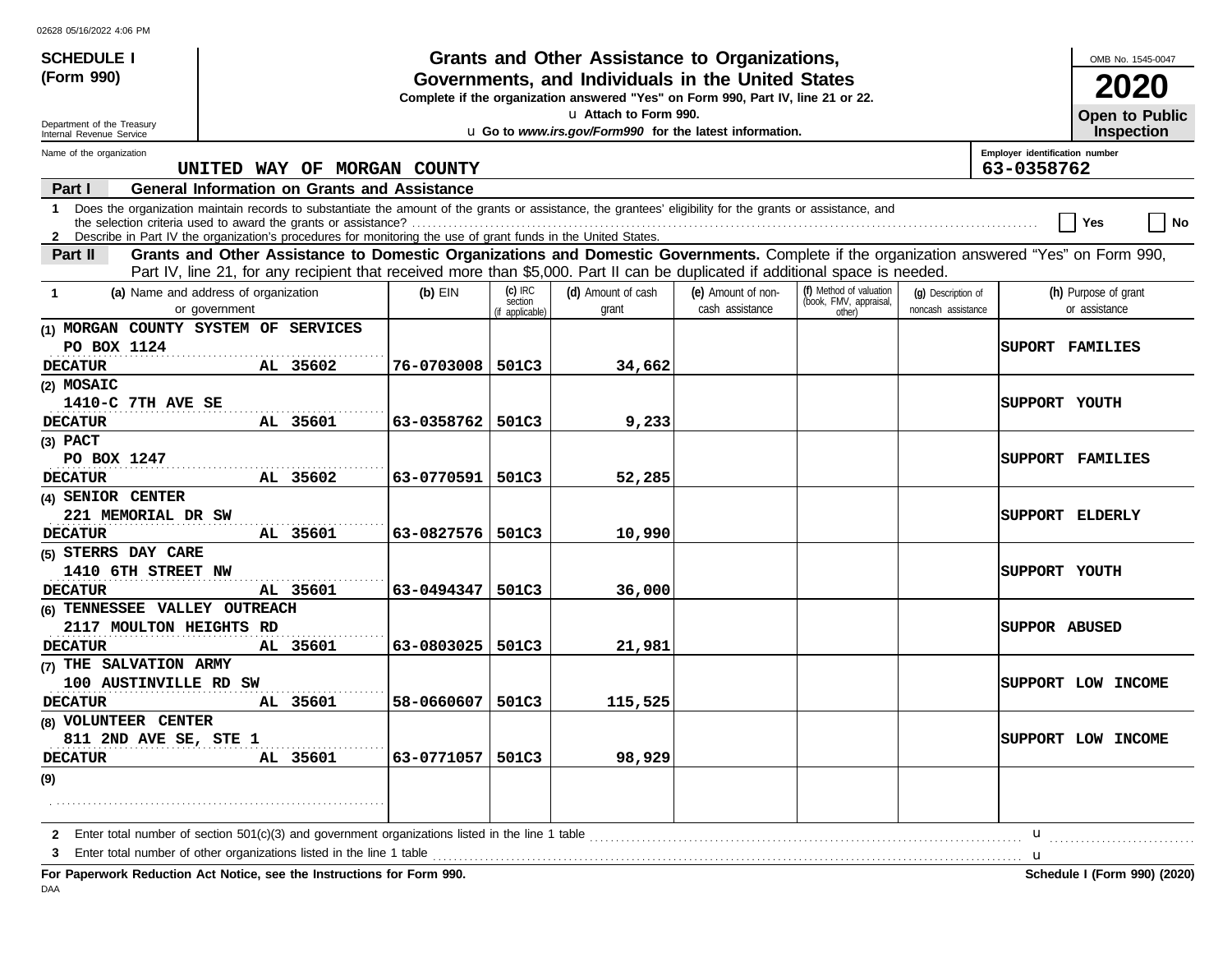**SCHEDULE I (Form 990)**

Department of the Treasury
Internal Revenue Service

# Grants and Other Assistance to Organizations, Governments, and Individuals in the United States

**Complete if the organization answered "Yes" on Form 990, Part IV, line 21 or 22.**

u Attach to Form 990.

u Go to *www.irs.gov/Form990* for the latest information.

OMB No. 1545-0047

**2020**

**Open to Public Inspection**

Name of the organization: UNITED WAY OF MORGAN COUNTY

Employer identification number: 63-0358762

**Part I — General Information on Grants and Assistance**

1 Does the organization maintain records to substantiate the amount of the grants or assistance, the grantees' eligibility for the grants or assistance, and the selection criteria used to award the grants or assistance? ☐ Yes ☐ No

2 Describe in Part IV the organization's procedures for monitoring the use of grant funds in the United States.

**Part II — Grants and Other Assistance to Domestic Organizations and Domestic Governments.** Complete if the organization answered "Yes" on Form 990, Part IV, line 21, for any recipient that received more than $5,000. Part II can be duplicated if additional space is needed.

| 1 (a) Name and address of organization or government | (b) EIN | (c) IRC section (if applicable) | (d) Amount of cash grant | (e) Amount of non-cash assistance | (f) Method of valuation (book, FMV, appraisal, other) | (g) Description of noncash assistance | (h) Purpose of grant or assistance |
|---|---|---|---|---|---|---|---|
| (1) MORGAN COUNTY SYSTEM OF SERVICES PO BOX 1124 DECATUR AL 35602 | 76-0703008 | 501C3 | 34,662 | | | | SUPORT FAMILIES |
| (2) MOSAIC 1410-C 7TH AVE SE DECATUR AL 35601 | 63-0358762 | 501C3 | 9,233 | | | | SUPPORT YOUTH |
| (3) PACT PO BOX 1247 DECATUR AL 35602 | 63-0770591 | 501C3 | 52,285 | | | | SUPPORT FAMILIES |
| (4) SENIOR CENTER 221 MEMORIAL DR SW DECATUR AL 35601 | 63-0827576 | 501C3 | 10,990 | | | | SUPPORT ELDERLY |
| (5) STERRS DAY CARE 1410 6TH STREET NW DECATUR AL 35601 | 63-0494347 | 501C3 | 36,000 | | | | SUPPORT YOUTH |
| (6) TENNESSEE VALLEY OUTREACH 2117 MOULTON HEIGHTS RD DECATUR AL 35601 | 63-0803025 | 501C3 | 21,981 | | | | SUPPOR ABUSED |
| (7) THE SALVATION ARMY 100 AUSTINVILLE RD SW DECATUR AL 35601 | 58-0660607 | 501C3 | 115,525 | | | | SUPPORT LOW INCOME |
| (8) VOLUNTEER CENTER 811 2ND AVE SE, STE 1 DECATUR AL 35601 | 63-0771057 | 501C3 | 98,929 | | | | SUPPORT LOW INCOME |
| (9) | | | | | | | |

2 Enter total number of section 501(c)(3) and government organizations listed in the line 1 table u

3 Enter total number of other organizations listed in the line 1 table u

**For Paperwork Reduction Act Notice, see the Instructions for Form 990.** **Schedule I (Form 990) (2020)**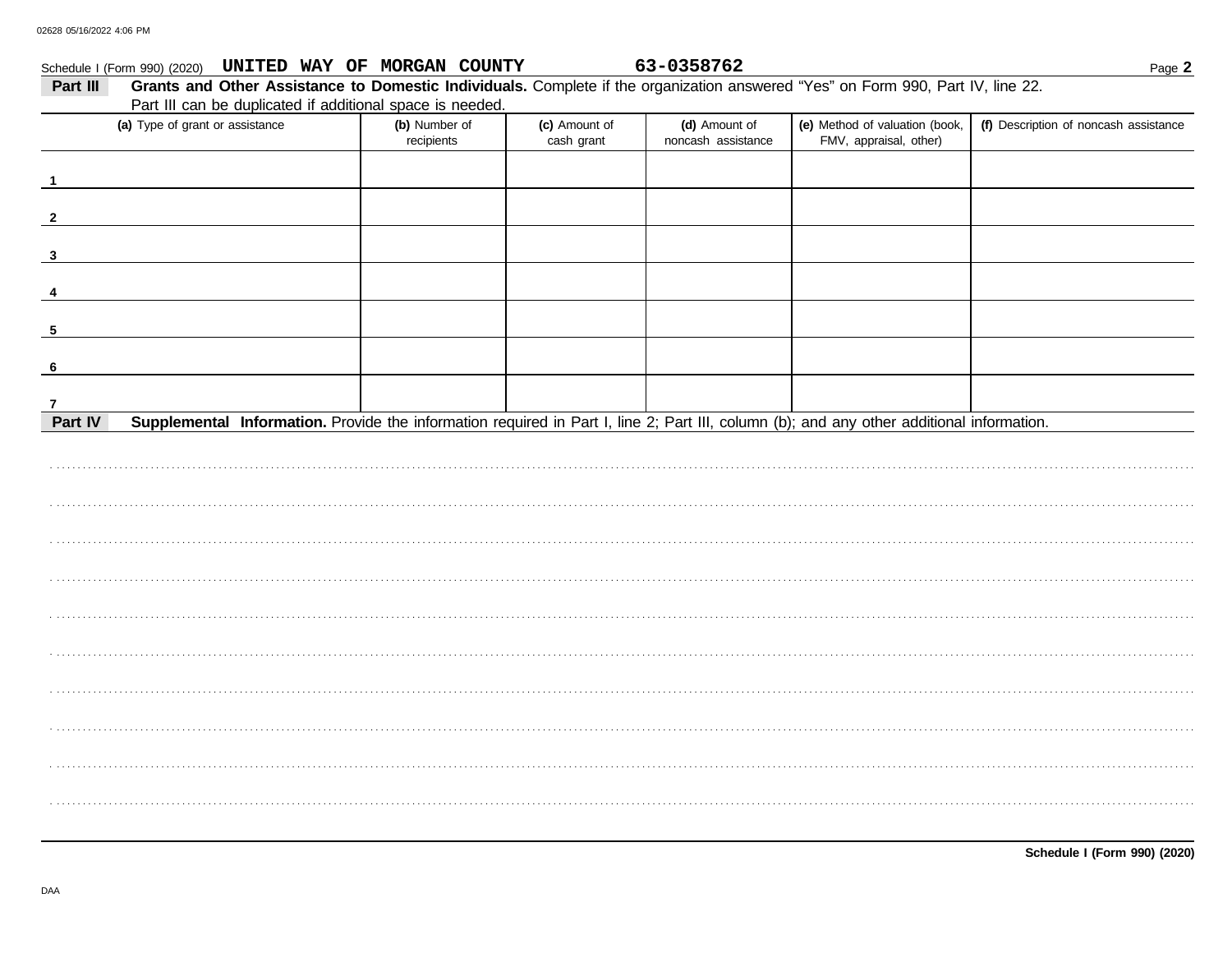Schedule I (Form 990) (2020) **UNITED WAY OF MORGAN COUNTY** **63-0358762** Page **2**

**Part III** **Grants and Other Assistance to Domestic Individuals.** Complete if the organization answered "Yes" on Form 990, Part IV, line 22. Part III can be duplicated if additional space is needed.

| (a) Type of grant or assistance | (b) Number of recipients | (c) Amount of cash grant | (d) Amount of noncash assistance | (e) Method of valuation (book, FMV, appraisal, other) | (f) Description of noncash assistance |
|---|---|---|---|---|---|
| 1 | | | | | |
| 2 | | | | | |
| 3 | | | | | |
| 4 | | | | | |
| 5 | | | | | |
| 6 | | | | | |
| 7 | | | | | |

**Part IV** **Supplemental Information.** Provide the information required in Part I, line 2; Part III, column (b); and any other additional information.

**Schedule I (Form 990) (2020)**

DAA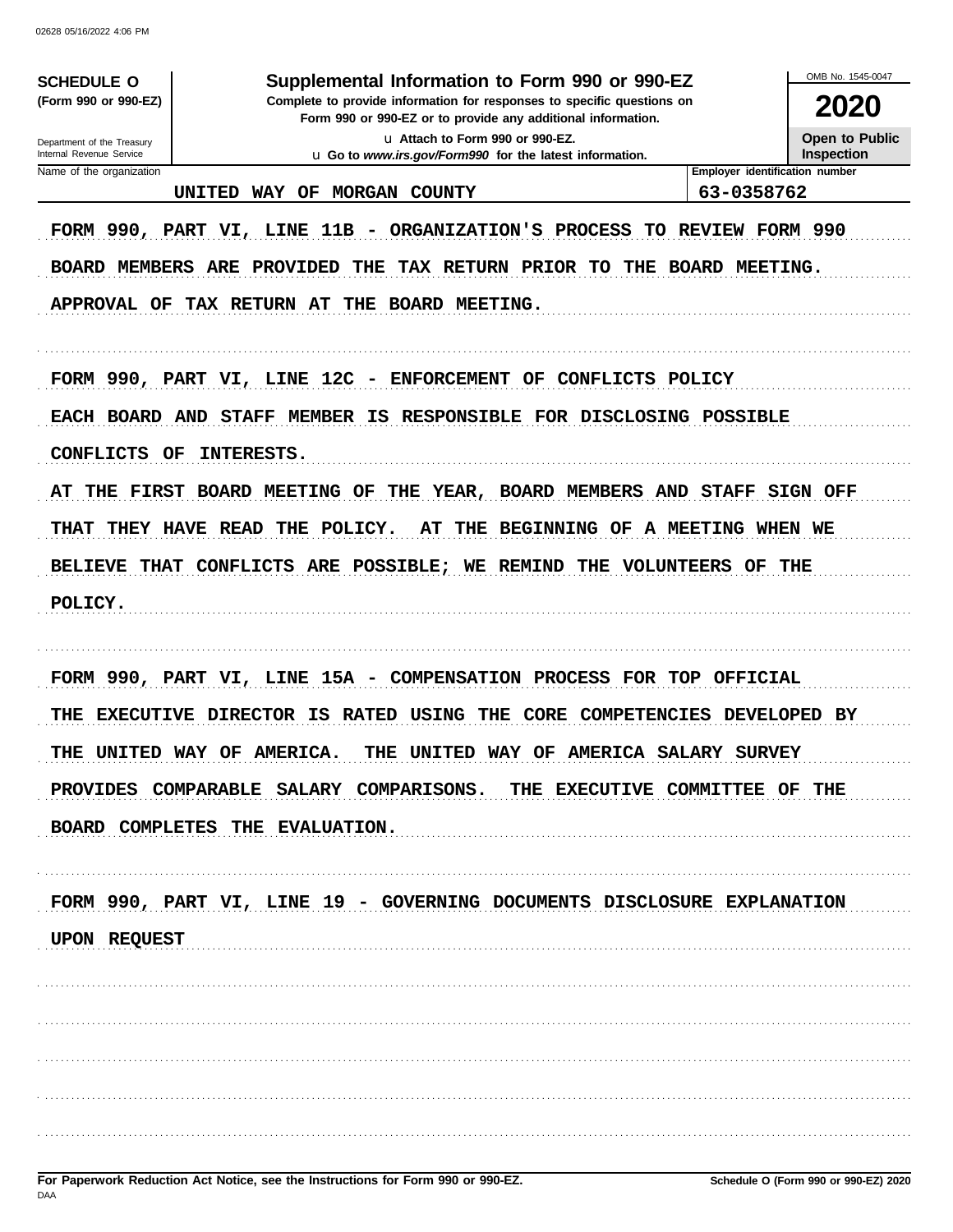02628 05/16/2022 4:06 PM

**SCHEDULE O**
**(Form 990 or 990-EZ)**

Department of the Treasury
Internal Revenue Service

# Supplemental Information to Form 990 or 990-EZ

**Complete to provide information for responses to specific questions on Form 990 or 990-EZ or to provide any additional information.**

u Attach to Form 990 or 990-EZ.
u Go to *www.irs.gov/Form990* for the latest information.

OMB No. 1545-0047

**2020**

**Open to Public Inspection**

| Name of the organization | Employer identification number |
|---|---|
| UNITED WAY OF MORGAN COUNTY | 63-0358762 |

FORM 990, PART VI, LINE 11B - ORGANIZATION'S PROCESS TO REVIEW FORM 990

BOARD MEMBERS ARE PROVIDED THE TAX RETURN PRIOR TO THE BOARD MEETING.

APPROVAL OF TAX RETURN AT THE BOARD MEETING.

FORM 990, PART VI, LINE 12C - ENFORCEMENT OF CONFLICTS POLICY

EACH BOARD AND STAFF MEMBER IS RESPONSIBLE FOR DISCLOSING POSSIBLE CONFLICTS OF INTERESTS.

AT THE FIRST BOARD MEETING OF THE YEAR, BOARD MEMBERS AND STAFF SIGN OFF THAT THEY HAVE READ THE POLICY. AT THE BEGINNING OF A MEETING WHEN WE BELIEVE THAT CONFLICTS ARE POSSIBLE; WE REMIND THE VOLUNTEERS OF THE POLICY.

FORM 990, PART VI, LINE 15A - COMPENSATION PROCESS FOR TOP OFFICIAL

THE EXECUTIVE DIRECTOR IS RATED USING THE CORE COMPETENCIES DEVELOPED BY THE UNITED WAY OF AMERICA. THE UNITED WAY OF AMERICA SALARY SURVEY PROVIDES COMPARABLE SALARY COMPARISONS. THE EXECUTIVE COMMITTEE OF THE BOARD COMPLETES THE EVALUATION.

FORM 990, PART VI, LINE 19 - GOVERNING DOCUMENTS DISCLOSURE EXPLANATION

UPON REQUEST

**For Paperwork Reduction Act Notice, see the Instructions for Form 990 or 990-EZ.**

DAA

**Schedule O (Form 990 or 990-EZ) 2020**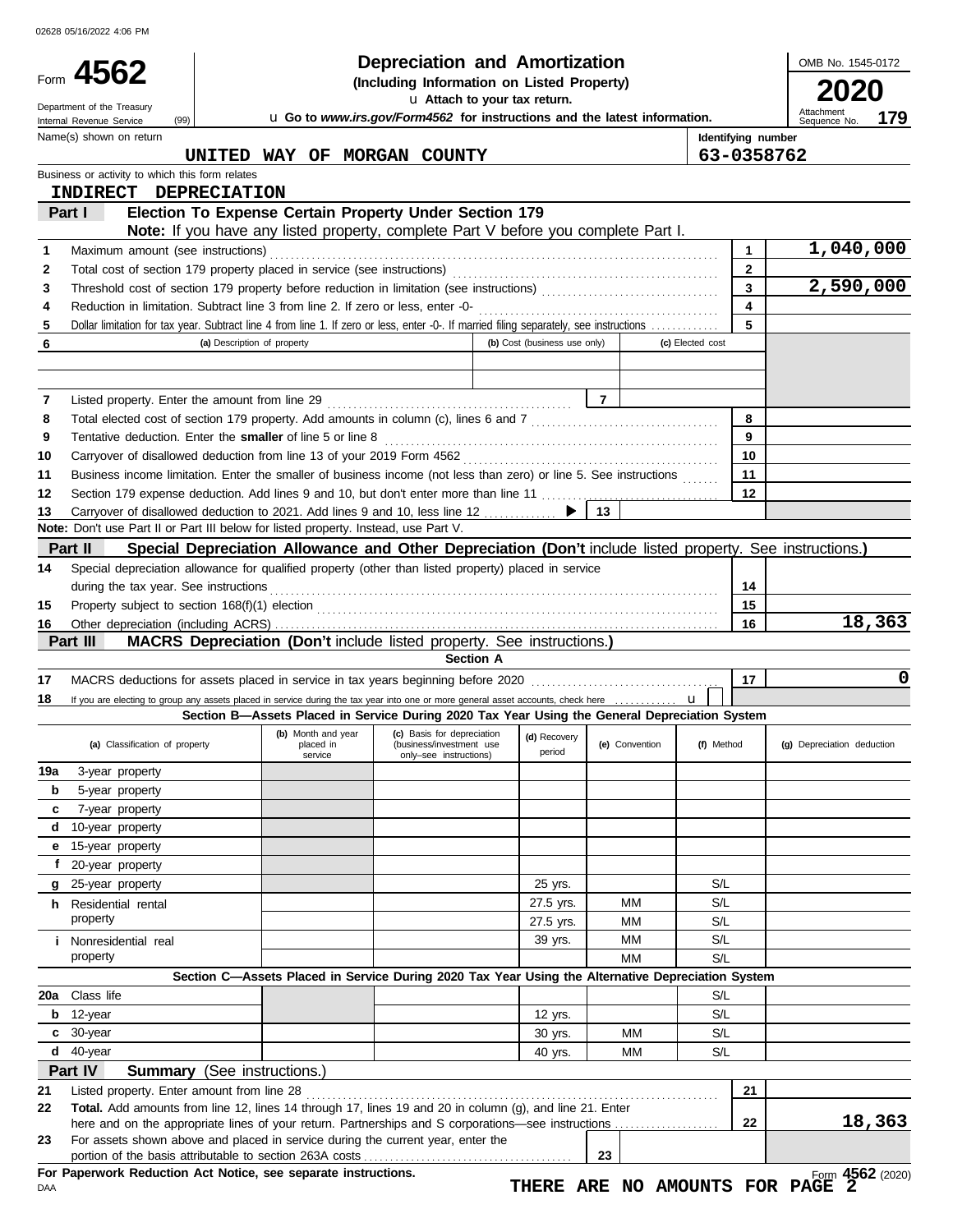02628 05/16/2022 4:06 PM

# Form 4562 — Depreciation and Amortization

**(Including Information on Listed Property)**

Attach to your tax return.

Go to *www.irs.gov/Form4562* for instructions and the latest information.

Department of the Treasury, Internal Revenue Service (99)

OMB No. 1545-0172 | **2020** | Attachment Sequence No. **179**

Name(s) shown on return: **UNITED WAY OF MORGAN COUNTY**

Identifying number: **63-0358762**

Business or activity to which this form relates: **INDIRECT DEPRECIATION**

## Part I — Election To Expense Certain Property Under Section 179

**Note:** If you have any listed property, complete Part V before you complete Part I.

| Line | Description | | Amount |
|---|---|---|---|
| 1 | Maximum amount (see instructions) | 1 | 1,040,000 |
| 2 | Total cost of section 179 property placed in service (see instructions) | 2 | |
| 3 | Threshold cost of section 179 property before reduction in limitation (see instructions) | 3 | 2,590,000 |
| 4 | Reduction in limitation. Subtract line 3 from line 2. If zero or less, enter -0- | 4 | |
| 5 | Dollar limitation for tax year. Subtract line 4 from line 1. If zero or less, enter -0-. If married filing separately, see instructions | 5 | |

| 6 (a) Description of property | (b) Cost (business use only) | (c) Elected cost |
|---|---|---|
| | | |
| | | |

| Line | Description | | Amount |
|---|---|---|---|
| 7 | Listed property. Enter the amount from line 29 | 7 | |
| 8 | Total elected cost of section 179 property. Add amounts in column (c), lines 6 and 7 | 8 | |
| 9 | Tentative deduction. Enter the **smaller** of line 5 or line 8 | 9 | |
| 10 | Carryover of disallowed deduction from line 13 of your 2019 Form 4562 | 10 | |
| 11 | Business income limitation. Enter the smaller of business income (not less than zero) or line 5. See instructions | 11 | |
| 12 | Section 179 expense deduction. Add lines 9 and 10, but don't enter more than line 11 | 12 | |
| 13 | Carryover of disallowed deduction to 2021. Add lines 9 and 10, less line 12 | 13 | |

**Note:** Don't use Part II or Part III below for listed property. Instead, use Part V.

## Part II — Special Depreciation Allowance and Other Depreciation (Don't include listed property. See instructions.)

| Line | Description | | Amount |
|---|---|---|---|
| 14 | Special depreciation allowance for qualified property (other than listed property) placed in service during the tax year. See instructions | 14 | |
| 15 | Property subject to section 168(f)(1) election | 15 | |
| 16 | Other depreciation (including ACRS) | 16 | 18,363 |

## Part III — MACRS Depreciation (Don't include listed property. See instructions.)

### Section A

| Line | Description | | Amount |
|---|---|---|---|
| 17 | MACRS deductions for assets placed in service in tax years beginning before 2020 | 17 | 0 |
| 18 | If you are electing to group any assets placed in service during the tax year into one or more general asset accounts, check here | | |

### Section B—Assets Placed in Service During 2020 Tax Year Using the General Depreciation System

| (a) Classification of property | (b) Month and year placed in service | (c) Basis for depreciation (business/investment use only–see instructions) | (d) Recovery period | (e) Convention | (f) Method | (g) Depreciation deduction |
|---|---|---|---|---|---|---|
| 19a 3-year property | | | | | | |
| b 5-year property | | | | | | |
| c 7-year property | | | | | | |
| d 10-year property | | | | | | |
| e 15-year property | | | | | | |
| f 20-year property | | | | | | |
| g 25-year property | | | 25 yrs. | | S/L | |
| h Residential rental property | | | 27.5 yrs. | MM | S/L | |
| | | | 27.5 yrs. | MM | S/L | |
| i Nonresidential real property | | | 39 yrs. | MM | S/L | |
| | | | | MM | S/L | |

### Section C—Assets Placed in Service During 2020 Tax Year Using the Alternative Depreciation System

| (a) Classification of property | (b) Month and year placed in service | (c) Basis for depreciation | (d) Recovery period | (e) Convention | (f) Method | (g) Depreciation deduction |
|---|---|---|---|---|---|---|
| 20a Class life | | | | | S/L | |
| b 12-year | | | 12 yrs. | | S/L | |
| c 30-year | | | 30 yrs. | MM | S/L | |
| d 40-year | | | 40 yrs. | MM | S/L | |

## Part IV — Summary (See instructions.)

| Line | Description | | Amount |
|---|---|---|---|
| 21 | Listed property. Enter amount from line 28 | 21 | |
| 22 | **Total.** Add amounts from line 12, lines 14 through 17, lines 19 and 20 in column (g), and line 21. Enter here and on the appropriate lines of your return. Partnerships and S corporations—see instructions | 22 | 18,363 |
| 23 | For assets shown above and placed in service during the current year, enter the portion of the basis attributable to section 263A costs | 23 | |

**For Paperwork Reduction Act Notice, see separate instructions.**

DAA

**THERE ARE NO AMOUNTS FOR PAGE 2**

Form **4562** (2020)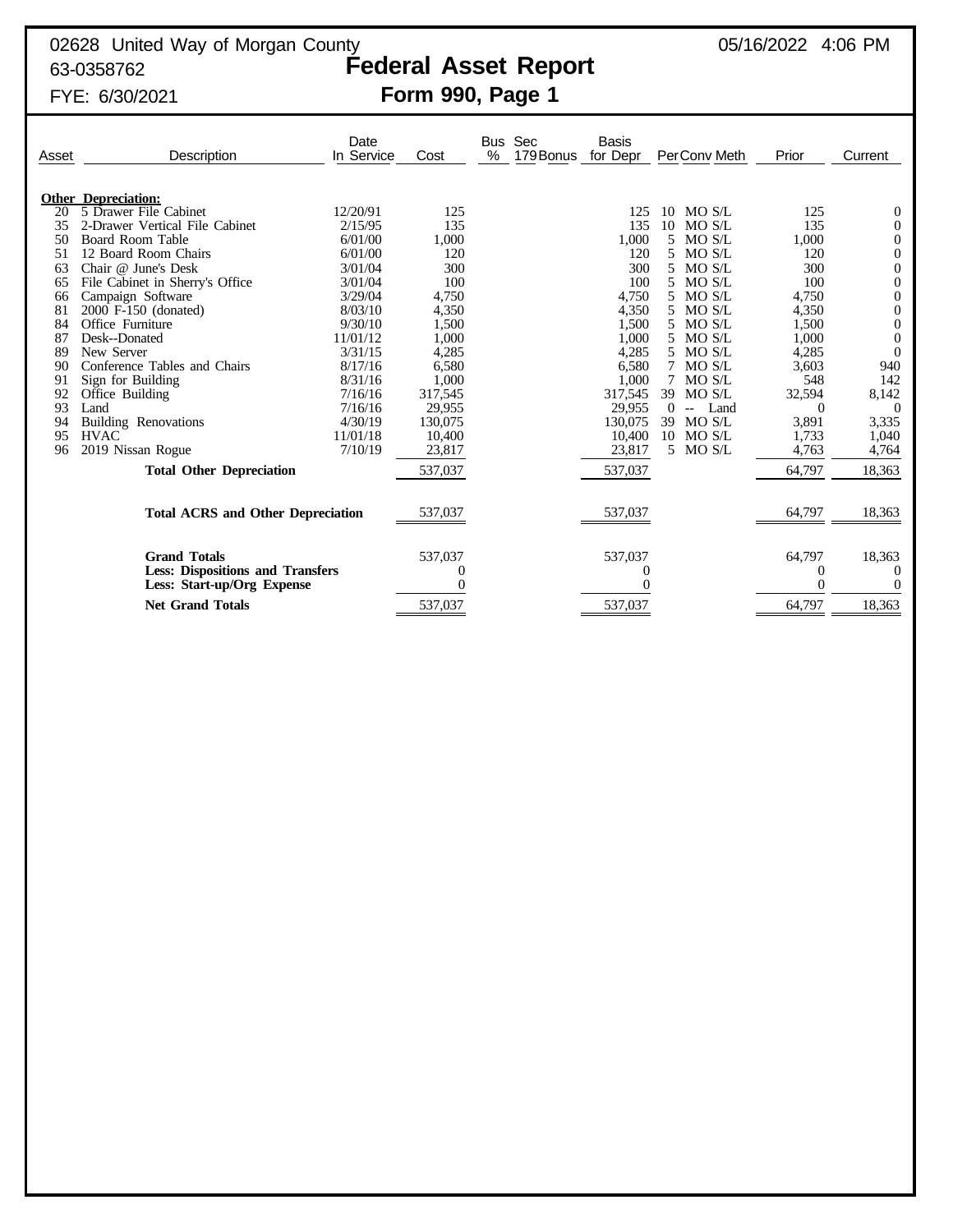02628 United Way of Morgan County
63-0358762
FYE: 6/30/2021

05/16/2022 4:06 PM

# Federal Asset Report

## Form 990, Page 1

| Asset | Description | Date In Service | Cost | Bus % | Sec 179 Bonus | Basis for Depr | Per | Conv | Meth | Prior | Current |
|---|---|---|---|---|---|---|---|---|---|---|---|
| | **Other Depreciation:** | | | | | | | | | | |
| 20 | 5 Drawer File Cabinet | 12/20/91 | 125 | | | 125 | 10 | MO | S/L | 125 | 0 |
| 35 | 2-Drawer Vertical File Cabinet | 2/15/95 | 135 | | | 135 | 10 | MO | S/L | 135 | 0 |
| 50 | Board Room Table | 6/01/00 | 1,000 | | | 1,000 | 5 | MO | S/L | 1,000 | 0 |
| 51 | 12 Board Room Chairs | 6/01/00 | 120 | | | 120 | 5 | MO | S/L | 120 | 0 |
| 63 | Chair @ June's Desk | 3/01/04 | 300 | | | 300 | 5 | MO | S/L | 300 | 0 |
| 65 | File Cabinet in Sherry's Office | 3/01/04 | 100 | | | 100 | 5 | MO | S/L | 100 | 0 |
| 66 | Campaign Software | 3/29/04 | 4,750 | | | 4,750 | 5 | MO | S/L | 4,750 | 0 |
| 81 | 2000 F-150 (donated) | 8/03/10 | 4,350 | | | 4,350 | 5 | MO | S/L | 4,350 | 0 |
| 84 | Office Furniture | 9/30/10 | 1,500 | | | 1,500 | 5 | MO | S/L | 1,500 | 0 |
| 87 | Desk--Donated | 11/01/12 | 1,000 | | | 1,000 | 5 | MO | S/L | 1,000 | 0 |
| 89 | New Server | 3/31/15 | 4,285 | | | 4,285 | 5 | MO | S/L | 4,285 | 0 |
| 90 | Conference Tables and Chairs | 8/17/16 | 6,580 | | | 6,580 | 7 | MO | S/L | 3,603 | 940 |
| 91 | Sign for Building | 8/31/16 | 1,000 | | | 1,000 | 7 | MO | S/L | 548 | 142 |
| 92 | Office Building | 7/16/16 | 317,545 | | | 317,545 | 39 | MO | S/L | 32,594 | 8,142 |
| 93 | Land | 7/16/16 | 29,955 | | | 29,955 | 0 | -- | Land | 0 | 0 |
| 94 | Building Renovations | 4/30/19 | 130,075 | | | 130,075 | 39 | MO | S/L | 3,891 | 3,335 |
| 95 | HVAC | 11/01/18 | 10,400 | | | 10,400 | 10 | MO | S/L | 1,733 | 1,040 |
| 96 | 2019 Nissan Rogue | 7/10/19 | 23,817 | | | 23,817 | 5 | MO | S/L | 4,763 | 4,764 |
| | **Total Other Depreciation** | | 537,037 | | | 537,037 | | | | 64,797 | 18,363 |
| | **Total ACRS and Other Depreciation** | | 537,037 | | | 537,037 | | | | 64,797 | 18,363 |
| | **Grand Totals** | | 537,037 | | | 537,037 | | | | 64,797 | 18,363 |
| | **Less: Dispositions and Transfers** | | 0 | | | 0 | | | | 0 | 0 |
| | **Less: Start-up/Org Expense** | | 0 | | | 0 | | | | 0 | 0 |
| | **Net Grand Totals** | | 537,037 | | | 537,037 | | | | 64,797 | 18,363 |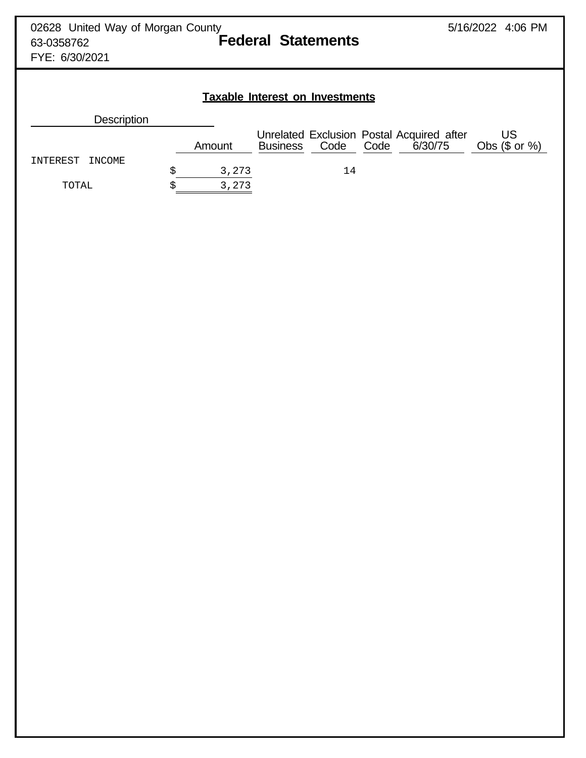02628 United Way of Morgan County
63-0358762
FYE: 6/30/2021

# Federal Statements

5/16/2022 4:06 PM

## Taxable Interest on Investments

| Description | Amount | Unrelated Business | Exclusion Code | Postal Code | Acquired after 6/30/75 | US Obs ($ or %) |
|---|---|---|---|---|---|---|
| INTEREST INCOME | $ 3,273 | | 14 | | | |
| TOTAL | $ 3,273 | | | | | |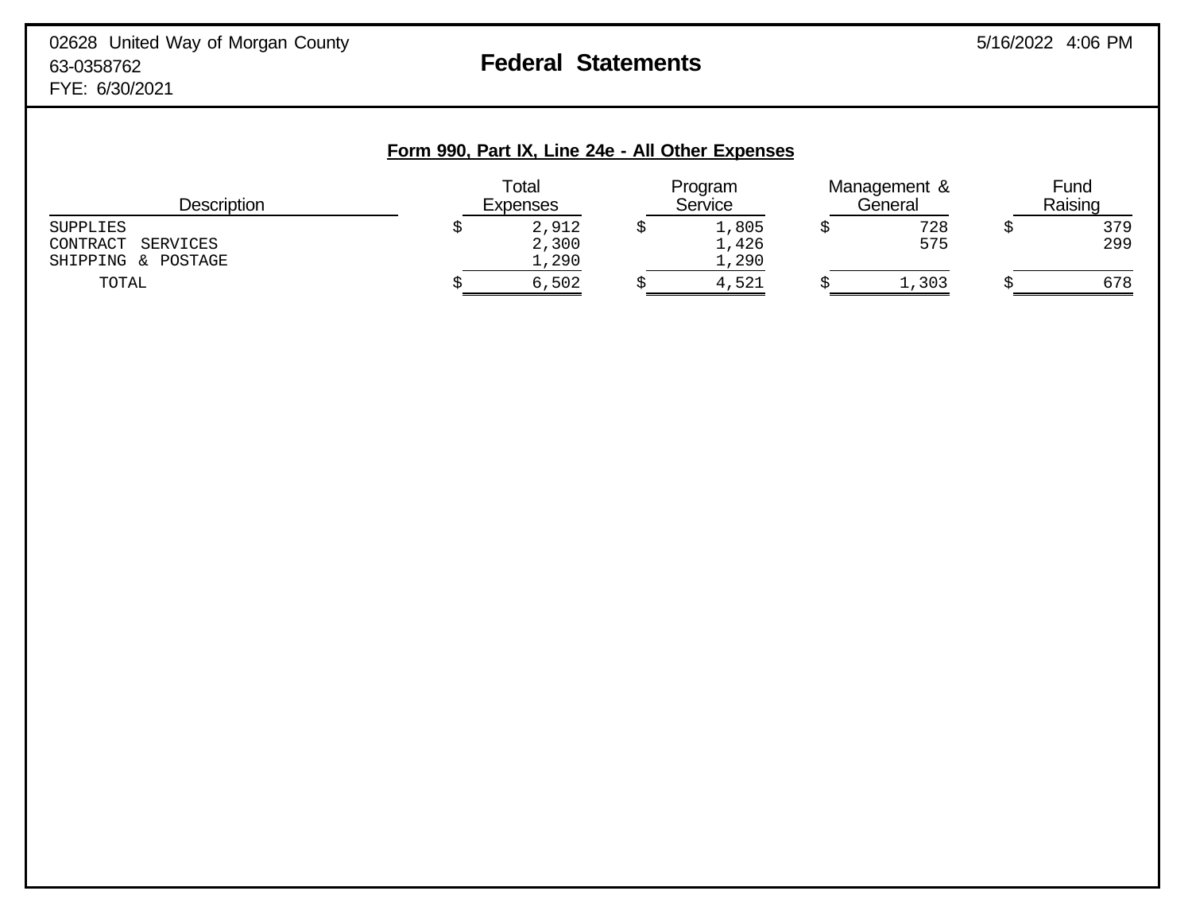02628 United Way of Morgan County
63-0358762
FYE: 6/30/2021

# Federal Statements

## Form 990, Part IX, Line 24e - All Other Expenses

| Description | Total Expenses | Program Service | Management & General | Fund Raising |
|---|---|---|---|---|
| SUPPLIES | $ 2,912 | $ 1,805 | $ 728 | $ 379 |
| CONTRACT SERVICES | 2,300 | 1,426 | 575 | 299 |
| SHIPPING & POSTAGE | 1,290 | 1,290 | | |
| TOTAL | $ 6,502 | $ 4,521 | $ 1,303 | $ 678 |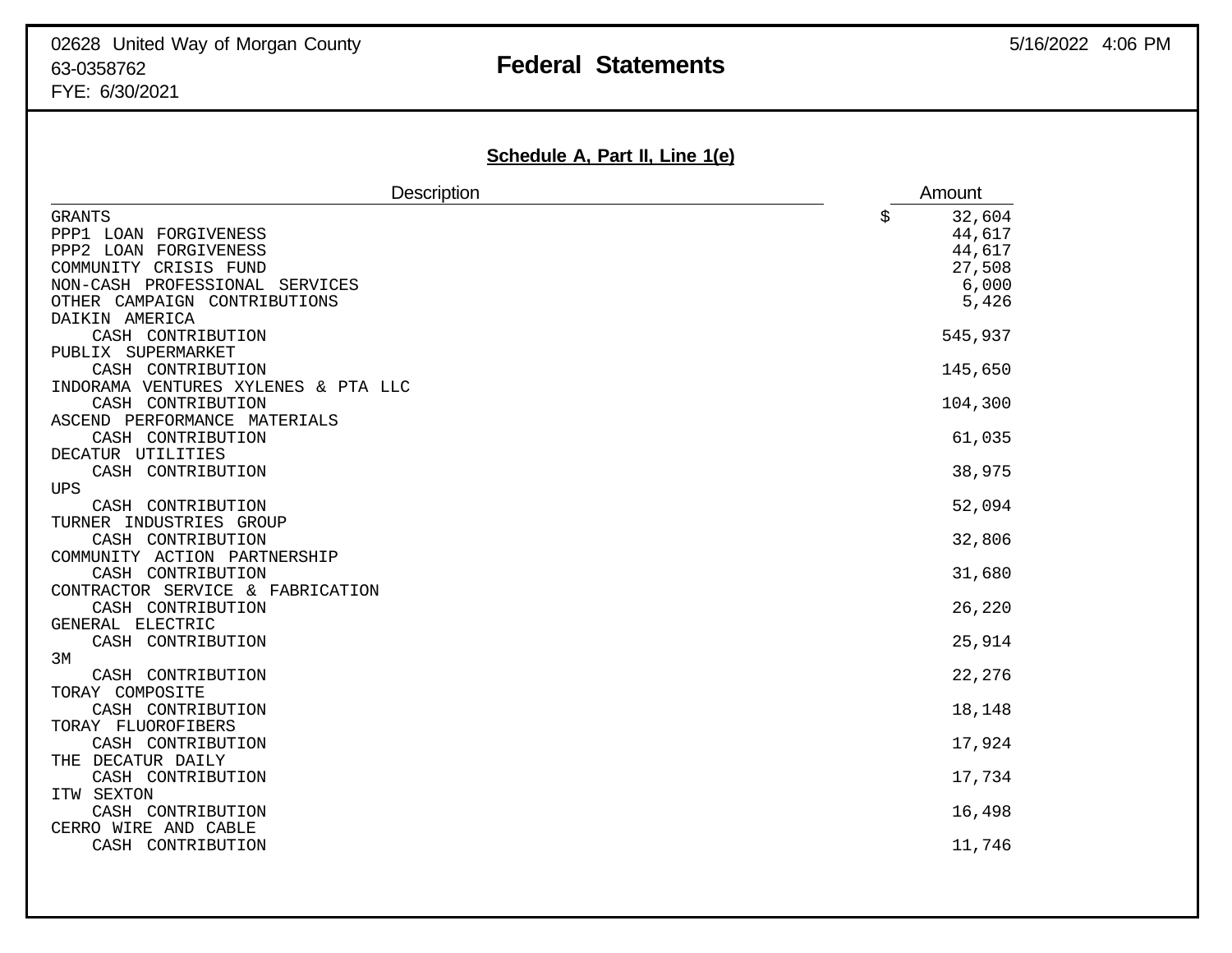02628 United Way of Morgan County
63-0358762
FYE: 6/30/2021

# Federal Statements

## Schedule A, Part II, Line 1(e)

| Description | Amount |
|---|---|
| GRANTS | $ 32,604 |
| PPP1 LOAN FORGIVENESS | 44,617 |
| PPP2 LOAN FORGIVENESS | 44,617 |
| COMMUNITY CRISIS FUND | 27,508 |
| NON-CASH PROFESSIONAL SERVICES | 6,000 |
| OTHER CAMPAIGN CONTRIBUTIONS | 5,426 |
| DAIKIN AMERICA | |
| CASH CONTRIBUTION | 545,937 |
| PUBLIX SUPERMARKET | |
| CASH CONTRIBUTION | 145,650 |
| INDORAMA VENTURES XYLENES & PTA LLC | |
| CASH CONTRIBUTION | 104,300 |
| ASCEND PERFORMANCE MATERIALS | |
| CASH CONTRIBUTION | 61,035 |
| DECATUR UTILITIES | |
| CASH CONTRIBUTION | 38,975 |
| UPS | |
| CASH CONTRIBUTION | 52,094 |
| TURNER INDUSTRIES GROUP | |
| CASH CONTRIBUTION | 32,806 |
| COMMUNITY ACTION PARTNERSHIP | |
| CASH CONTRIBUTION | 31,680 |
| CONTRACTOR SERVICE & FABRICATION | |
| CASH CONTRIBUTION | 26,220 |
| GENERAL ELECTRIC | |
| CASH CONTRIBUTION | 25,914 |
| 3M | |
| CASH CONTRIBUTION | 22,276 |
| TORAY COMPOSITE | |
| CASH CONTRIBUTION | 18,148 |
| TORAY FLUOROFIBERS | |
| CASH CONTRIBUTION | 17,924 |
| THE DECATUR DAILY | |
| CASH CONTRIBUTION | 17,734 |
| ITW SEXTON | |
| CASH CONTRIBUTION | 16,498 |
| CERRO WIRE AND CABLE | |
| CASH CONTRIBUTION | 11,746 |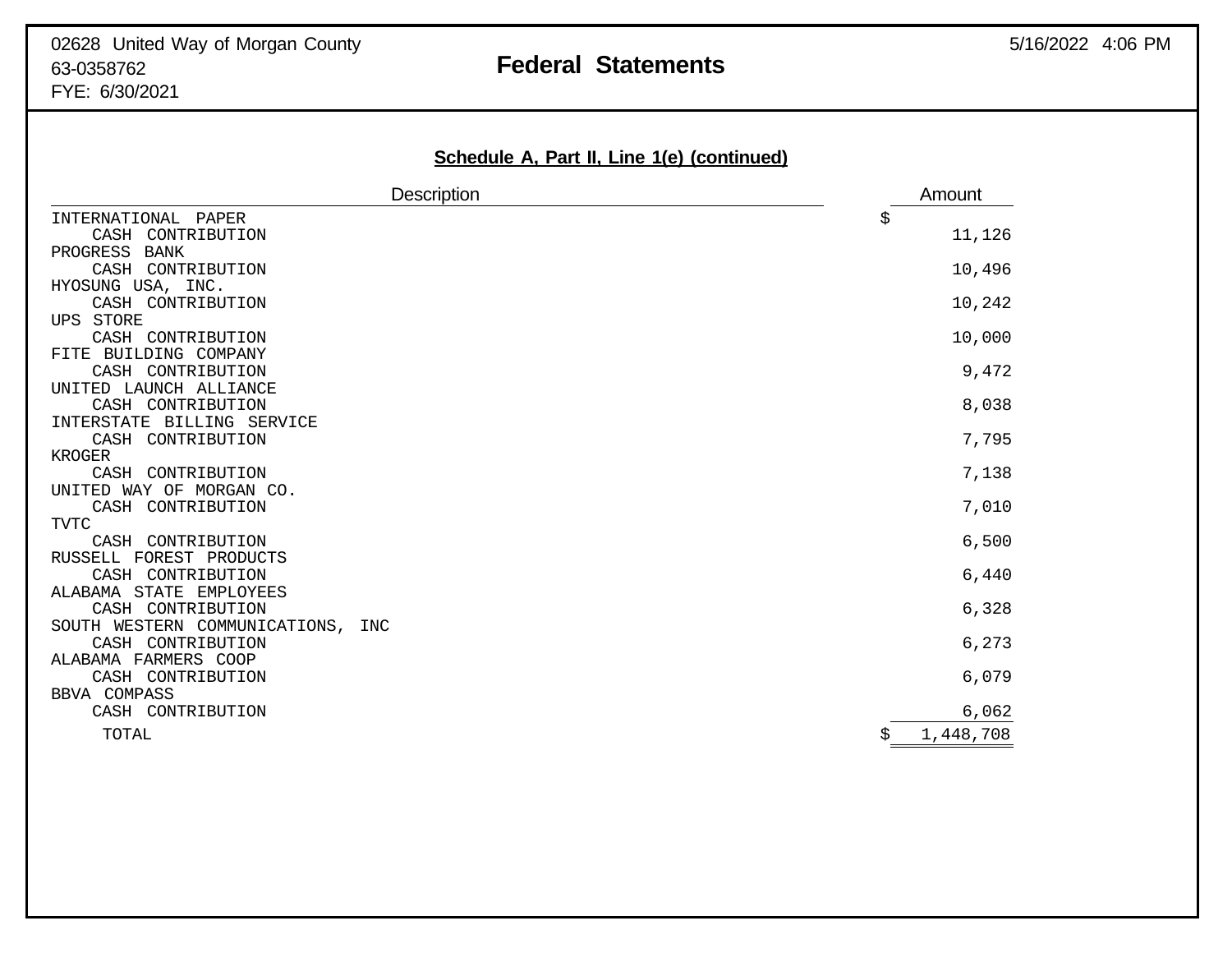02628 United Way of Morgan County
63-0358762
FYE: 6/30/2021

# Federal Statements

## Schedule A, Part II, Line 1(e) (continued)

| Description | Amount |
|---|---|
| INTERNATIONAL PAPER<br>CASH CONTRIBUTION | $ 11,126 |
| PROGRESS BANK<br>CASH CONTRIBUTION | 10,496 |
| HYOSUNG USA, INC.<br>CASH CONTRIBUTION | 10,242 |
| UPS STORE<br>CASH CONTRIBUTION | 10,000 |
| FITE BUILDING COMPANY<br>CASH CONTRIBUTION | 9,472 |
| UNITED LAUNCH ALLIANCE<br>CASH CONTRIBUTION | 8,038 |
| INTERSTATE BILLING SERVICE<br>CASH CONTRIBUTION | 7,795 |
| KROGER<br>CASH CONTRIBUTION | 7,138 |
| UNITED WAY OF MORGAN CO.<br>CASH CONTRIBUTION | 7,010 |
| TVTC<br>CASH CONTRIBUTION | 6,500 |
| RUSSELL FOREST PRODUCTS<br>CASH CONTRIBUTION | 6,440 |
| ALABAMA STATE EMPLOYEES<br>CASH CONTRIBUTION | 6,328 |
| SOUTH WESTERN COMMUNICATIONS, INC<br>CASH CONTRIBUTION | 6,273 |
| ALABAMA FARMERS COOP<br>CASH CONTRIBUTION | 6,079 |
| BBVA COMPASS<br>CASH CONTRIBUTION | 6,062 |
| TOTAL | $ 1,448,708 |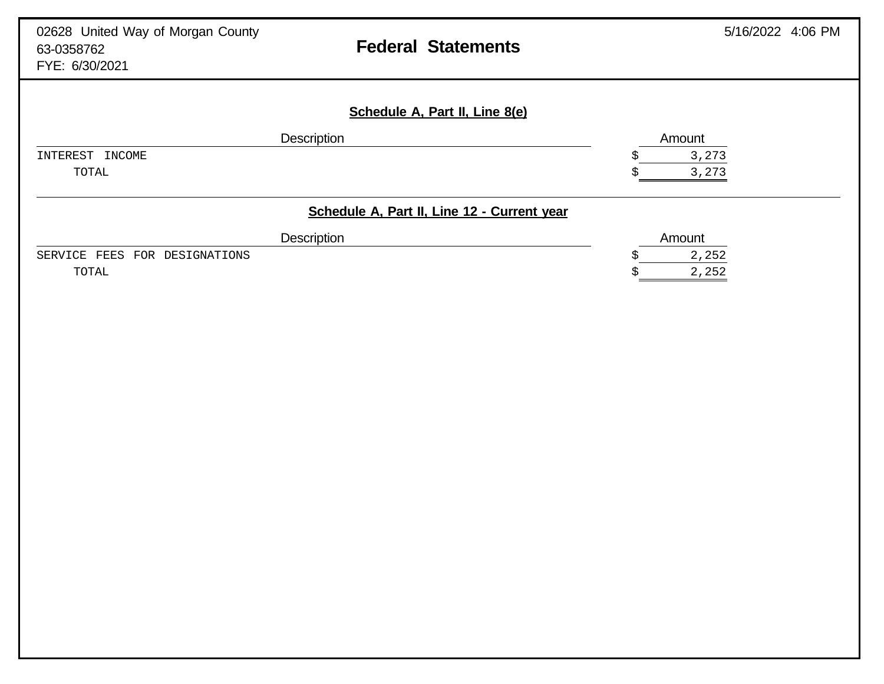# Federal Statements

02628 United Way of Morgan County
63-0358762
FYE: 6/30/2021

5/16/2022 4:06 PM

## Schedule A, Part II, Line 8(e)

| Description | Amount |
| --- | --- |
| INTEREST INCOME | $ 3,273 |
| TOTAL | $ 3,273 |

## Schedule A, Part II, Line 12 - Current year

| Description | Amount |
| --- | --- |
| SERVICE FEES FOR DESIGNATIONS | $ 2,252 |
| TOTAL | $ 2,252 |